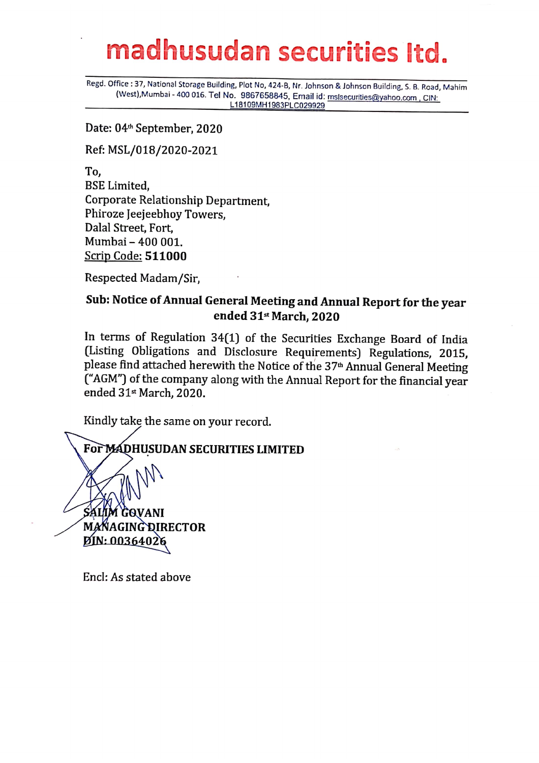# madhusudan securities ltd.

Regd. Office : 37, National Storage Building, Plot No, 424-B, Nr. Johnson & Johnson Building, S. B. Road, Mahim (West),Mumbai - 400 016. Tel No. 9867658845, Email id: mslsecurities@yahoo.com , CIN: L18109MH1983PLC029929

Date: 04th September, 2020

Ref: MSL/018/2020-2021

To,
BSE Limited,
Corporate Relationship Department,
Phiroze Jeejeebhoy Towers,
Dalal Street, Fort,
Mumbai – 400 001.
Scrip Code: **511000**

Respected Madam/Sir,

**Sub: Notice of Annual General Meeting and Annual Report for the year ended 31st March, 2020**

In terms of Regulation 34(1) of the Securities Exchange Board of India (Listing Obligations and Disclosure Requirements) Regulations, 2015, please find attached herewith the Notice of the 37th Annual General Meeting ("AGM") of the company along with the Annual Report for the financial year ended 31st March, 2020.

Kindly take the same on your record.

**For MADHUSUDAN SECURITIES LIMITED**

**SALIM GOVANI**
**MANAGING DIRECTOR**
**DIN: 00364026**

Encl: As stated above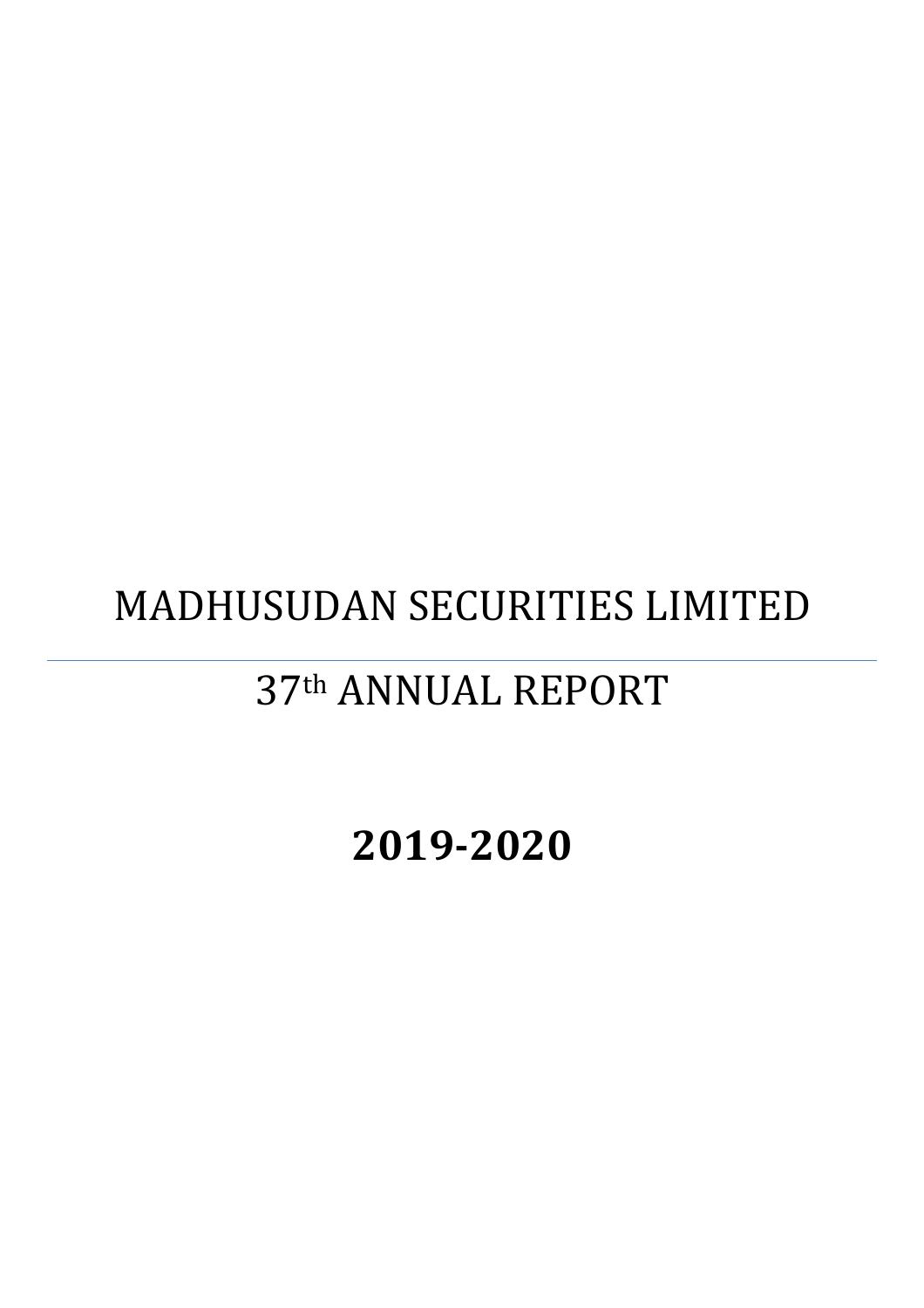# MADHUSUDAN SECURITIES LIMITED

---

## 37th ANNUAL REPORT

## **2019-2020**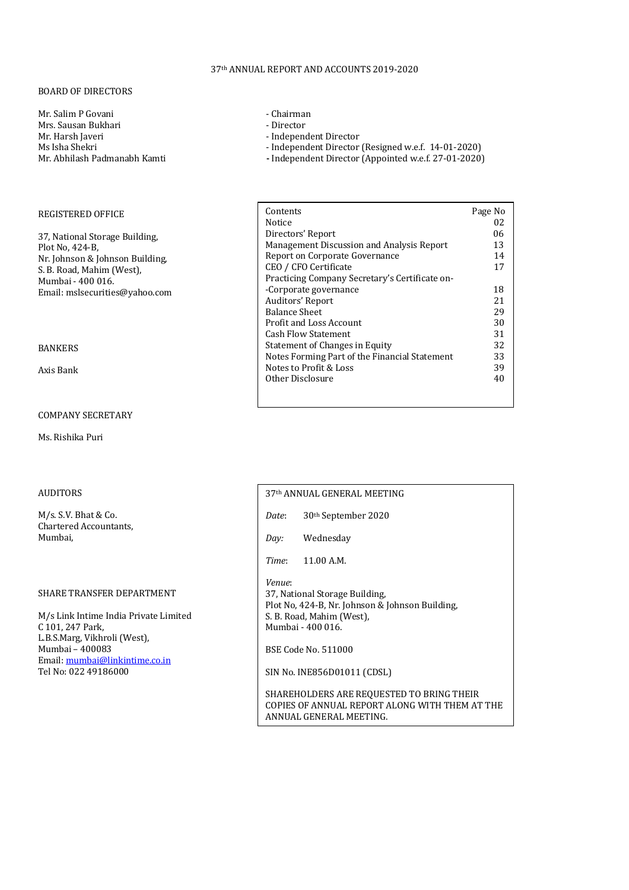# 37th ANNUAL REPORT AND ACCOUNTS 2019-2020

## BOARD OF DIRECTORS

| | |
|---|---|
| Mr. Salim P Govani | - Chairman |
| Mrs. Sausan Bukhari | - Director |
| Mr. Harsh Javeri | - Independent Director |
| Ms Isha Shekri | - Independent Director (Resigned w.e.f. 14-01-2020) |
| Mr. Abhilash Padmanabh Kamti | - Independent Director (Appointed w.e.f. 27-01-2020) |

## REGISTERED OFFICE

37, National Storage Building,
Plot No, 424-B,
Nr. Johnson & Johnson Building,
S. B. Road, Mahim (West),
Mumbai - 400 016.
Email: mslsecurities@yahoo.com

| Contents | Page No |
|---|---|
| Notice | 02 |
| Directors' Report | 06 |
| Management Discussion and Analysis Report | 13 |
| Report on Corporate Governance | 14 |
| CEO / CFO Certificate | 17 |
| Practicing Company Secretary's Certificate on--Corporate governance | 18 |
| Auditors' Report | 21 |
| Balance Sheet | 29 |
| Profit and Loss Account | 30 |
| Cash Flow Statement | 31 |
| Statement of Changes in Equity | 32 |
| Notes Forming Part of the Financial Statement | 33 |
| Notes to Profit & Loss | 39 |
| Other Disclosure | 40 |

## BANKERS

Axis Bank

## COMPANY SECRETARY

Ms. Rishika Puri

## AUDITORS

M/s. S.V. Bhat & Co.
Chartered Accountants,
Mumbai,

## SHARE TRANSFER DEPARTMENT

M/s Link Intime India Private Limited
C 101, 247 Park,
L.B.S.Marg, Vikhroli (West),
Mumbai – 400083
Email: mumbai@linkintime.co.in
Tel No: 022 49186000

## 37th ANNUAL GENERAL MEETING

*Date*: 30th September 2020

*Day:* Wednesday

*Time*: 11.00 A.M.

*Venue*:
37, National Storage Building,
Plot No, 424-B, Nr. Johnson & Johnson Building,
S. B. Road, Mahim (West),
Mumbai - 400 016.

BSE Code No. 511000

SIN No. INE856D01011 (CDSL)

SHAREHOLDERS ARE REQUESTED TO BRING THEIR COPIES OF ANNUAL REPORT ALONG WITH THEM AT THE ANNUAL GENERAL MEETING.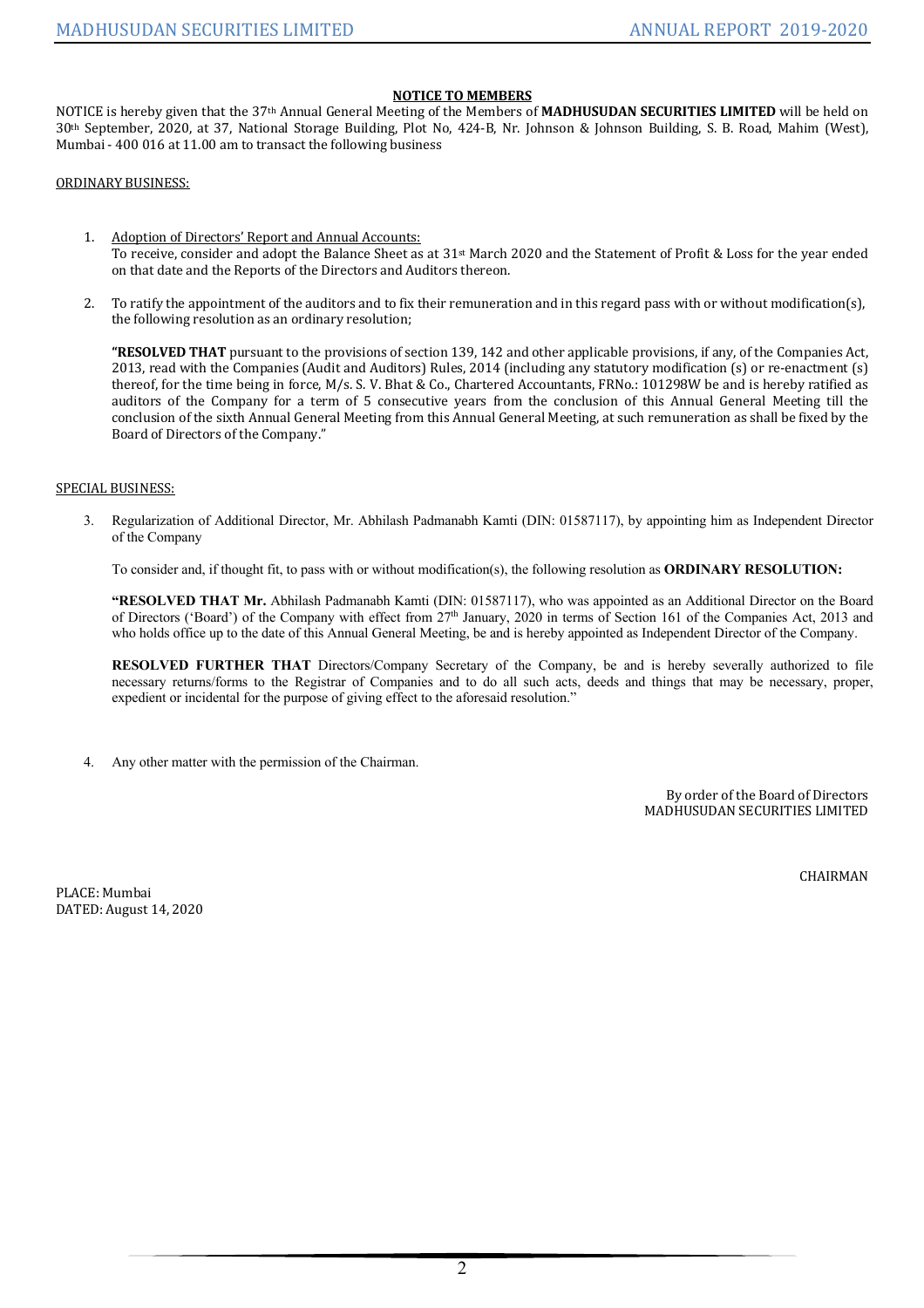## NOTICE TO MEMBERS

NOTICE is hereby given that the 37th Annual General Meeting of the Members of **MADHUSUDAN SECURITIES LIMITED** will be held on 30th September, 2020, at 37, National Storage Building, Plot No, 424-B, Nr. Johnson & Johnson Building, S. B. Road, Mahim (West), Mumbai - 400 016 at 11.00 am to transact the following business

ORDINARY BUSINESS:

1. Adoption of Directors' Report and Annual Accounts:
   To receive, consider and adopt the Balance Sheet as at 31st March 2020 and the Statement of Profit & Loss for the year ended on that date and the Reports of the Directors and Auditors thereon.

2. To ratify the appointment of the auditors and to fix their remuneration and in this regard pass with or without modification(s), the following resolution as an ordinary resolution;

   **"RESOLVED THAT** pursuant to the provisions of section 139, 142 and other applicable provisions, if any, of the Companies Act, 2013, read with the Companies (Audit and Auditors) Rules, 2014 (including any statutory modification (s) or re-enactment (s) thereof, for the time being in force, M/s. S. V. Bhat & Co., Chartered Accountants, FRNo.: 101298W be and is hereby ratified as auditors of the Company for a term of 5 consecutive years from the conclusion of this Annual General Meeting till the conclusion of the sixth Annual General Meeting from this Annual General Meeting, at such remuneration as shall be fixed by the Board of Directors of the Company."

SPECIAL BUSINESS:

3. Regularization of Additional Director, Mr. Abhilash Padmanabh Kamti (DIN: 01587117), by appointing him as Independent Director of the Company

   To consider and, if thought fit, to pass with or without modification(s), the following resolution as **ORDINARY RESOLUTION:**

   **"RESOLVED THAT Mr.** Abhilash Padmanabh Kamti (DIN: 01587117), who was appointed as an Additional Director on the Board of Directors ('Board') of the Company with effect from 27th January, 2020 in terms of Section 161 of the Companies Act, 2013 and who holds office up to the date of this Annual General Meeting, be and is hereby appointed as Independent Director of the Company.

   **RESOLVED FURTHER THAT** Directors/Company Secretary of the Company, be and is hereby severally authorized to file necessary returns/forms to the Registrar of Companies and to do all such acts, deeds and things that may be necessary, proper, expedient or incidental for the purpose of giving effect to the aforesaid resolution."

4. Any other matter with the permission of the Chairman.

By order of the Board of Directors
MADHUSUDAN SECURITIES LIMITED

CHAIRMAN

PLACE: Mumbai
DATED: August 14, 2020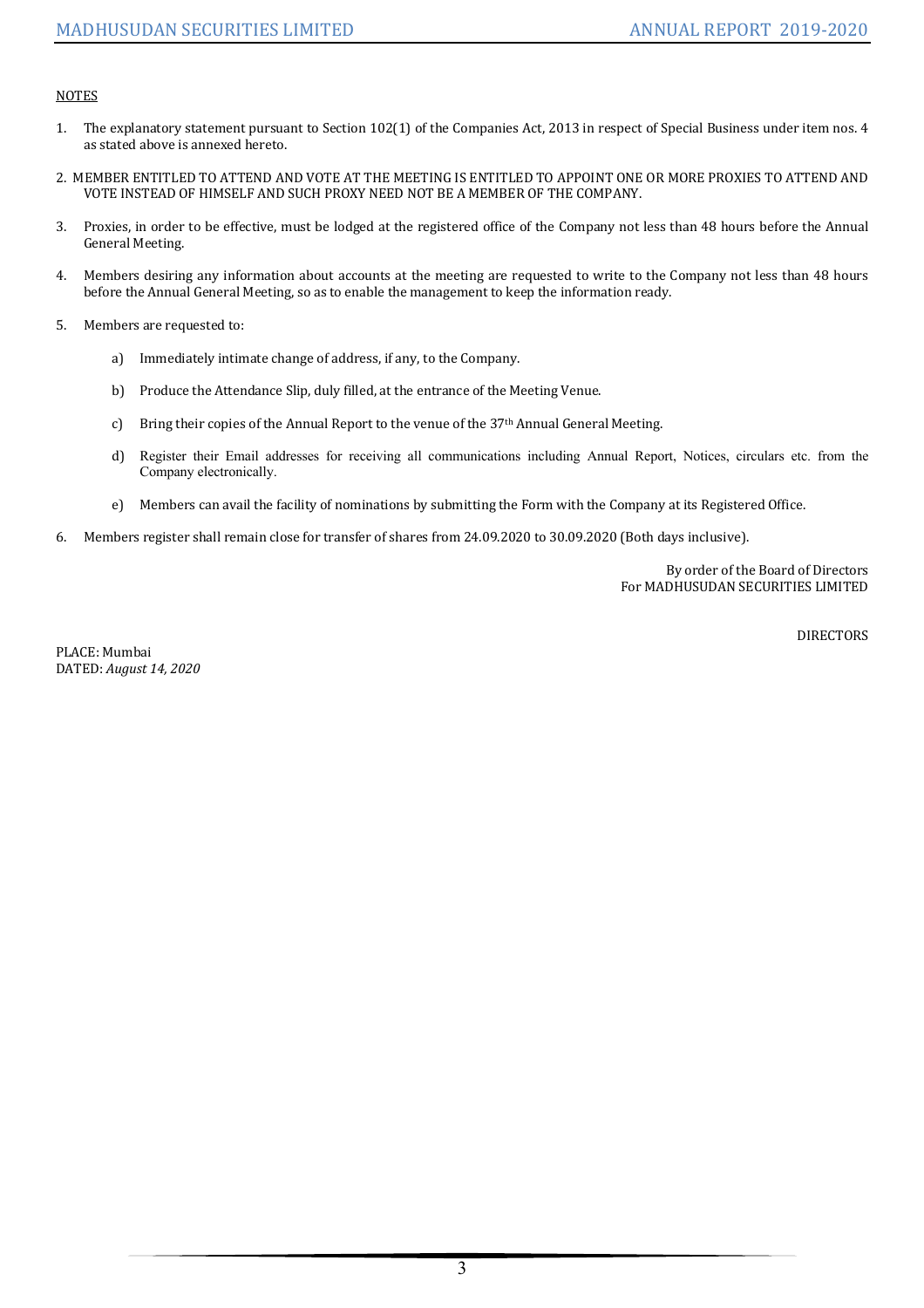NOTES

1. The explanatory statement pursuant to Section 102(1) of the Companies Act, 2013 in respect of Special Business under item nos. 4 as stated above is annexed hereto.

2. MEMBER ENTITLED TO ATTEND AND VOTE AT THE MEETING IS ENTITLED TO APPOINT ONE OR MORE PROXIES TO ATTEND AND VOTE INSTEAD OF HIMSELF AND SUCH PROXY NEED NOT BE A MEMBER OF THE COMPANY.

3. Proxies, in order to be effective, must be lodged at the registered office of the Company not less than 48 hours before the Annual General Meeting.

4. Members desiring any information about accounts at the meeting are requested to write to the Company not less than 48 hours before the Annual General Meeting, so as to enable the management to keep the information ready.

5. Members are requested to:

   a) Immediately intimate change of address, if any, to the Company.

   b) Produce the Attendance Slip, duly filled, at the entrance of the Meeting Venue.

   c) Bring their copies of the Annual Report to the venue of the 37th Annual General Meeting.

   d) Register their Email addresses for receiving all communications including Annual Report, Notices, circulars etc. from the Company electronically.

   e) Members can avail the facility of nominations by submitting the Form with the Company at its Registered Office.

6. Members register shall remain close for transfer of shares from 24.09.2020 to 30.09.2020 (Both days inclusive).

By order of the Board of Directors
For MADHUSUDAN SECURITIES LIMITED

DIRECTORS

PLACE: Mumbai
DATED: *August 14, 2020*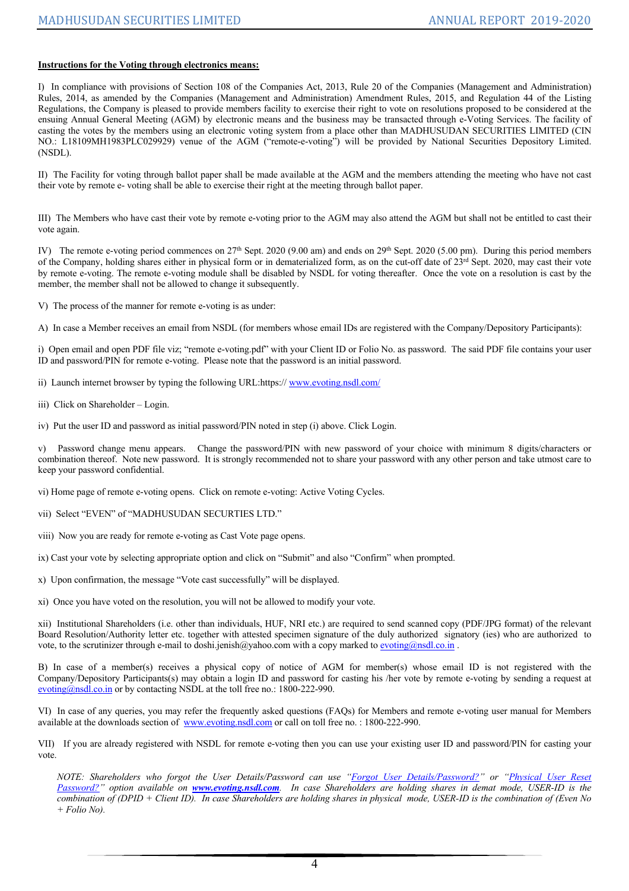**Instructions for the Voting through electronics means:**

I) In compliance with provisions of Section 108 of the Companies Act, 2013, Rule 20 of the Companies (Management and Administration) Rules, 2014, as amended by the Companies (Management and Administration) Amendment Rules, 2015, and Regulation 44 of the Listing Regulations, the Company is pleased to provide members facility to exercise their right to vote on resolutions proposed to be considered at the ensuing Annual General Meeting (AGM) by electronic means and the business may be transacted through e-Voting Services. The facility of casting the votes by the members using an electronic voting system from a place other than MADHUSUDAN SECURITIES LIMITED (CIN NO.: L18109MH1983PLC029929) venue of the AGM ("remote-e-voting") will be provided by National Securities Depository Limited. (NSDL).

II) The Facility for voting through ballot paper shall be made available at the AGM and the members attending the meeting who have not cast their vote by remote e- voting shall be able to exercise their right at the meeting through ballot paper.

III) The Members who have cast their vote by remote e-voting prior to the AGM may also attend the AGM but shall not be entitled to cast their vote again.

IV) The remote e-voting period commences on 27th Sept. 2020 (9.00 am) and ends on 29th Sept. 2020 (5.00 pm). During this period members of the Company, holding shares either in physical form or in dematerialized form, as on the cut-off date of 23rd Sept. 2020, may cast their vote by remote e-voting. The remote e-voting module shall be disabled by NSDL for voting thereafter. Once the vote on a resolution is cast by the member, the member shall not be allowed to change it subsequently.

V) The process of the manner for remote e-voting is as under:

A) In case a Member receives an email from NSDL (for members whose email IDs are registered with the Company/Depository Participants):

i) Open email and open PDF file viz; "remote e-voting.pdf" with your Client ID or Folio No. as password. The said PDF file contains your user ID and password/PIN for remote e-voting. Please note that the password is an initial password.

ii) Launch internet browser by typing the following URL:https:// www.evoting.nsdl.com/

iii) Click on Shareholder – Login.

iv) Put the user ID and password as initial password/PIN noted in step (i) above. Click Login.

v) Password change menu appears. Change the password/PIN with new password of your choice with minimum 8 digits/characters or combination thereof. Note new password. It is strongly recommended not to share your password with any other person and take utmost care to keep your password confidential.

vi) Home page of remote e-voting opens. Click on remote e-voting: Active Voting Cycles.

vii) Select "EVEN" of "MADHUSUDAN SECURTIES LTD."

viii) Now you are ready for remote e-voting as Cast Vote page opens.

ix) Cast your vote by selecting appropriate option and click on "Submit" and also "Confirm" when prompted.

x) Upon confirmation, the message "Vote cast successfully" will be displayed.

xi) Once you have voted on the resolution, you will not be allowed to modify your vote.

xii) Institutional Shareholders (i.e. other than individuals, HUF, NRI etc.) are required to send scanned copy (PDF/JPG format) of the relevant Board Resolution/Authority letter etc. together with attested specimen signature of the duly authorized signatory (ies) who are authorized to vote, to the scrutinizer through e-mail to doshi.jenish@yahoo.com with a copy marked to evoting@nsdl.co.in .

B) In case of a member(s) receives a physical copy of notice of AGM for member(s) whose email ID is not registered with the Company/Depository Participants(s) may obtain a login ID and password for casting his /her vote by remote e-voting by sending a request at evoting@nsdl.co.in or by contacting NSDL at the toll free no.: 1800-222-990.

VI) In case of any queries, you may refer the frequently asked questions (FAQs) for Members and remote e-voting user manual for Members available at the downloads section of www.evoting.nsdl.com or call on toll free no. : 1800-222-990.

VII) If you are already registered with NSDL for remote e-voting then you can use your existing user ID and password/PIN for casting your vote.

*NOTE: Shareholders who forgot the User Details/Password can use "Forgot User Details/Password?" or "Physical User Reset Password?" option available on **www.evoting.nsdl.com**. In case Shareholders are holding shares in demat mode, USER-ID is the combination of (DPID + Client ID). In case Shareholders are holding shares in physical mode, USER-ID is the combination of (Even No + Folio No).*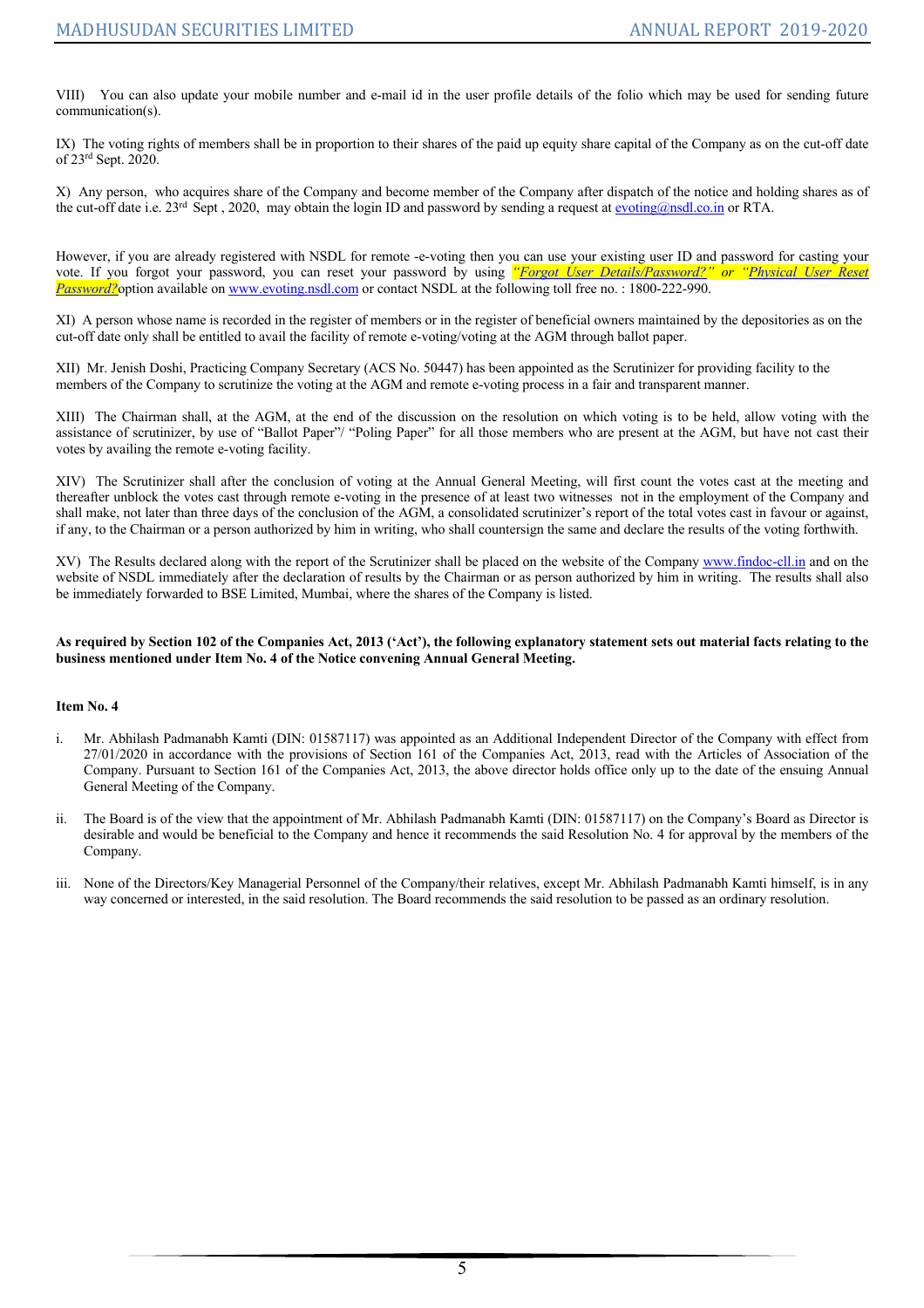VIII) You can also update your mobile number and e-mail id in the user profile details of the folio which may be used for sending future communication(s).

IX) The voting rights of members shall be in proportion to their shares of the paid up equity share capital of the Company as on the cut-off date of 23rd Sept. 2020.

X) Any person, who acquires share of the Company and become member of the Company after dispatch of the notice and holding shares as of the cut-off date i.e. 23rd Sept , 2020, may obtain the login ID and password by sending a request at evoting@nsdl.co.in or RTA.

However, if you are already registered with NSDL for remote -e-voting then you can use your existing user ID and password for casting your vote. If you forgot your password, you can reset your password by using *"Forgot User Details/Password?" or "Physical User Reset Password?"* option available on www.evoting.nsdl.com or contact NSDL at the following toll free no. : 1800-222-990.

XI) A person whose name is recorded in the register of members or in the register of beneficial owners maintained by the depositories as on the cut-off date only shall be entitled to avail the facility of remote e-voting/voting at the AGM through ballot paper.

XII) Mr. Jenish Doshi, Practicing Company Secretary (ACS No. 50447) has been appointed as the Scrutinizer for providing facility to the members of the Company to scrutinize the voting at the AGM and remote e-voting process in a fair and transparent manner.

XIII) The Chairman shall, at the AGM, at the end of the discussion on the resolution on which voting is to be held, allow voting with the assistance of scrutinizer, by use of "Ballot Paper"/ "Poling Paper" for all those members who are present at the AGM, but have not cast their votes by availing the remote e-voting facility.

XIV) The Scrutinizer shall after the conclusion of voting at the Annual General Meeting, will first count the votes cast at the meeting and thereafter unblock the votes cast through remote e-voting in the presence of at least two witnesses not in the employment of the Company and shall make, not later than three days of the conclusion of the AGM, a consolidated scrutinizer's report of the total votes cast in favour or against, if any, to the Chairman or a person authorized by him in writing, who shall countersign the same and declare the results of the voting forthwith.

XV) The Results declared along with the report of the Scrutinizer shall be placed on the website of the Company www.findoc-cll.in and on the website of NSDL immediately after the declaration of results by the Chairman or as person authorized by him in writing. The results shall also be immediately forwarded to BSE Limited, Mumbai, where the shares of the Company is listed.

**As required by Section 102 of the Companies Act, 2013 ('Act'), the following explanatory statement sets out material facts relating to the business mentioned under Item No. 4 of the Notice convening Annual General Meeting.**

**Item No. 4**

i. Mr. Abhilash Padmanabh Kamti (DIN: 01587117) was appointed as an Additional Independent Director of the Company with effect from 27/01/2020 in accordance with the provisions of Section 161 of the Companies Act, 2013, read with the Articles of Association of the Company. Pursuant to Section 161 of the Companies Act, 2013, the above director holds office only up to the date of the ensuing Annual General Meeting of the Company.

ii. The Board is of the view that the appointment of Mr. Abhilash Padmanabh Kamti (DIN: 01587117) on the Company's Board as Director is desirable and would be beneficial to the Company and hence it recommends the said Resolution No. 4 for approval by the members of the Company.

iii. None of the Directors/Key Managerial Personnel of the Company/their relatives, except Mr. Abhilash Padmanabh Kamti himself, is in any way concerned or interested, in the said resolution. The Board recommends the said resolution to be passed as an ordinary resolution.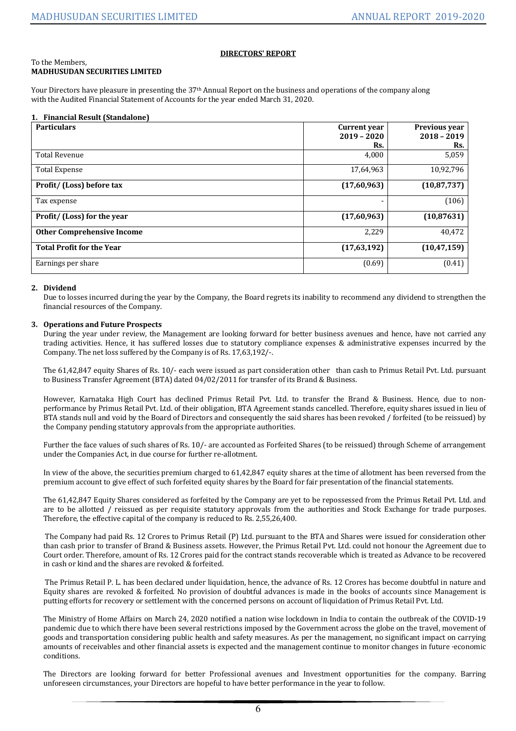## DIRECTORS' REPORT

To the Members,
**MADHUSUDAN SECURITIES LIMITED**

Your Directors have pleasure in presenting the 37th Annual Report on the business and operations of the company along with the Audited Financial Statement of Accounts for the year ended March 31, 2020.

### 1. Financial Result (Standalone)

| Particulars | Current year 2019 – 2020 Rs. | Previous year 2018 – 2019 Rs. |
|---|---|---|
| Total Revenue | 4,000 | 5,059 |
| Total Expense | 17,64,963 | 10,92,796 |
| **Profit/ (Loss) before tax** | **(17,60,963)** | **(10,87,737)** |
| Tax expense | - | (106) |
| **Profit/ (Loss) for the year** | **(17,60,963)** | **(10,87631)** |
| **Other Comprehensive Income** | 2,229 | 40,472 |
| **Total Profit for the Year** | **(17,63,192)** | **(10,47,159)** |
| Earnings per share | (0.69) | (0.41) |

### 2. Dividend

Due to losses incurred during the year by the Company, the Board regrets its inability to recommend any dividend to strengthen the financial resources of the Company.

### 3. Operations and Future Prospects

During the year under review, the Management are looking forward for better business avenues and hence, have not carried any trading activities. Hence, it has suffered losses due to statutory compliance expenses & administrative expenses incurred by the Company. The net loss suffered by the Company is of Rs. 17,63,192/-.

The 61,42,847 equity Shares of Rs. 10/- each were issued as part consideration other than cash to Primus Retail Pvt. Ltd. pursuant to Business Transfer Agreement (BTA) dated 04/02/2011 for transfer of its Brand & Business.

However, Karnataka High Court has declined Primus Retail Pvt. Ltd. to transfer the Brand & Business. Hence, due to non-performance by Primus Retail Pvt. Ltd. of their obligation, BTA Agreement stands cancelled. Therefore, equity shares issued in lieu of BTA stands null and void by the Board of Directors and consequently the said shares has been revoked / forfeited (to be reissued) by the Company pending statutory approvals from the appropriate authorities.

Further the face values of such shares of Rs. 10/- are accounted as Forfeited Shares (to be reissued) through Scheme of arrangement under the Companies Act, in due course for further re-allotment.

In view of the above, the securities premium charged to 61,42,847 equity shares at the time of allotment has been reversed from the premium account to give effect of such forfeited equity shares by the Board for fair presentation of the financial statements.

The 61,42,847 Equity Shares considered as forfeited by the Company are yet to be repossessed from the Primus Retail Pvt. Ltd. and are to be allotted / reissued as per requisite statutory approvals from the authorities and Stock Exchange for trade purposes. Therefore, the effective capital of the company is reduced to Rs. 2,55,26,400.

The Company had paid Rs. 12 Crores to Primus Retail (P) Ltd. pursuant to the BTA and Shares were issued for consideration other than cash prior to transfer of Brand & Business assets. However, the Primus Retail Pvt. Ltd. could not honour the Agreement due to Court order. Therefore, amount of Rs. 12 Crores paid for the contract stands recoverable which is treated as Advance to be recovered in cash or kind and the shares are revoked & forfeited.

The Primus Retail P. L. has been declared under liquidation, hence, the advance of Rs. 12 Crores has become doubtful in nature and Equity shares are revoked & forfeited. No provision of doubtful advances is made in the books of accounts since Management is putting efforts for recovery or settlement with the concerned persons on account of liquidation of Primus Retail Pvt. Ltd.

The Ministry of Home Affairs on March 24, 2020 notified a nation wise lockdown in India to contain the outbreak of the COVID-19 pandemic due to which there have been several restrictions imposed by the Government across the globe on the travel, movement of goods and transportation considering public health and safety measures. As per the management, no significant impact on carrying amounts of receivables and other financial assets is expected and the management continue to monitor changes in future ·economic conditions.

The Directors are looking forward for better Professional avenues and Investment opportunities for the company. Barring unforeseen circumstances, your Directors are hopeful to have better performance in the year to follow.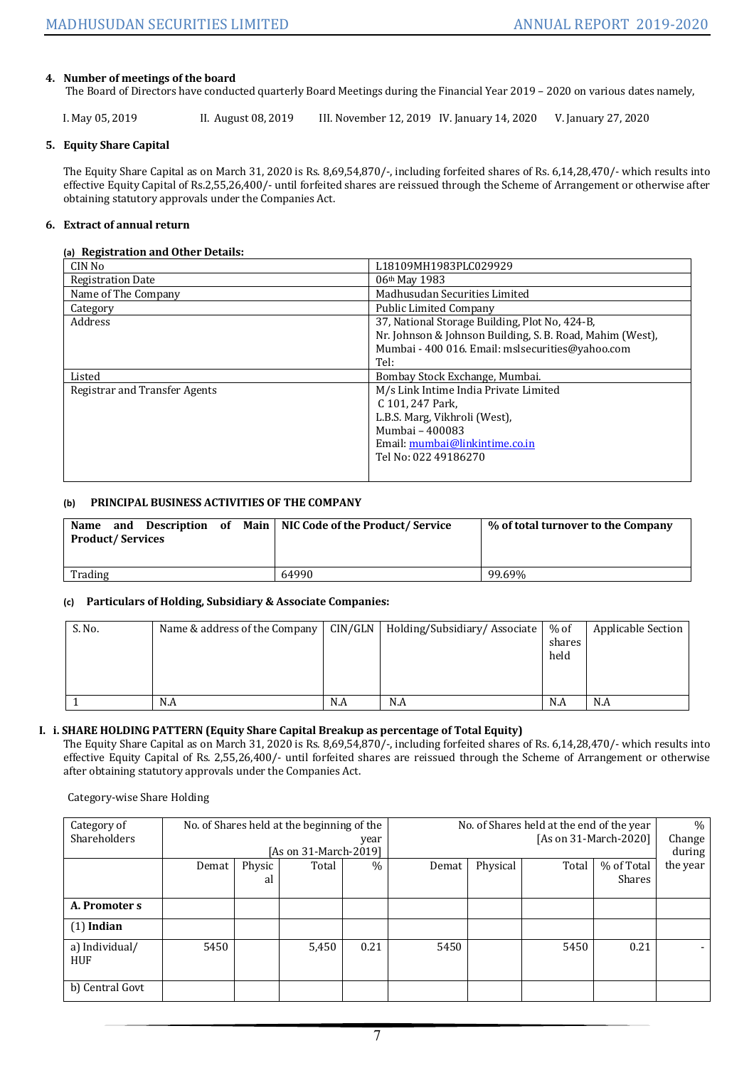## 4. Number of meetings of the board

The Board of Directors have conducted quarterly Board Meetings during the Financial Year 2019 – 2020 on various dates namely,

I. May 05, 2019 II. August 08, 2019 III. November 12, 2019 IV. January 14, 2020 V. January 27, 2020

## 5. Equity Share Capital

The Equity Share Capital as on March 31, 2020 is Rs. 8,69,54,870/-, including forfeited shares of Rs. 6,14,28,470/- which results into effective Equity Capital of Rs.2,55,26,400/- until forfeited shares are reissued through the Scheme of Arrangement or otherwise after obtaining statutory approvals under the Companies Act.

## 6. Extract of annual return

### (a) Registration and Other Details:

| CIN No | L18109MH1983PLC029929 |
|---|---|
| Registration Date | 06th May 1983 |
| Name of The Company | Madhusudan Securities Limited |
| Category | Public Limited Company |
| Address | 37, National Storage Building, Plot No, 424-B, Nr. Johnson & Johnson Building, S. B. Road, Mahim (West), Mumbai - 400 016. Email: mslsecurities@yahoo.com Tel: |
| Listed | Bombay Stock Exchange, Mumbai. |
| Registrar and Transfer Agents | M/s Link Intime India Private Limited C 101, 247 Park, L.B.S. Marg, Vikhroli (West), Mumbai – 400083 Email: mumbai@linkintime.co.in Tel No: 022 49186270 |

### (b) PRINCIPAL BUSINESS ACTIVITIES OF THE COMPANY

| Name and Description of Main Product/ Services | NIC Code of the Product/ Service | % of total turnover to the Company |
|---|---|---|
| Trading | 64990 | 99.69% |

### (c) Particulars of Holding, Subsidiary & Associate Companies:

| S. No. | Name & address of the Company | CIN/GLN | Holding/Subsidiary/ Associate | % of shares held | Applicable Section |
|---|---|---|---|---|---|
| 1 | N.A | N.A | N.A | N.A | N.A |

## I. i. SHARE HOLDING PATTERN (Equity Share Capital Breakup as percentage of Total Equity)

The Equity Share Capital as on March 31, 2020 is Rs. 8,69,54,870/-, including forfeited shares of Rs. 6,14,28,470/- which results into effective Equity Capital of Rs. 2,55,26,400/- until forfeited shares are reissued through the Scheme of Arrangement or otherwise after obtaining statutory approvals under the Companies Act.

Category-wise Share Holding

| Category of Shareholders | No. of Shares held at the beginning of the year [As on 31-March-2019] | | | | No. of Shares held at the end of the year [As on 31-March-2020] | | | | % Change during the year |
|---|---|---|---|---|---|---|---|---|---|
| | Demat | Physical | Total | % | Demat | Physical | Total | % of Total Shares | |
| **A. Promoter s** | | | | | | | | | |
| (1) **Indian** | | | | | | | | | |
| a) Individual/ HUF | 5450 | | 5,450 | 0.21 | 5450 | | 5450 | 0.21 | - |
| b) Central Govt | | | | | | | | | |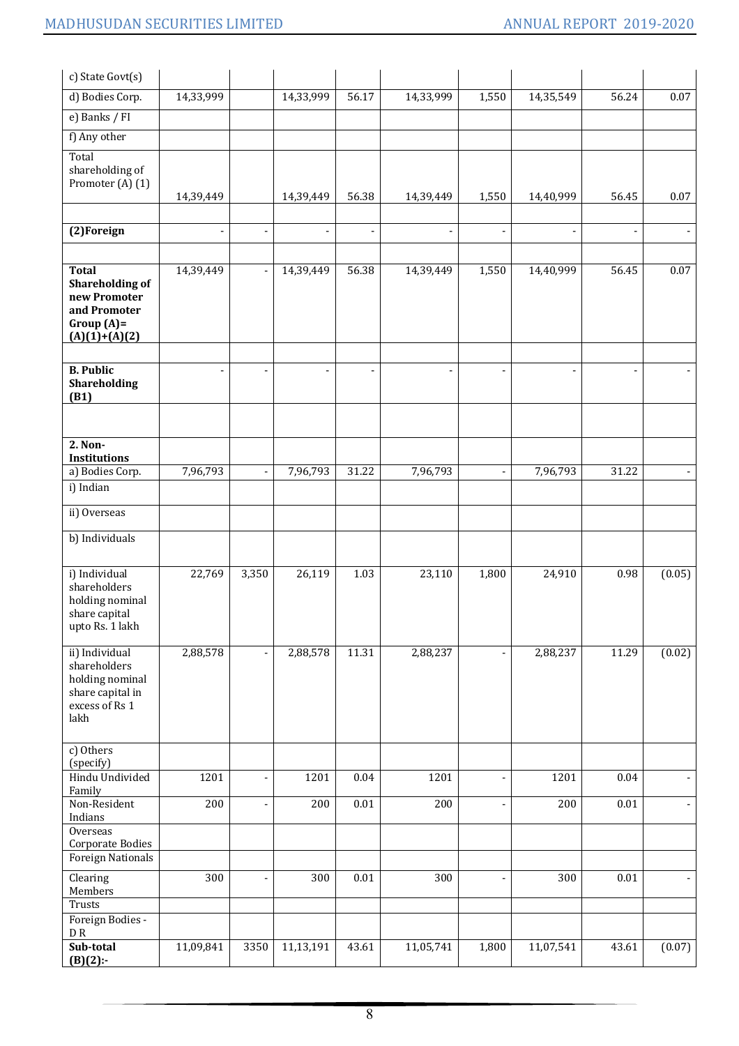| | | | | | | | | | |
|---|---|---|---|---|---|---|---|---|---|
| c) State Govt(s) | | | | | | | | | |
| d) Bodies Corp. | 14,33,999 | | 14,33,999 | 56.17 | 14,33,999 | 1,550 | 14,35,549 | 56.24 | 0.07 |
| e) Banks / FI | | | | | | | | | |
| f) Any other | | | | | | | | | |
| Total shareholding of Promoter (A) (1) | 14,39,449 | | 14,39,449 | 56.38 | 14,39,449 | 1,550 | 14,40,999 | 56.45 | 0.07 |
| | | | | | | | | | |
| **(2)Foreign** | - | - | - | - | - | - | - | - | - |
| | | | | | | | | | |
| **Total Shareholding of new Promoter and Promoter Group (A)= (A)(1)+(A)(2)** | 14,39,449 | - | 14,39,449 | 56.38 | 14,39,449 | 1,550 | 14,40,999 | 56.45 | 0.07 |
| | | | | | | | | | |
| **B. Public Shareholding (B1)** | - | - | - | - | - | - | - | - | - |
| | | | | | | | | | |
| **2. Non-Institutions** | | | | | | | | | |
| a) Bodies Corp. | 7,96,793 | - | 7,96,793 | 31.22 | 7,96,793 | - | 7,96,793 | 31.22 | - |
| i) Indian | | | | | | | | | |
| ii) Overseas | | | | | | | | | |
| b) Individuals | | | | | | | | | |
| i) Individual shareholders holding nominal share capital upto Rs. 1 lakh | 22,769 | 3,350 | 26,119 | 1.03 | 23,110 | 1,800 | 24,910 | 0.98 | (0.05) |
| ii) Individual shareholders holding nominal share capital in excess of Rs 1 lakh | 2,88,578 | - | 2,88,578 | 11.31 | 2,88,237 | - | 2,88,237 | 11.29 | (0.02) |
| c) Others (specify) | | | | | | | | | |
| Hindu Undivided Family | 1201 | - | 1201 | 0.04 | 1201 | - | 1201 | 0.04 | - |
| Non-Resident Indians | 200 | - | 200 | 0.01 | 200 | - | 200 | 0.01 | - |
| Overseas Corporate Bodies | | | | | | | | | |
| Foreign Nationals | | | | | | | | | |
| Clearing Members | 300 | - | 300 | 0.01 | 300 | - | 300 | 0.01 | - |
| Trusts | | | | | | | | | |
| Foreign Bodies - D R | | | | | | | | | |
| **Sub-total (B)(2):-** | 11,09,841 | 3350 | 11,13,191 | 43.61 | 11,05,741 | 1,800 | 11,07,541 | 43.61 | (0.07) |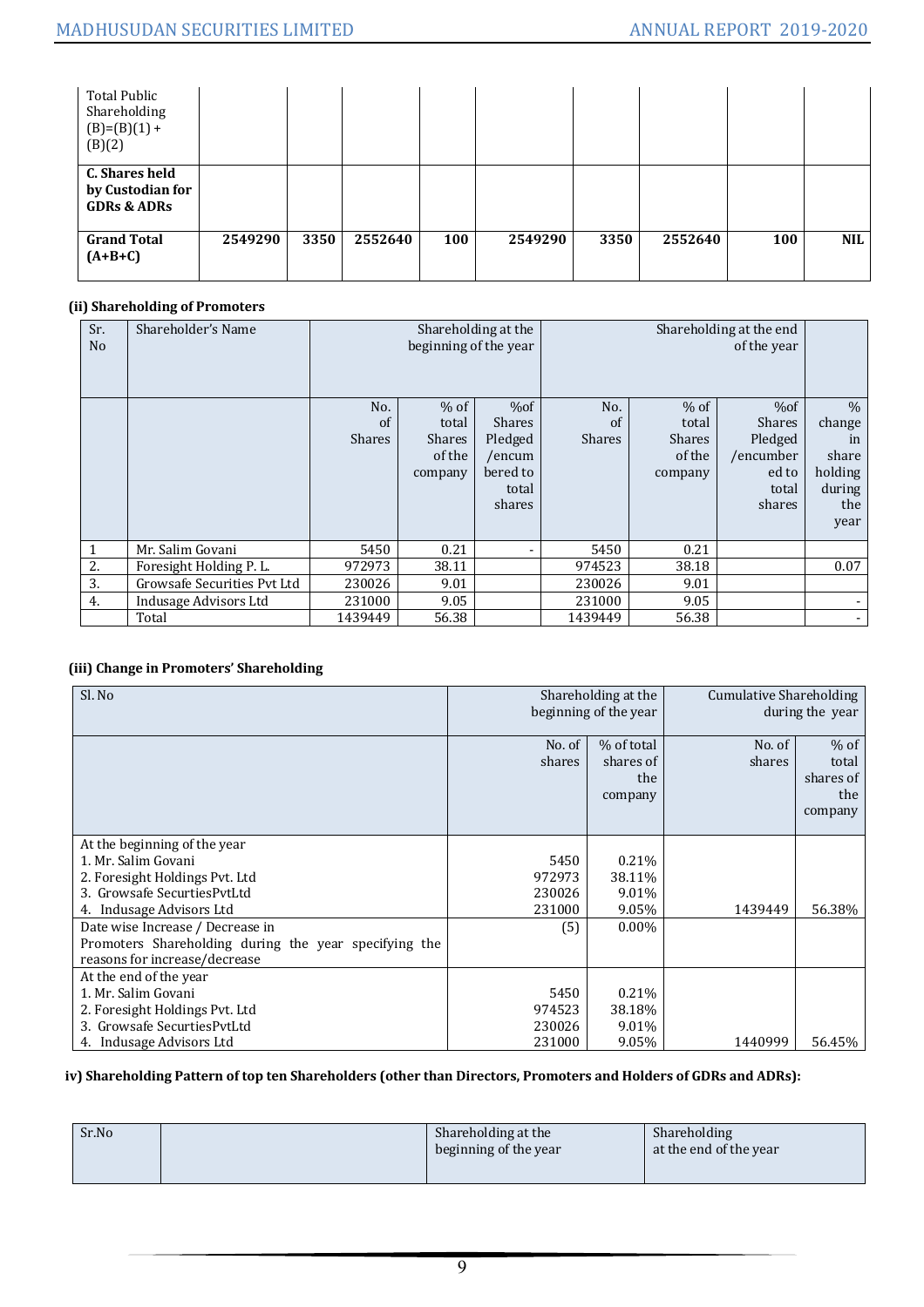| Total Public Shareholding (B)=(B)(1) + (B)(2) | | | | | | | | | |
|---|---|---|---|---|---|---|---|---|---|
| **C. Shares held by Custodian for GDRs & ADRs** | | | | | | | | | |
| **Grand Total (A+B+C)** | **2549290** | **3350** | **2552640** | **100** | **2549290** | **3350** | **2552640** | **100** | **NIL** |

### (ii) Shareholding of Promoters

| Sr. No | Shareholder's Name | Shareholding at the beginning of the year | | | Shareholding at the end of the year | | | |
|---|---|---|---|---|---|---|---|---|
| | | No. of Shares | % of total Shares of the company | %of Shares Pledged /encumbered to total shares | No. of Shares | % of total Shares of the company | %of Shares Pledged /encumbered to total shares | % change in share holding during the year |
| 1 | Mr. Salim Govani | 5450 | 0.21 | - | 5450 | 0.21 | | |
| 2. | Foresight Holding P. L. | 972973 | 38.11 | | 974523 | 38.18 | | 0.07 |
| 3. | Growsafe Securities Pvt Ltd | 230026 | 9.01 | | 230026 | 9.01 | | |
| 4. | Indusage Advisors Ltd | 231000 | 9.05 | | 231000 | 9.05 | | - |
| | Total | 1439449 | 56.38 | | 1439449 | 56.38 | | - |

### (iii) Change in Promoters' Shareholding

| Sl. No | Shareholding at the beginning of the year | | Cumulative Shareholding during the year | |
|---|---|---|---|---|
| | No. of shares | % of total shares of the company | No. of shares | % of total shares of the company |
| At the beginning of the year<br>1. Mr. Salim Govani<br>2. Foresight Holdings Pvt. Ltd<br>3. Growsafe SecuritiesPvtLtd<br>4. Indusage Advisors Ltd | <br>5450<br>972973<br>230026<br>231000 | <br>0.21%<br>38.11%<br>9.01%<br>9.05% | 1439449 | 56.38% |
| Date wise Increase / Decrease in Promoters Shareholding during the year specifying the reasons for increase/decrease | (5) | 0.00% | | |
| At the end of the year<br>1. Mr. Salim Govani<br>2. Foresight Holdings Pvt. Ltd<br>3. Growsafe SecuritiesPvtLtd<br>4. Indusage Advisors Ltd | <br>5450<br>974523<br>230026<br>231000 | <br>0.21%<br>38.18%<br>9.01%<br>9.05% | 1440999 | 56.45% |

### iv) Shareholding Pattern of top ten Shareholders (other than Directors, Promoters and Holders of GDRs and ADRs):

| Sr.No | | Shareholding at the beginning of the year | Shareholding at the end of the year |
|---|---|---|---|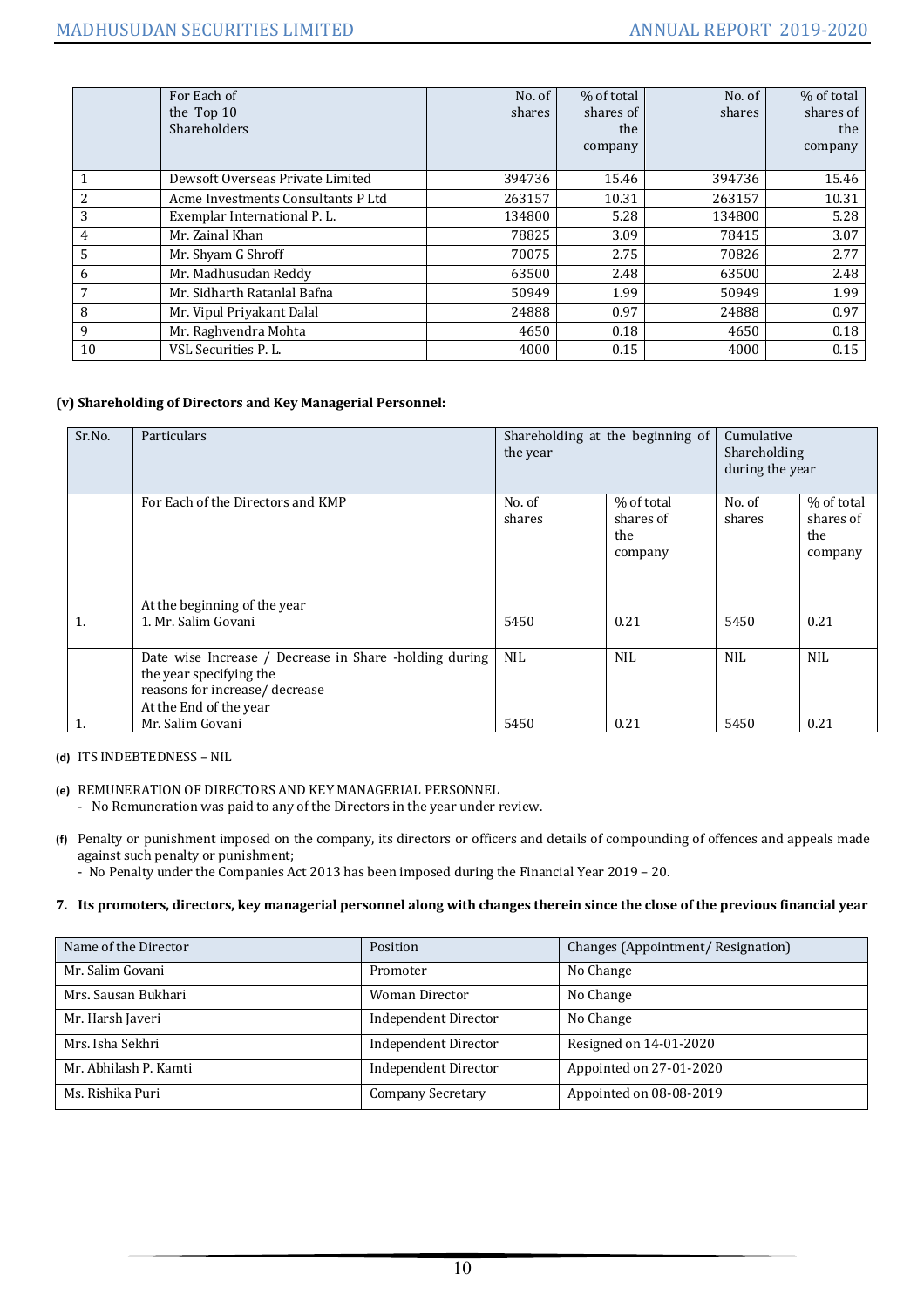| | For Each of the Top 10 Shareholders | No. of shares | % of total shares of the company | No. of shares | % of total shares of the company |
|---|---|---|---|---|---|
| 1 | Dewsoft Overseas Private Limited | 394736 | 15.46 | 394736 | 15.46 |
| 2 | Acme Investments Consultants P Ltd | 263157 | 10.31 | 263157 | 10.31 |
| 3 | Exemplar International P. L. | 134800 | 5.28 | 134800 | 5.28 |
| 4 | Mr. Zainal Khan | 78825 | 3.09 | 78415 | 3.07 |
| 5 | Mr. Shyam G Shroff | 70075 | 2.75 | 70826 | 2.77 |
| 6 | Mr. Madhusudan Reddy | 63500 | 2.48 | 63500 | 2.48 |
| 7 | Mr. Sidharth Ratanlal Bafna | 50949 | 1.99 | 50949 | 1.99 |
| 8 | Mr. Vipul Priyakant Dalal | 24888 | 0.97 | 24888 | 0.97 |
| 9 | Mr. Raghvendra Mohta | 4650 | 0.18 | 4650 | 0.18 |
| 10 | VSL Securities P. L. | 4000 | 0.15 | 4000 | 0.15 |

**(v) Shareholding of Directors and Key Managerial Personnel:**

| Sr.No. | Particulars | Shareholding at the beginning of the year | | Cumulative Shareholding during the year | |
|---|---|---|---|---|---|
| | For Each of the Directors and KMP | No. of shares | % of total shares of the company | No. of shares | % of total shares of the company |
| 1. | At the beginning of the year<br>1. Mr. Salim Govani | 5450 | 0.21 | 5450 | 0.21 |
| | Date wise Increase / Decrease in Share -holding during the year specifying the reasons for increase/ decrease | NIL | NIL | NIL | NIL |
| 1. | At the End of the year<br>Mr. Salim Govani | 5450 | 0.21 | 5450 | 0.21 |

**(d)** ITS INDEBTEDNESS – NIL

**(e)** REMUNERATION OF DIRECTORS AND KEY MANAGERIAL PERSONNEL
- No Remuneration was paid to any of the Directors in the year under review.

**(f)** Penalty or punishment imposed on the company, its directors or officers and details of compounding of offences and appeals made against such penalty or punishment;
- No Penalty under the Companies Act 2013 has been imposed during the Financial Year 2019 – 20.

**7. Its promoters, directors, key managerial personnel along with changes therein since the close of the previous financial year**

| Name of the Director | Position | Changes (Appointment/ Resignation) |
|---|---|---|
| Mr. Salim Govani | Promoter | No Change |
| Mrs. Sausan Bukhari | Woman Director | No Change |
| Mr. Harsh Javeri | Independent Director | No Change |
| Mrs. Isha Sekhri | Independent Director | Resigned on 14-01-2020 |
| Mr. Abhilash P. Kamti | Independent Director | Appointed on 27-01-2020 |
| Ms. Rishika Puri | Company Secretary | Appointed on 08-08-2019 |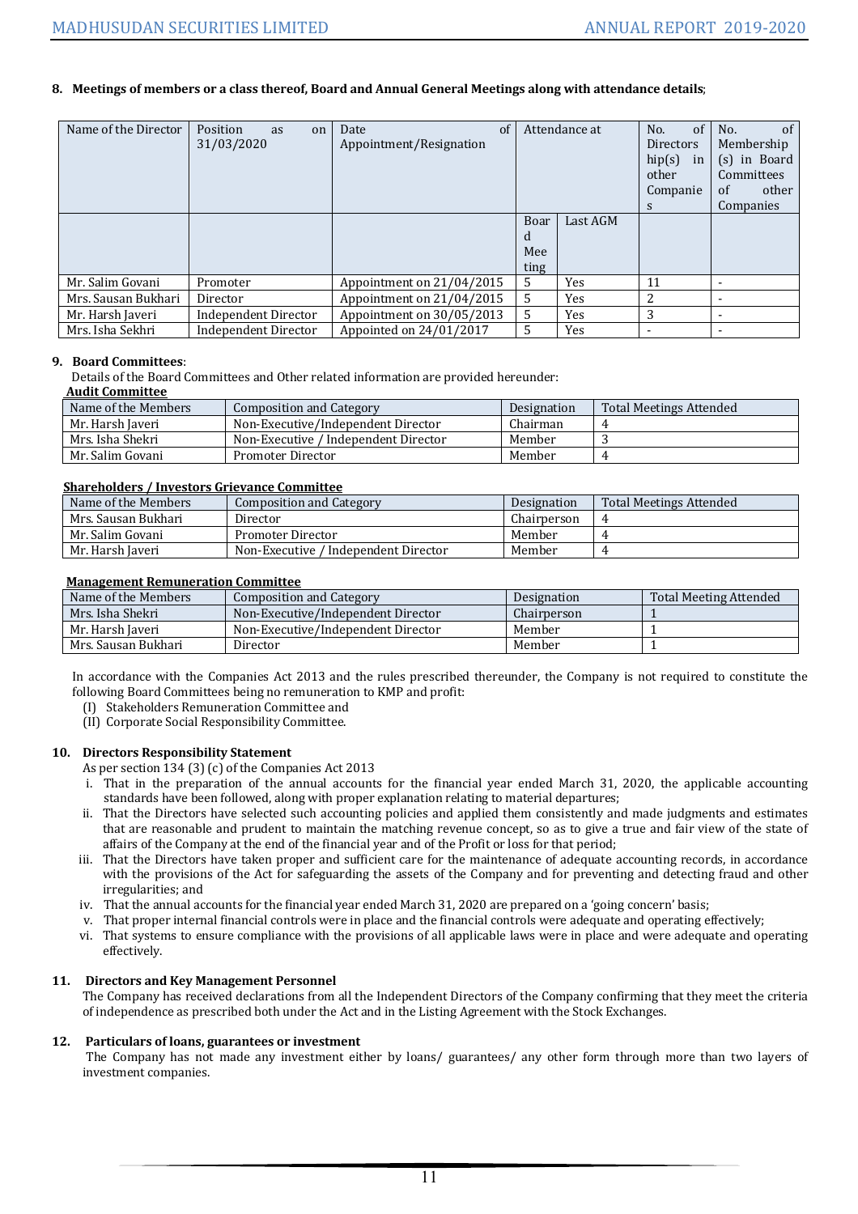**8. Meetings of members or a class thereof, Board and Annual General Meetings along with attendance details**;

| Name of the Director | Position as on 31/03/2020 | Date of Appointment/Resignation | Attendance at | | No. of Directorship(s) in other Companies | No. of Membership (s) in Board Committees of other Companies |
|---|---|---|---|---|---|---|
| | | | Board Meeting | Last AGM | | |
| Mr. Salim Govani | Promoter | Appointment on 21/04/2015 | 5 | Yes | 11 | - |
| Mrs. Sausan Bukhari | Director | Appointment on 21/04/2015 | 5 | Yes | 2 | - |
| Mr. Harsh Javeri | Independent Director | Appointment on 30/05/2013 | 5 | Yes | 3 | - |
| Mrs. Isha Sekhri | Independent Director | Appointed on 24/01/2017 | 5 | Yes | - | - |

**9. Board Committees**:

Details of the Board Committees and Other related information are provided hereunder:

**Audit Committee**

| Name of the Members | Composition and Category | Designation | Total Meetings Attended |
|---|---|---|---|
| Mr. Harsh Javeri | Non-Executive/Independent Director | Chairman | 4 |
| Mrs. Isha Shekri | Non-Executive / Independent Director | Member | 3 |
| Mr. Salim Govani | Promoter Director | Member | 4 |

**Shareholders / Investors Grievance Committee**

| Name of the Members | Composition and Category | Designation | Total Meetings Attended |
|---|---|---|---|
| Mrs. Sausan Bukhari | Director | Chairperson | 4 |
| Mr. Salim Govani | Promoter Director | Member | 4 |
| Mr. Harsh Javeri | Non-Executive / Independent Director | Member | 4 |

**Management Remuneration Committee**

| Name of the Members | Composition and Category | Designation | Total Meeting Attended |
|---|---|---|---|
| Mrs. Isha Shekri | Non-Executive/Independent Director | Chairperson | 1 |
| Mr. Harsh Javeri | Non-Executive/Independent Director | Member | 1 |
| Mrs. Sausan Bukhari | Director | Member | 1 |

In accordance with the Companies Act 2013 and the rules prescribed thereunder, the Company is not required to constitute the following Board Committees being no remuneration to KMP and profit:

(I) Stakeholders Remuneration Committee and

(II) Corporate Social Responsibility Committee.

**10. Directors Responsibility Statement**

As per section 134 (3) (c) of the Companies Act 2013

i. That in the preparation of the annual accounts for the financial year ended March 31, 2020, the applicable accounting standards have been followed, along with proper explanation relating to material departures;

ii. That the Directors have selected such accounting policies and applied them consistently and made judgments and estimates that are reasonable and prudent to maintain the matching revenue concept, so as to give a true and fair view of the state of affairs of the Company at the end of the financial year and of the Profit or loss for that period;

iii. That the Directors have taken proper and sufficient care for the maintenance of adequate accounting records, in accordance with the provisions of the Act for safeguarding the assets of the Company and for preventing and detecting fraud and other irregularities; and

iv. That the annual accounts for the financial year ended March 31, 2020 are prepared on a 'going concern' basis;

v. That proper internal financial controls were in place and the financial controls were adequate and operating effectively;

vi. That systems to ensure compliance with the provisions of all applicable laws were in place and were adequate and operating effectively.

**11. Directors and Key Management Personnel**

The Company has received declarations from all the Independent Directors of the Company confirming that they meet the criteria of independence as prescribed both under the Act and in the Listing Agreement with the Stock Exchanges.

**12. Particulars of loans, guarantees or investment**

The Company has not made any investment either by loans/ guarantees/ any other form through more than two layers of investment companies.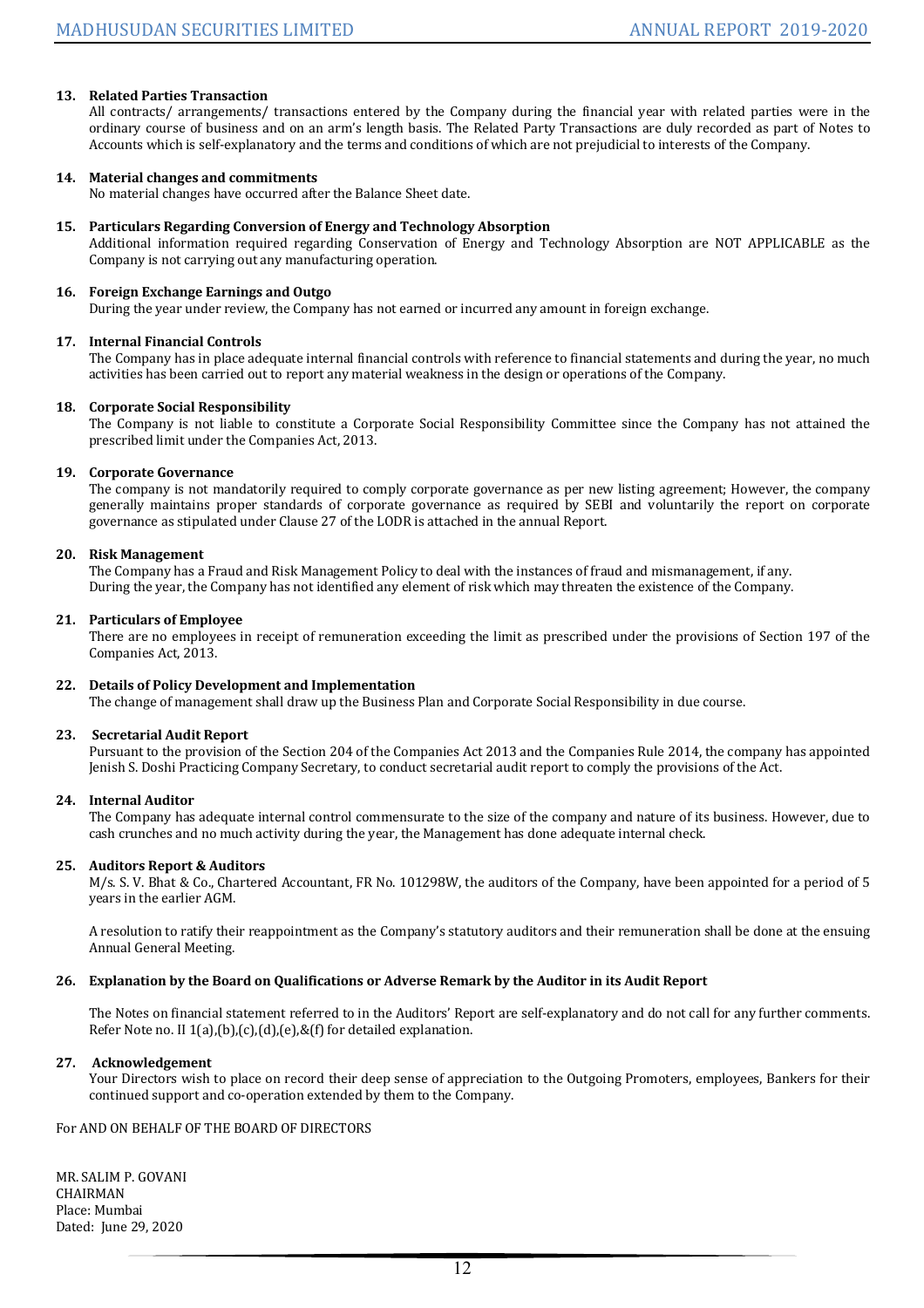**13. Related Parties Transaction**

All contracts/ arrangements/ transactions entered by the Company during the financial year with related parties were in the ordinary course of business and on an arm's length basis. The Related Party Transactions are duly recorded as part of Notes to Accounts which is self-explanatory and the terms and conditions of which are not prejudicial to interests of the Company.

**14. Material changes and commitments**

No material changes have occurred after the Balance Sheet date.

**15. Particulars Regarding Conversion of Energy and Technology Absorption**

Additional information required regarding Conservation of Energy and Technology Absorption are NOT APPLICABLE as the Company is not carrying out any manufacturing operation.

**16. Foreign Exchange Earnings and Outgo**

During the year under review, the Company has not earned or incurred any amount in foreign exchange.

**17. Internal Financial Controls**

The Company has in place adequate internal financial controls with reference to financial statements and during the year, no much activities has been carried out to report any material weakness in the design or operations of the Company.

**18. Corporate Social Responsibility**

The Company is not liable to constitute a Corporate Social Responsibility Committee since the Company has not attained the prescribed limit under the Companies Act, 2013.

**19. Corporate Governance**

The company is not mandatorily required to comply corporate governance as per new listing agreement; However, the company generally maintains proper standards of corporate governance as required by SEBI and voluntarily the report on corporate governance as stipulated under Clause 27 of the LODR is attached in the annual Report.

**20. Risk Management**

The Company has a Fraud and Risk Management Policy to deal with the instances of fraud and mismanagement, if any.
During the year, the Company has not identified any element of risk which may threaten the existence of the Company.

**21. Particulars of Employee**

There are no employees in receipt of remuneration exceeding the limit as prescribed under the provisions of Section 197 of the Companies Act, 2013.

**22. Details of Policy Development and Implementation**

The change of management shall draw up the Business Plan and Corporate Social Responsibility in due course.

**23. Secretarial Audit Report**

Pursuant to the provision of the Section 204 of the Companies Act 2013 and the Companies Rule 2014, the company has appointed Jenish S. Doshi Practicing Company Secretary, to conduct secretarial audit report to comply the provisions of the Act.

**24. Internal Auditor**

The Company has adequate internal control commensurate to the size of the company and nature of its business. However, due to cash crunches and no much activity during the year, the Management has done adequate internal check.

**25. Auditors Report & Auditors**

M/s. S. V. Bhat & Co., Chartered Accountant, FR No. 101298W, the auditors of the Company, have been appointed for a period of 5 years in the earlier AGM.

A resolution to ratify their reappointment as the Company's statutory auditors and their remuneration shall be done at the ensuing Annual General Meeting.

**26. Explanation by the Board on Qualifications or Adverse Remark by the Auditor in its Audit Report**

The Notes on financial statement referred to in the Auditors' Report are self-explanatory and do not call for any further comments. Refer Note no. II 1(a),(b),(c),(d),(e),&(f) for detailed explanation.

**27. Acknowledgement**

Your Directors wish to place on record their deep sense of appreciation to the Outgoing Promoters, employees, Bankers for their continued support and co-operation extended by them to the Company.

For AND ON BEHALF OF THE BOARD OF DIRECTORS

MR. SALIM P. GOVANI
CHAIRMAN
Place: Mumbai
Dated: June 29, 2020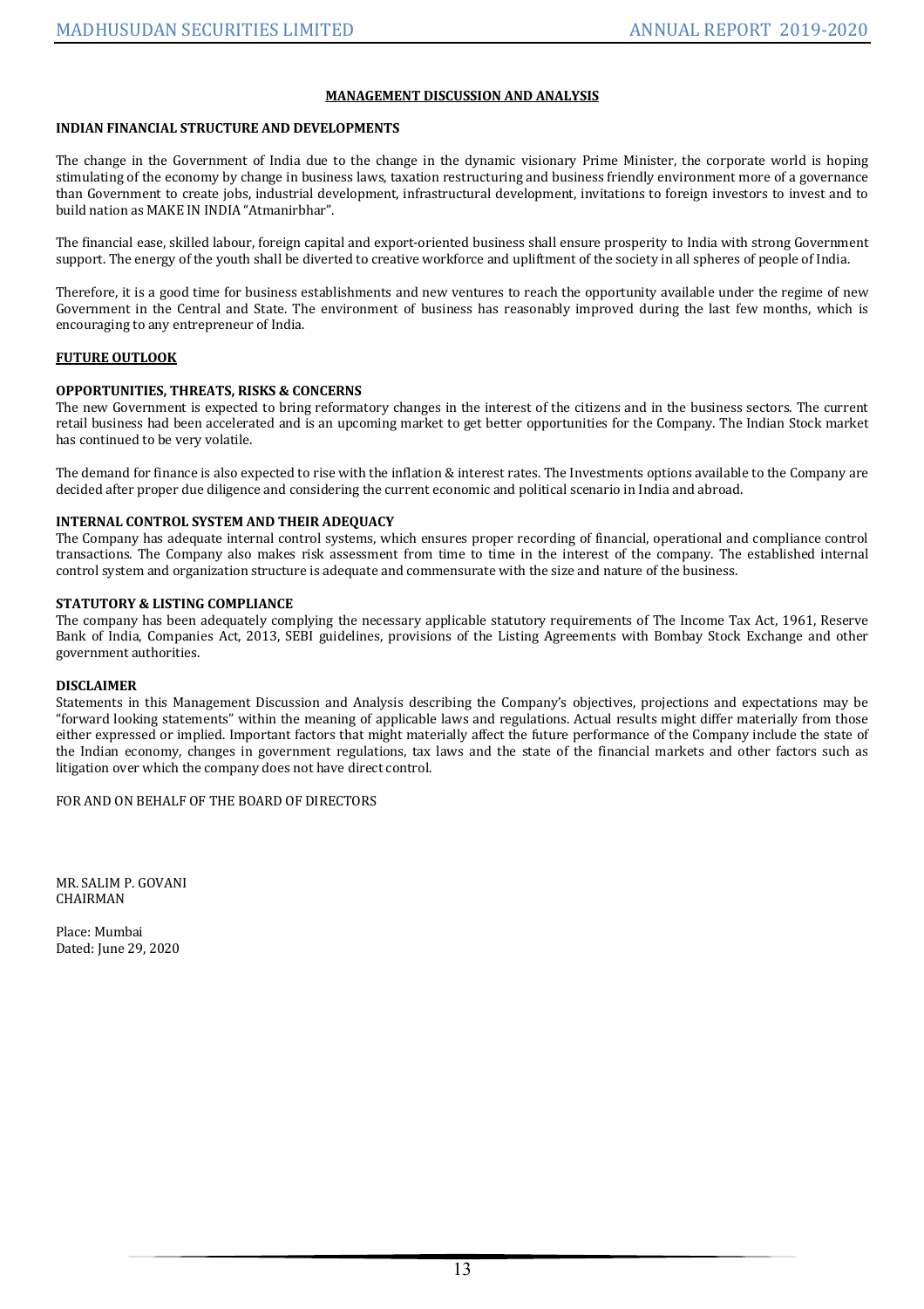## MANAGEMENT DISCUSSION AND ANALYSIS

### INDIAN FINANCIAL STRUCTURE AND DEVELOPMENTS

The change in the Government of India due to the change in the dynamic visionary Prime Minister, the corporate world is hoping stimulating of the economy by change in business laws, taxation restructuring and business friendly environment more of a governance than Government to create jobs, industrial development, infrastructural development, invitations to foreign investors to invest and to build nation as MAKE IN INDIA "Atmanirbhar".

The financial ease, skilled labour, foreign capital and export-oriented business shall ensure prosperity to India with strong Government support. The energy of the youth shall be diverted to creative workforce and upliftment of the society in all spheres of people of India.

Therefore, it is a good time for business establishments and new ventures to reach the opportunity available under the regime of new Government in the Central and State. The environment of business has reasonably improved during the last few months, which is encouraging to any entrepreneur of India.

### FUTURE OUTLOOK

### OPPORTUNITIES, THREATS, RISKS & CONCERNS

The new Government is expected to bring reformatory changes in the interest of the citizens and in the business sectors. The current retail business had been accelerated and is an upcoming market to get better opportunities for the Company. The Indian Stock market has continued to be very volatile.

The demand for finance is also expected to rise with the inflation & interest rates. The Investments options available to the Company are decided after proper due diligence and considering the current economic and political scenario in India and abroad.

### INTERNAL CONTROL SYSTEM AND THEIR ADEQUACY

The Company has adequate internal control systems, which ensures proper recording of financial, operational and compliance control transactions. The Company also makes risk assessment from time to time in the interest of the company. The established internal control system and organization structure is adequate and commensurate with the size and nature of the business.

### STATUTORY & LISTING COMPLIANCE

The company has been adequately complying the necessary applicable statutory requirements of The Income Tax Act, 1961, Reserve Bank of India, Companies Act, 2013, SEBI guidelines, provisions of the Listing Agreements with Bombay Stock Exchange and other government authorities.

### DISCLAIMER

Statements in this Management Discussion and Analysis describing the Company's objectives, projections and expectations may be "forward looking statements" within the meaning of applicable laws and regulations. Actual results might differ materially from those either expressed or implied. Important factors that might materially affect the future performance of the Company include the state of the Indian economy, changes in government regulations, tax laws and the state of the financial markets and other factors such as litigation over which the company does not have direct control.

FOR AND ON BEHALF OF THE BOARD OF DIRECTORS

MR. SALIM P. GOVANI
CHAIRMAN

Place: Mumbai
Dated: June 29, 2020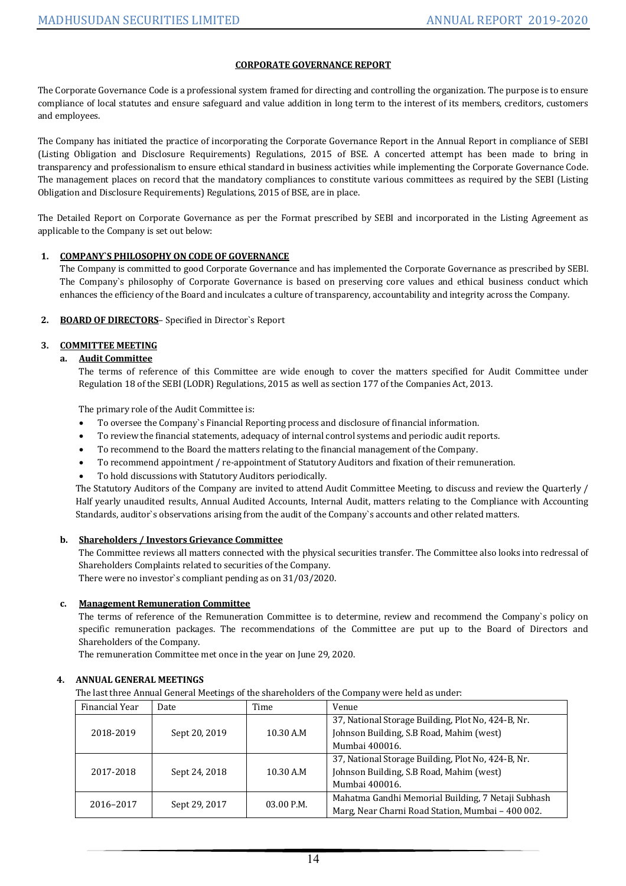## CORPORATE GOVERNANCE REPORT

The Corporate Governance Code is a professional system framed for directing and controlling the organization. The purpose is to ensure compliance of local statutes and ensure safeguard and value addition in long term to the interest of its members, creditors, customers and employees.

The Company has initiated the practice of incorporating the Corporate Governance Report in the Annual Report in compliance of SEBI (Listing Obligation and Disclosure Requirements) Regulations, 2015 of BSE. A concerted attempt has been made to bring in transparency and professionalism to ensure ethical standard in business activities while implementing the Corporate Governance Code. The management places on record that the mandatory compliances to constitute various committees as required by the SEBI (Listing Obligation and Disclosure Requirements) Regulations, 2015 of BSE, are in place.

The Detailed Report on Corporate Governance as per the Format prescribed by SEBI and incorporated in the Listing Agreement as applicable to the Company is set out below:

1. **COMPANY`S PHILOSOPHY ON CODE OF GOVERNANCE**

   The Company is committed to good Corporate Governance and has implemented the Corporate Governance as prescribed by SEBI. The Company`s philosophy of Corporate Governance is based on preserving core values and ethical business conduct which enhances the efficiency of the Board and inculcates a culture of transparency, accountability and integrity across the Company.

2. **BOARD OF DIRECTORS**– Specified in Director`s Report

3. **COMMITTEE MEETING**

   a. **Audit Committee**

   The terms of reference of this Committee are wide enough to cover the matters specified for Audit Committee under Regulation 18 of the SEBI (LODR) Regulations, 2015 as well as section 177 of the Companies Act, 2013.

   The primary role of the Audit Committee is:

   - To oversee the Company`s Financial Reporting process and disclosure of financial information.
   - To review the financial statements, adequacy of internal control systems and periodic audit reports.
   - To recommend to the Board the matters relating to the financial management of the Company.
   - To recommend appointment / re-appointment of Statutory Auditors and fixation of their remuneration.
   - To hold discussions with Statutory Auditors periodically.

   The Statutory Auditors of the Company are invited to attend Audit Committee Meeting, to discuss and review the Quarterly / Half yearly unaudited results, Annual Audited Accounts, Internal Audit, matters relating to the Compliance with Accounting Standards, auditor`s observations arising from the audit of the Company`s accounts and other related matters.

   b. **Shareholders / Investors Grievance Committee**

   The Committee reviews all matters connected with the physical securities transfer. The Committee also looks into redressal of Shareholders Complaints related to securities of the Company.
   There were no investor`s compliant pending as on 31/03/2020.

   c. **Management Remuneration Committee**

   The terms of reference of the Remuneration Committee is to determine, review and recommend the Company`s policy on specific remuneration packages. The recommendations of the Committee are put up to the Board of Directors and Shareholders of the Company.
   The remuneration Committee met once in the year on June 29, 2020.

4. **ANNUAL GENERAL MEETINGS**

   The last three Annual General Meetings of the shareholders of the Company were held as under:

| Financial Year | Date | Time | Venue |
|---|---|---|---|
| 2018-2019 | Sept 20, 2019 | 10.30 A.M | 37, National Storage Building, Plot No, 424-B, Nr. Johnson Building, S.B Road, Mahim (west) Mumbai 400016. |
| 2017-2018 | Sept 24, 2018 | 10.30 A.M | 37, National Storage Building, Plot No, 424-B, Nr. Johnson Building, S.B Road, Mahim (west) Mumbai 400016. |
| 2016–2017 | Sept 29, 2017 | 03.00 P.M. | Mahatma Gandhi Memorial Building, 7 Netaji Subhash Marg, Near Charni Road Station, Mumbai – 400 002. |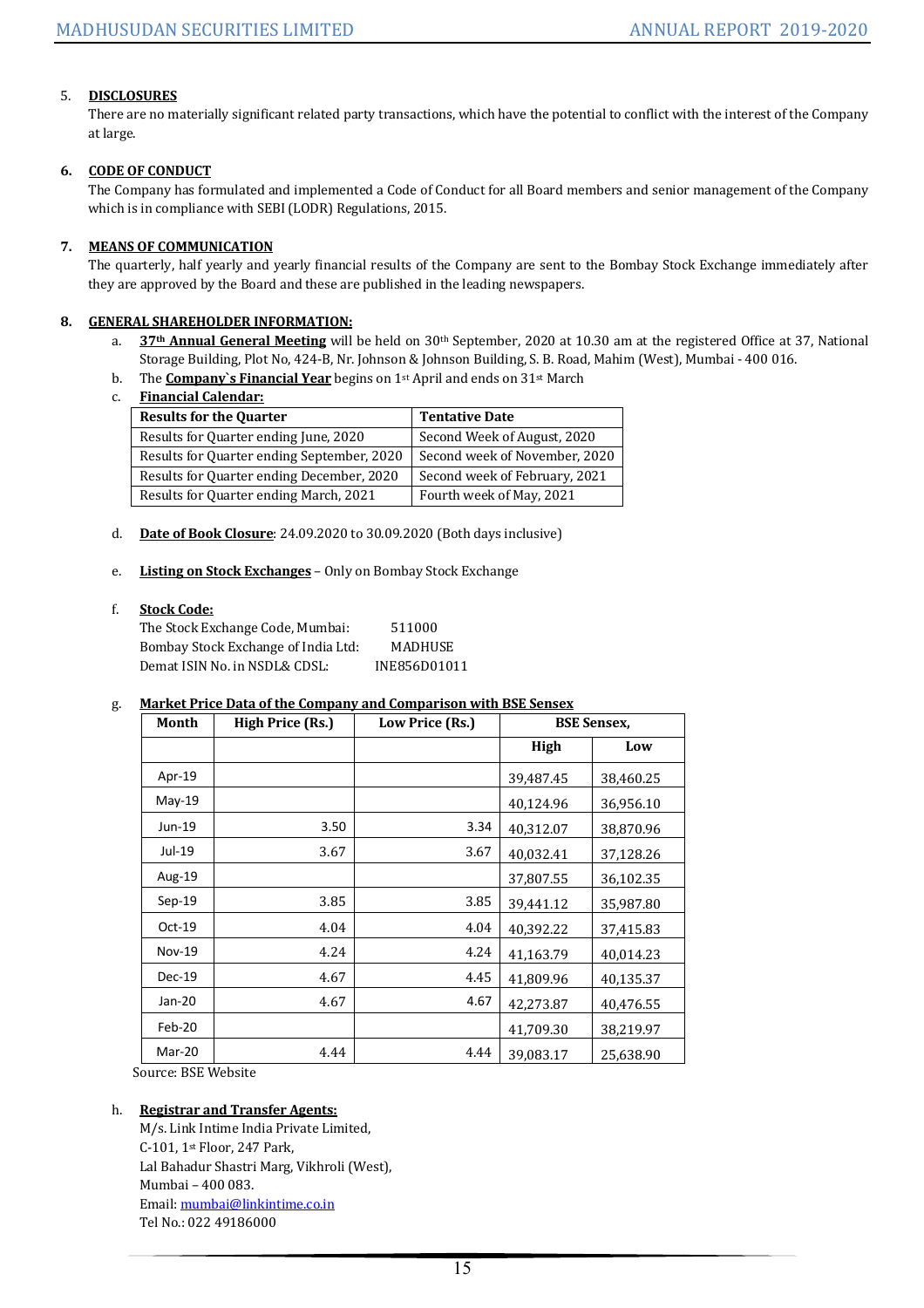5. **DISCLOSURES**

There are no materially significant related party transactions, which have the potential to conflict with the interest of the Company at large.

6. **CODE OF CONDUCT**

The Company has formulated and implemented a Code of Conduct for all Board members and senior management of the Company which is in compliance with SEBI (LODR) Regulations, 2015.

7. **MEANS OF COMMUNICATION**

The quarterly, half yearly and yearly financial results of the Company are sent to the Bombay Stock Exchange immediately after they are approved by the Board and these are published in the leading newspapers.

8. **GENERAL SHAREHOLDER INFORMATION:**

a. **37th Annual General Meeting** will be held on 30th September, 2020 at 10.30 am at the registered Office at 37, National Storage Building, Plot No, 424-B, Nr. Johnson & Johnson Building, S. B. Road, Mahim (West), Mumbai - 400 016.

b. The **Company`s Financial Year** begins on 1st April and ends on 31st March

c. **Financial Calendar:**

| Results for the Quarter | Tentative Date |
|---|---|
| Results for Quarter ending June, 2020 | Second Week of August, 2020 |
| Results for Quarter ending September, 2020 | Second week of November, 2020 |
| Results for Quarter ending December, 2020 | Second week of February, 2021 |
| Results for Quarter ending March, 2021 | Fourth week of May, 2021 |

d. **Date of Book Closure**: 24.09.2020 to 30.09.2020 (Both days inclusive)

e. **Listing on Stock Exchanges** – Only on Bombay Stock Exchange

f. **Stock Code:**

The Stock Exchange Code, Mumbai: 511000
Bombay Stock Exchange of India Ltd: MADHUSE
Demat ISIN No. in NSDL& CDSL: INE856D01011

g. **Market Price Data of the Company and Comparison with BSE Sensex**

| Month | High Price (Rs.) | Low Price (Rs.) | BSE Sensex, | |
|---|---|---|---|---|
| | | | High | Low |
| Apr-19 | | | 39,487.45 | 38,460.25 |
| May-19 | | | 40,124.96 | 36,956.10 |
| Jun-19 | 3.50 | 3.34 | 40,312.07 | 38,870.96 |
| Jul-19 | 3.67 | 3.67 | 40,032.41 | 37,128.26 |
| Aug-19 | | | 37,807.55 | 36,102.35 |
| Sep-19 | 3.85 | 3.85 | 39,441.12 | 35,987.80 |
| Oct-19 | 4.04 | 4.04 | 40,392.22 | 37,415.83 |
| Nov-19 | 4.24 | 4.24 | 41,163.79 | 40,014.23 |
| Dec-19 | 4.67 | 4.45 | 41,809.96 | 40,135.37 |
| Jan-20 | 4.67 | 4.67 | 42,273.87 | 40,476.55 |
| Feb-20 | | | 41,709.30 | 38,219.97 |
| Mar-20 | 4.44 | 4.44 | 39,083.17 | 25,638.90 |

Source: BSE Website

h. **Registrar and Transfer Agents:**

M/s. Link Intime India Private Limited,
C-101, 1st Floor, 247 Park,
Lal Bahadur Shastri Marg, Vikhroli (West),
Mumbai – 400 083.
Email: mumbai@linkintime.co.in
Tel No.: 022 49186000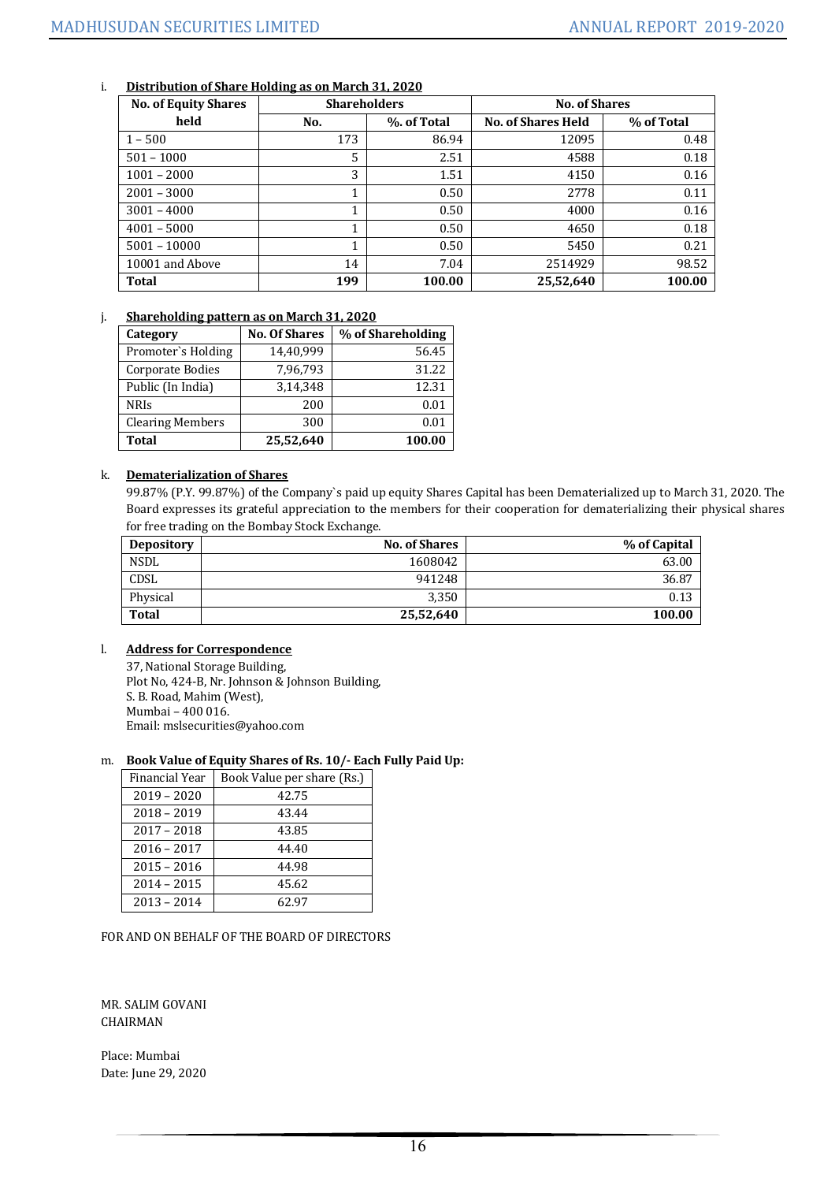i. **Distribution of Share Holding as on March 31, 2020**

| No. of Equity Shares held | Shareholders | | No. of Shares | |
|---|---|---|---|---|
| | No. | %. of Total | No. of Shares Held | % of Total |
| 1 – 500 | 173 | 86.94 | 12095 | 0.48 |
| 501 – 1000 | 5 | 2.51 | 4588 | 0.18 |
| 1001 – 2000 | 3 | 1.51 | 4150 | 0.16 |
| 2001 – 3000 | 1 | 0.50 | 2778 | 0.11 |
| 3001 – 4000 | 1 | 0.50 | 4000 | 0.16 |
| 4001 – 5000 | 1 | 0.50 | 4650 | 0.18 |
| 5001 – 10000 | 1 | 0.50 | 5450 | 0.21 |
| 10001 and Above | 14 | 7.04 | 2514929 | 98.52 |
| **Total** | **199** | **100.00** | **25,52,640** | **100.00** |

j. **Shareholding pattern as on March 31, 2020**

| Category | No. Of Shares | % of Shareholding |
|---|---|---|
| Promoter`s Holding | 14,40,999 | 56.45 |
| Corporate Bodies | 7,96,793 | 31.22 |
| Public (In India) | 3,14,348 | 12.31 |
| NRIs | 200 | 0.01 |
| Clearing Members | 300 | 0.01 |
| **Total** | **25,52,640** | **100.00** |

k. **Dematerialization of Shares**

99.87% (P.Y. 99.87%) of the Company`s paid up equity Shares Capital has been Dematerialized up to March 31, 2020. The Board expresses its grateful appreciation to the members for their cooperation for dematerializing their physical shares for free trading on the Bombay Stock Exchange.

| Depository | No. of Shares | % of Capital |
|---|---|---|
| NSDL | 1608042 | 63.00 |
| CDSL | 941248 | 36.87 |
| Physical | 3,350 | 0.13 |
| **Total** | **25,52,640** | **100.00** |

l. **Address for Correspondence**

37, National Storage Building,
Plot No, 424-B, Nr. Johnson & Johnson Building,
S. B. Road, Mahim (West),
Mumbai – 400 016.
Email: mslsecurities@yahoo.com

m. **Book Value of Equity Shares of Rs. 10/- Each Fully Paid Up:**

| Financial Year | Book Value per share (Rs.) |
|---|---|
| 2019 – 2020 | 42.75 |
| 2018 – 2019 | 43.44 |
| 2017 – 2018 | 43.85 |
| 2016 – 2017 | 44.40 |
| 2015 – 2016 | 44.98 |
| 2014 – 2015 | 45.62 |
| 2013 – 2014 | 62.97 |

FOR AND ON BEHALF OF THE BOARD OF DIRECTORS

MR. SALIM GOVANI
CHAIRMAN

Place: Mumbai
Date: June 29, 2020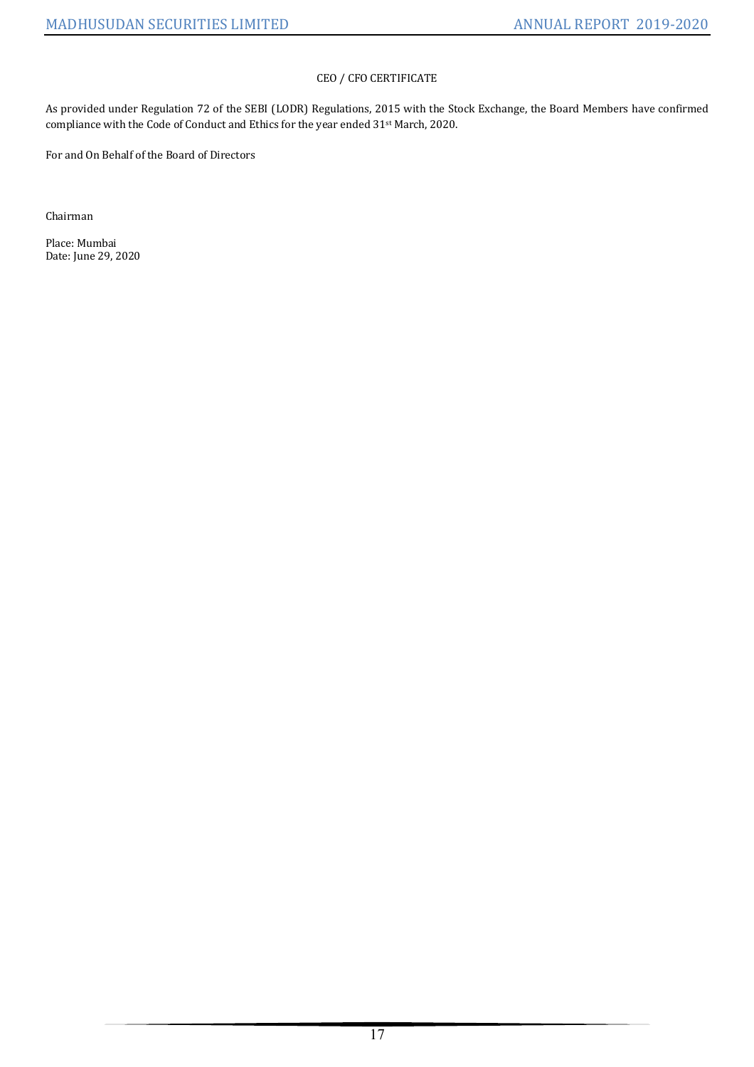## CEO / CFO CERTIFICATE

As provided under Regulation 72 of the SEBI (LODR) Regulations, 2015 with the Stock Exchange, the Board Members have confirmed compliance with the Code of Conduct and Ethics for the year ended 31st March, 2020.

For and On Behalf of the Board of Directors

Chairman

Place: Mumbai
Date: June 29, 2020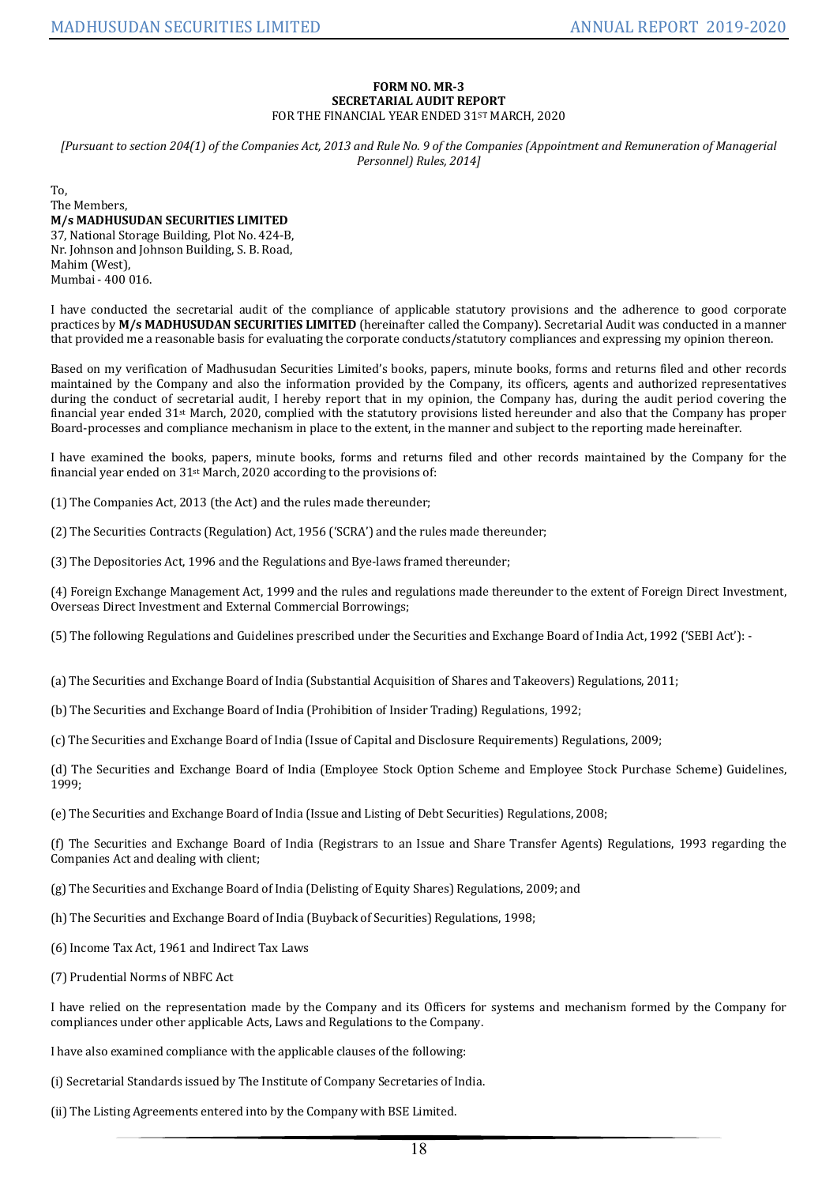**FORM NO. MR-3**
**SECRETARIAL AUDIT REPORT**
FOR THE FINANCIAL YEAR ENDED 31ST MARCH, 2020

*[Pursuant to section 204(1) of the Companies Act, 2013 and Rule No. 9 of the Companies (Appointment and Remuneration of Managerial Personnel) Rules, 2014]*

To,
The Members,
**M/s MADHUSUDAN SECURITIES LIMITED**
37, National Storage Building, Plot No. 424-B,
Nr. Johnson and Johnson Building, S. B. Road,
Mahim (West),
Mumbai - 400 016.

I have conducted the secretarial audit of the compliance of applicable statutory provisions and the adherence to good corporate practices by **M/s MADHUSUDAN SECURITIES LIMITED** (hereinafter called the Company). Secretarial Audit was conducted in a manner that provided me a reasonable basis for evaluating the corporate conducts/statutory compliances and expressing my opinion thereon.

Based on my verification of Madhusudan Securities Limited's books, papers, minute books, forms and returns filed and other records maintained by the Company and also the information provided by the Company, its officers, agents and authorized representatives during the conduct of secretarial audit, I hereby report that in my opinion, the Company has, during the audit period covering the financial year ended 31st March, 2020, complied with the statutory provisions listed hereunder and also that the Company has proper Board-processes and compliance mechanism in place to the extent, in the manner and subject to the reporting made hereinafter.

I have examined the books, papers, minute books, forms and returns filed and other records maintained by the Company for the financial year ended on 31st March, 2020 according to the provisions of:

(1) The Companies Act, 2013 (the Act) and the rules made thereunder;

(2) The Securities Contracts (Regulation) Act, 1956 ('SCRA') and the rules made thereunder;

(3) The Depositories Act, 1996 and the Regulations and Bye-laws framed thereunder;

(4) Foreign Exchange Management Act, 1999 and the rules and regulations made thereunder to the extent of Foreign Direct Investment, Overseas Direct Investment and External Commercial Borrowings;

(5) The following Regulations and Guidelines prescribed under the Securities and Exchange Board of India Act, 1992 ('SEBI Act'): -

(a) The Securities and Exchange Board of India (Substantial Acquisition of Shares and Takeovers) Regulations, 2011;

(b) The Securities and Exchange Board of India (Prohibition of Insider Trading) Regulations, 1992;

(c) The Securities and Exchange Board of India (Issue of Capital and Disclosure Requirements) Regulations, 2009;

(d) The Securities and Exchange Board of India (Employee Stock Option Scheme and Employee Stock Purchase Scheme) Guidelines, 1999;

(e) The Securities and Exchange Board of India (Issue and Listing of Debt Securities) Regulations, 2008;

(f) The Securities and Exchange Board of India (Registrars to an Issue and Share Transfer Agents) Regulations, 1993 regarding the Companies Act and dealing with client;

(g) The Securities and Exchange Board of India (Delisting of Equity Shares) Regulations, 2009; and

(h) The Securities and Exchange Board of India (Buyback of Securities) Regulations, 1998;

(6) Income Tax Act, 1961 and Indirect Tax Laws

(7) Prudential Norms of NBFC Act

I have relied on the representation made by the Company and its Officers for systems and mechanism formed by the Company for compliances under other applicable Acts, Laws and Regulations to the Company.

I have also examined compliance with the applicable clauses of the following:

(i) Secretarial Standards issued by The Institute of Company Secretaries of India.

(ii) The Listing Agreements entered into by the Company with BSE Limited.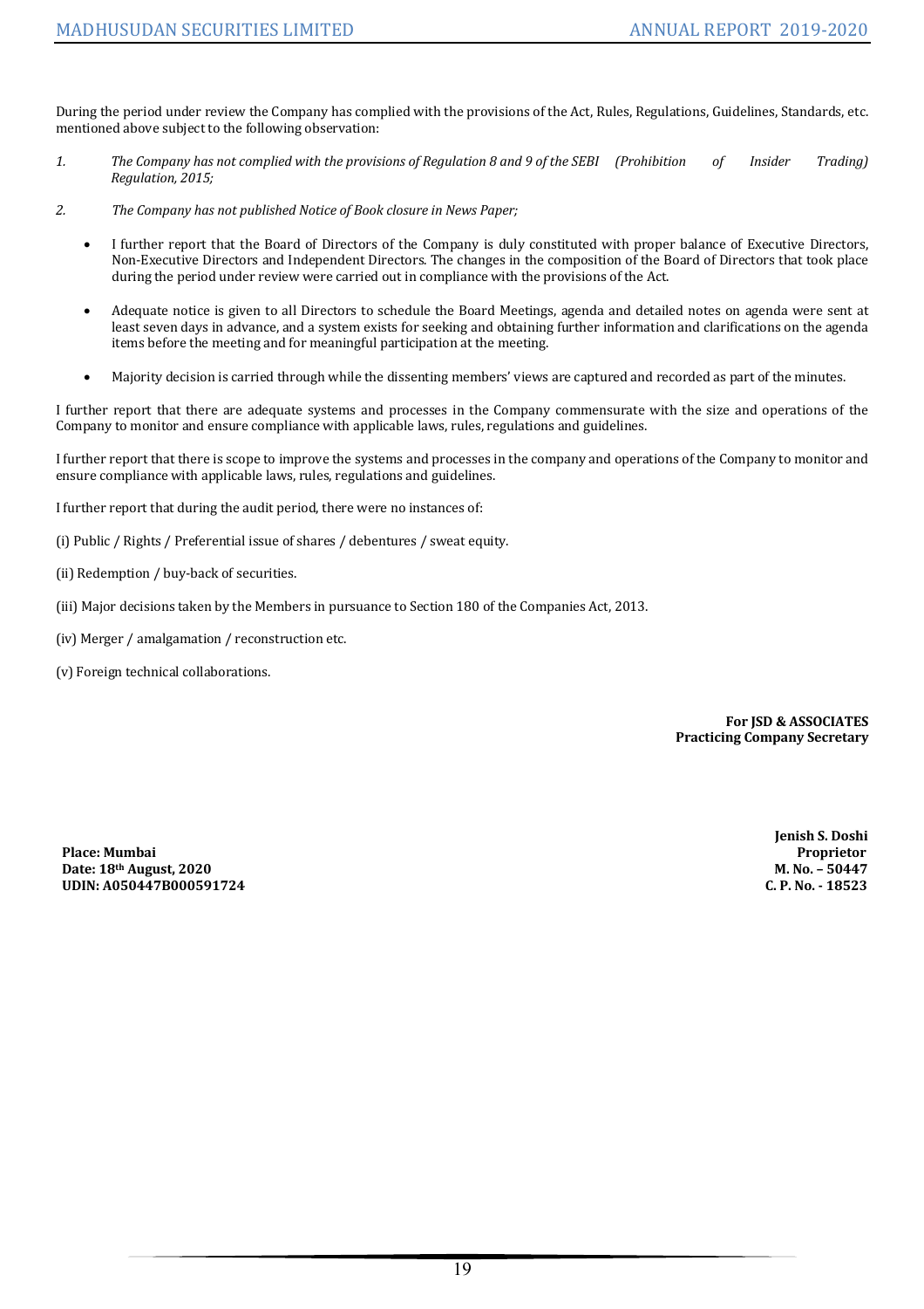During the period under review the Company has complied with the provisions of the Act, Rules, Regulations, Guidelines, Standards, etc. mentioned above subject to the following observation:

1. *The Company has not complied with the provisions of Regulation 8 and 9 of the SEBI (Prohibition of Insider Trading) Regulation, 2015;*

2. *The Company has not published Notice of Book closure in News Paper;*

- I further report that the Board of Directors of the Company is duly constituted with proper balance of Executive Directors, Non-Executive Directors and Independent Directors. The changes in the composition of the Board of Directors that took place during the period under review were carried out in compliance with the provisions of the Act.

- Adequate notice is given to all Directors to schedule the Board Meetings, agenda and detailed notes on agenda were sent at least seven days in advance, and a system exists for seeking and obtaining further information and clarifications on the agenda items before the meeting and for meaningful participation at the meeting.

- Majority decision is carried through while the dissenting members' views are captured and recorded as part of the minutes.

I further report that there are adequate systems and processes in the Company commensurate with the size and operations of the Company to monitor and ensure compliance with applicable laws, rules, regulations and guidelines.

I further report that there is scope to improve the systems and processes in the company and operations of the Company to monitor and ensure compliance with applicable laws, rules, regulations and guidelines.

I further report that during the audit period, there were no instances of:

(i) Public / Rights / Preferential issue of shares / debentures / sweat equity.

(ii) Redemption / buy-back of securities.

(iii) Major decisions taken by the Members in pursuance to Section 180 of the Companies Act, 2013.

(iv) Merger / amalgamation / reconstruction etc.

(v) Foreign technical collaborations.

**For JSD & ASSOCIATES**
**Practicing Company Secretary**

**Jenish S. Doshi**
**Proprietor**
**M. No. – 50447**
**C. P. No. - 18523**

**Place: Mumbai**
**Date: 18th August, 2020**
**UDIN: A050447B000591724**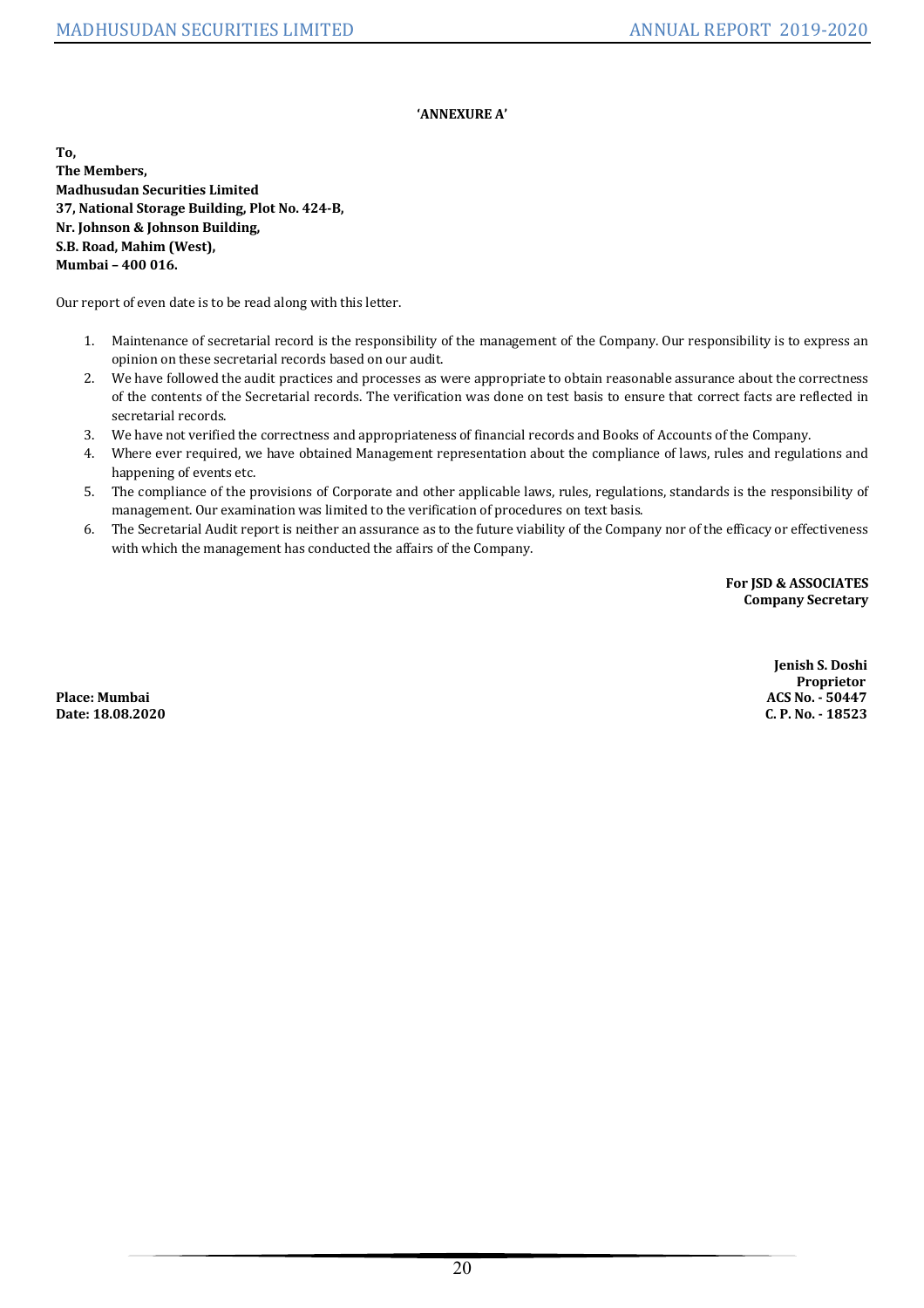**'ANNEXURE A'**

**To,**
**The Members,**
**Madhusudan Securities Limited**
**37, National Storage Building, Plot No. 424-B,**
**Nr. Johnson & Johnson Building,**
**S.B. Road, Mahim (West),**
**Mumbai – 400 016.**

Our report of even date is to be read along with this letter.

1. Maintenance of secretarial record is the responsibility of the management of the Company. Our responsibility is to express an opinion on these secretarial records based on our audit.
2. We have followed the audit practices and processes as were appropriate to obtain reasonable assurance about the correctness of the contents of the Secretarial records. The verification was done on test basis to ensure that correct facts are reflected in secretarial records.
3. We have not verified the correctness and appropriateness of financial records and Books of Accounts of the Company.
4. Where ever required, we have obtained Management representation about the compliance of laws, rules and regulations and happening of events etc.
5. The compliance of the provisions of Corporate and other applicable laws, rules, regulations, standards is the responsibility of management. Our examination was limited to the verification of procedures on text basis.
6. The Secretarial Audit report is neither an assurance as to the future viability of the Company nor of the efficacy or effectiveness with which the management has conducted the affairs of the Company.

**For JSD & ASSOCIATES**
**Company Secretary**

**Jenish S. Doshi**
**Proprietor**
**ACS No. - 50447**
**C. P. No. - 18523**

**Place: Mumbai**
**Date: 18.08.2020**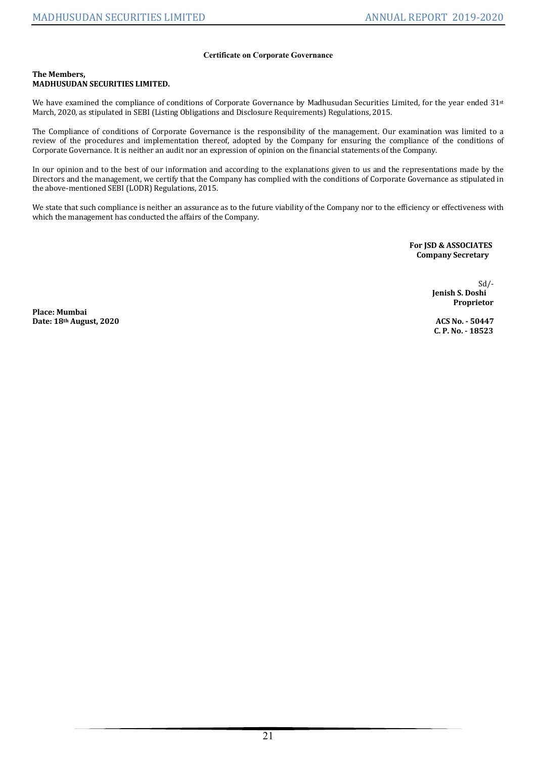## Certificate on Corporate Governance

**The Members,**
**MADHUSUDAN SECURITIES LIMITED.**

We have examined the compliance of conditions of Corporate Governance by Madhusudan Securities Limited, for the year ended 31st March, 2020, as stipulated in SEBI (Listing Obligations and Disclosure Requirements) Regulations, 2015.

The Compliance of conditions of Corporate Governance is the responsibility of the management. Our examination was limited to a review of the procedures and implementation thereof, adopted by the Company for ensuring the compliance of the conditions of Corporate Governance. It is neither an audit nor an expression of opinion on the financial statements of the Company.

In our opinion and to the best of our information and according to the explanations given to us and the representations made by the Directors and the management, we certify that the Company has complied with the conditions of Corporate Governance as stipulated in the above-mentioned SEBI (LODR) Regulations, 2015.

We state that such compliance is neither an assurance as to the future viability of the Company nor to the efficiency or effectiveness with which the management has conducted the affairs of the Company.

**For JSD & ASSOCIATES**
**Company Secretary**

Sd/-
**Jenish S. Doshi**
**Proprietor**

**Place: Mumbai**
**Date: 18th August, 2020**

**ACS No. - 50447**
**C. P. No. - 18523**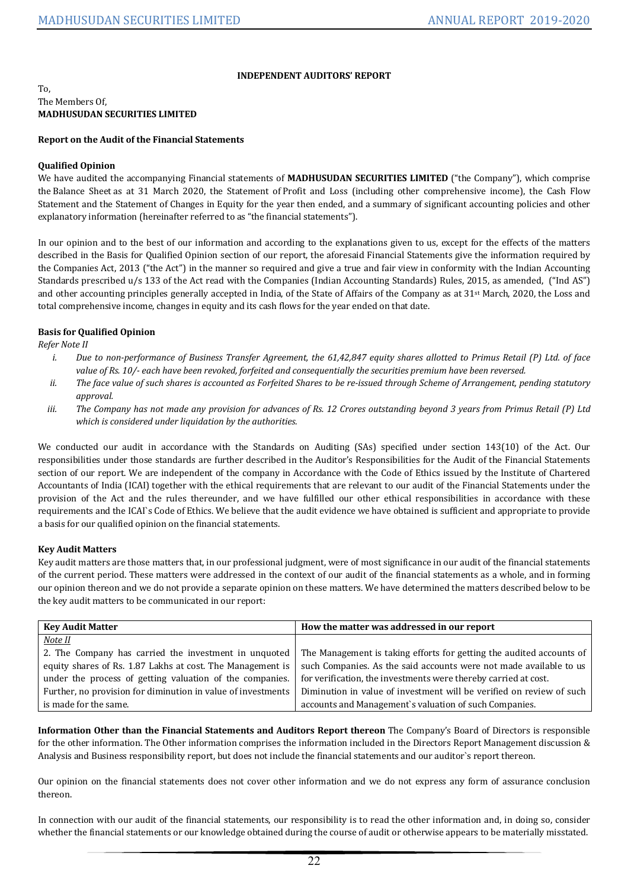## INDEPENDENT AUDITORS' REPORT

To,
The Members Of,
**MADHUSUDAN SECURITIES LIMITED**

### Report on the Audit of the Financial Statements

#### Qualified Opinion

We have audited the accompanying Financial statements of **MADHUSUDAN SECURITIES LIMITED** ("the Company"), which comprise the Balance Sheet as at 31 March 2020, the Statement of Profit and Loss (including other comprehensive income), the Cash Flow Statement and the Statement of Changes in Equity for the year then ended, and a summary of significant accounting policies and other explanatory information (hereinafter referred to as "the financial statements").

In our opinion and to the best of our information and according to the explanations given to us, except for the effects of the matters described in the Basis for Qualified Opinion section of our report, the aforesaid Financial Statements give the information required by the Companies Act, 2013 ("the Act") in the manner so required and give a true and fair view in conformity with the Indian Accounting Standards prescribed u/s 133 of the Act read with the Companies (Indian Accounting Standards) Rules, 2015, as amended, ("Ind AS") and other accounting principles generally accepted in India, of the State of Affairs of the Company as at 31st March, 2020, the Loss and total comprehensive income, changes in equity and its cash flows for the year ended on that date.

#### Basis for Qualified Opinion

*Refer Note II*

i. *Due to non-performance of Business Transfer Agreement, the 61,42,847 equity shares allotted to Primus Retail (P) Ltd. of face value of Rs. 10/- each have been revoked, forfeited and consequentially the securities premium have been reversed.*

ii. *The face value of such shares is accounted as Forfeited Shares to be re-issued through Scheme of Arrangement, pending statutory approval.*

iii. *The Company has not made any provision for advances of Rs. 12 Crores outstanding beyond 3 years from Primus Retail (P) Ltd which is considered under liquidation by the authorities.*

We conducted our audit in accordance with the Standards on Auditing (SAs) specified under section 143(10) of the Act. Our responsibilities under those standards are further described in the Auditor's Responsibilities for the Audit of the Financial Statements section of our report. We are independent of the company in Accordance with the Code of Ethics issued by the Institute of Chartered Accountants of India (ICAI) together with the ethical requirements that are relevant to our audit of the Financial Statements under the provision of the Act and the rules thereunder, and we have fulfilled our other ethical responsibilities in accordance with these requirements and the ICAI`s Code of Ethics. We believe that the audit evidence we have obtained is sufficient and appropriate to provide a basis for our qualified opinion on the financial statements.

#### Key Audit Matters

Key audit matters are those matters that, in our professional judgment, were of most significance in our audit of the financial statements of the current period. These matters were addressed in the context of our audit of the financial statements as a whole, and in forming our opinion thereon and we do not provide a separate opinion on these matters. We have determined the matters described below to be the key audit matters to be communicated in our report:

| Key Audit Matter | How the matter was addressed in our report |
|---|---|
| *Note II*<br>2. The Company has carried the investment in unquoted equity shares of Rs. 1.87 Lakhs at cost. The Management is under the process of getting valuation of the companies. Further, no provision for diminution in value of investments is made for the same. | The Management is taking efforts for getting the audited accounts of such Companies. As the said accounts were not made available to us for verification, the investments were thereby carried at cost. Diminution in value of investment will be verified on review of such accounts and Management`s valuation of such Companies. |

**Information Other than the Financial Statements and Auditors Report thereon** The Company's Board of Directors is responsible for the other information. The Other information comprises the information included in the Directors Report Management discussion & Analysis and Business responsibility report, but does not include the financial statements and our auditor`s report thereon.

Our opinion on the financial statements does not cover other information and we do not express any form of assurance conclusion thereon.

In connection with our audit of the financial statements, our responsibility is to read the other information and, in doing so, consider whether the financial statements or our knowledge obtained during the course of audit or otherwise appears to be materially misstated.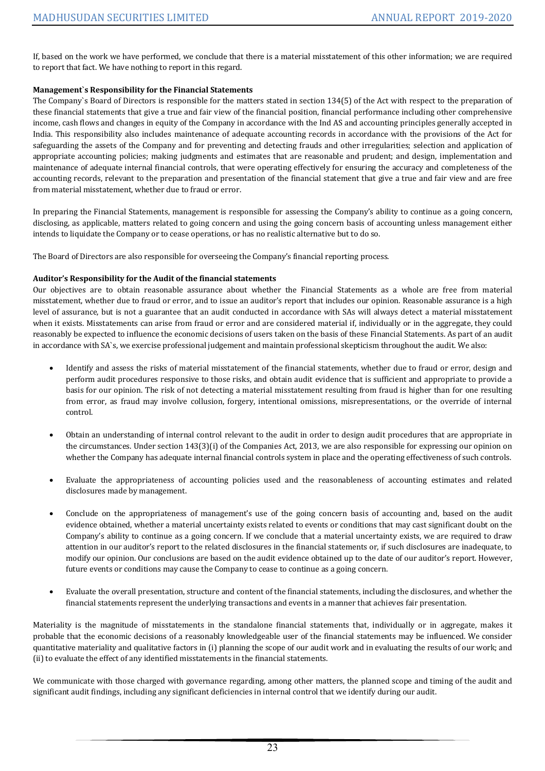If, based on the work we have performed, we conclude that there is a material misstatement of this other information; we are required to report that fact. We have nothing to report in this regard.

**Management`s Responsibility for the Financial Statements**

The Company`s Board of Directors is responsible for the matters stated in section 134(5) of the Act with respect to the preparation of these financial statements that give a true and fair view of the financial position, financial performance including other comprehensive income, cash flows and changes in equity of the Company in accordance with the Ind AS and accounting principles generally accepted in India. This responsibility also includes maintenance of adequate accounting records in accordance with the provisions of the Act for safeguarding the assets of the Company and for preventing and detecting frauds and other irregularities; selection and application of appropriate accounting policies; making judgments and estimates that are reasonable and prudent; and design, implementation and maintenance of adequate internal financial controls, that were operating effectively for ensuring the accuracy and completeness of the accounting records, relevant to the preparation and presentation of the financial statement that give a true and fair view and are free from material misstatement, whether due to fraud or error.

In preparing the Financial Statements, management is responsible for assessing the Company's ability to continue as a going concern, disclosing, as applicable, matters related to going concern and using the going concern basis of accounting unless management either intends to liquidate the Company or to cease operations, or has no realistic alternative but to do so.

The Board of Directors are also responsible for overseeing the Company's financial reporting process.

**Auditor's Responsibility for the Audit of the financial statements**

Our objectives are to obtain reasonable assurance about whether the Financial Statements as a whole are free from material misstatement, whether due to fraud or error, and to issue an auditor's report that includes our opinion. Reasonable assurance is a high level of assurance, but is not a guarantee that an audit conducted in accordance with SAs will always detect a material misstatement when it exists. Misstatements can arise from fraud or error and are considered material if, individually or in the aggregate, they could reasonably be expected to influence the economic decisions of users taken on the basis of these Financial Statements. As part of an audit in accordance with SA`s, we exercise professional judgement and maintain professional skepticism throughout the audit. We also:

- Identify and assess the risks of material misstatement of the financial statements, whether due to fraud or error, design and perform audit procedures responsive to those risks, and obtain audit evidence that is sufficient and appropriate to provide a basis for our opinion. The risk of not detecting a material misstatement resulting from fraud is higher than for one resulting from error, as fraud may involve collusion, forgery, intentional omissions, misrepresentations, or the override of internal control.

- Obtain an understanding of internal control relevant to the audit in order to design audit procedures that are appropriate in the circumstances. Under section 143(3)(i) of the Companies Act, 2013, we are also responsible for expressing our opinion on whether the Company has adequate internal financial controls system in place and the operating effectiveness of such controls.

- Evaluate the appropriateness of accounting policies used and the reasonableness of accounting estimates and related disclosures made by management.

- Conclude on the appropriateness of management's use of the going concern basis of accounting and, based on the audit evidence obtained, whether a material uncertainty exists related to events or conditions that may cast significant doubt on the Company's ability to continue as a going concern. If we conclude that a material uncertainty exists, we are required to draw attention in our auditor's report to the related disclosures in the financial statements or, if such disclosures are inadequate, to modify our opinion. Our conclusions are based on the audit evidence obtained up to the date of our auditor's report. However, future events or conditions may cause the Company to cease to continue as a going concern.

- Evaluate the overall presentation, structure and content of the financial statements, including the disclosures, and whether the financial statements represent the underlying transactions and events in a manner that achieves fair presentation.

Materiality is the magnitude of misstatements in the standalone financial statements that, individually or in aggregate, makes it probable that the economic decisions of a reasonably knowledgeable user of the financial statements may be influenced. We consider quantitative materiality and qualitative factors in (i) planning the scope of our audit work and in evaluating the results of our work; and (ii) to evaluate the effect of any identified misstatements in the financial statements.

We communicate with those charged with governance regarding, among other matters, the planned scope and timing of the audit and significant audit findings, including any significant deficiencies in internal control that we identify during our audit.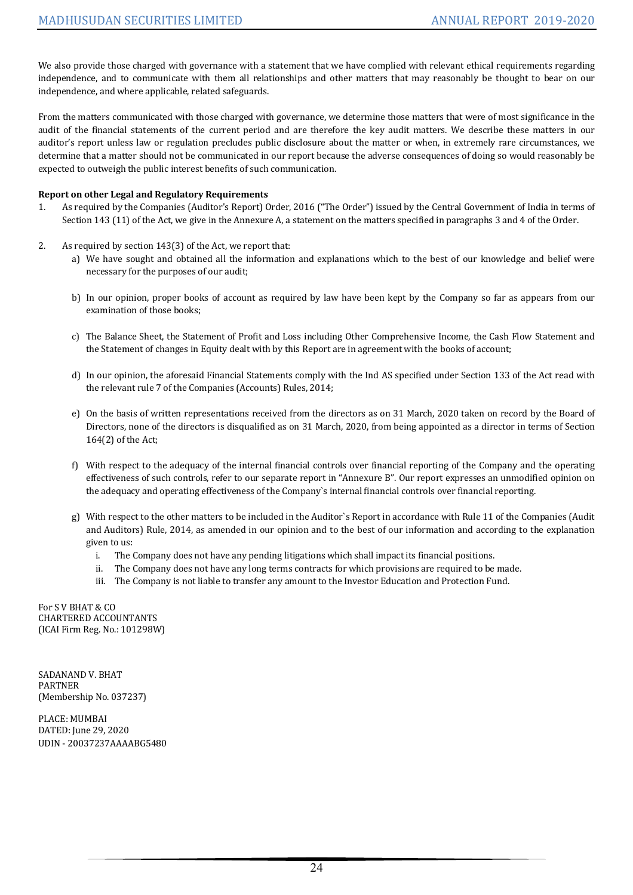We also provide those charged with governance with a statement that we have complied with relevant ethical requirements regarding independence, and to communicate with them all relationships and other matters that may reasonably be thought to bear on our independence, and where applicable, related safeguards.

From the matters communicated with those charged with governance, we determine those matters that were of most significance in the audit of the financial statements of the current period and are therefore the key audit matters. We describe these matters in our auditor's report unless law or regulation precludes public disclosure about the matter or when, in extremely rare circumstances, we determine that a matter should not be communicated in our report because the adverse consequences of doing so would reasonably be expected to outweigh the public interest benefits of such communication.

**Report on other Legal and Regulatory Requirements**

1. As required by the Companies (Auditor's Report) Order, 2016 ("The Order") issued by the Central Government of India in terms of Section 143 (11) of the Act, we give in the Annexure A, a statement on the matters specified in paragraphs 3 and 4 of the Order.

2. As required by section 143(3) of the Act, we report that:
   a) We have sought and obtained all the information and explanations which to the best of our knowledge and belief were necessary for the purposes of our audit;

   b) In our opinion, proper books of account as required by law have been kept by the Company so far as appears from our examination of those books;

   c) The Balance Sheet, the Statement of Profit and Loss including Other Comprehensive Income, the Cash Flow Statement and the Statement of changes in Equity dealt with by this Report are in agreement with the books of account;

   d) In our opinion, the aforesaid Financial Statements comply with the Ind AS specified under Section 133 of the Act read with the relevant rule 7 of the Companies (Accounts) Rules, 2014;

   e) On the basis of written representations received from the directors as on 31 March, 2020 taken on record by the Board of Directors, none of the directors is disqualified as on 31 March, 2020, from being appointed as a director in terms of Section 164(2) of the Act;

   f) With respect to the adequacy of the internal financial controls over financial reporting of the Company and the operating effectiveness of such controls, refer to our separate report in "Annexure B". Our report expresses an unmodified opinion on the adequacy and operating effectiveness of the Company`s internal financial controls over financial reporting.

   g) With respect to the other matters to be included in the Auditor`s Report in accordance with Rule 11 of the Companies (Audit and Auditors) Rule, 2014, as amended in our opinion and to the best of our information and according to the explanation given to us:
      i. The Company does not have any pending litigations which shall impact its financial positions.
      ii. The Company does not have any long terms contracts for which provisions are required to be made.
      iii. The Company is not liable to transfer any amount to the Investor Education and Protection Fund.

For S V BHAT & CO
CHARTERED ACCOUNTANTS
(ICAI Firm Reg. No.: 101298W)

SADANAND V. BHAT
PARTNER
(Membership No. 037237)

PLACE: MUMBAI
DATED: June 29, 2020
UDIN - 20037237AAAABG5480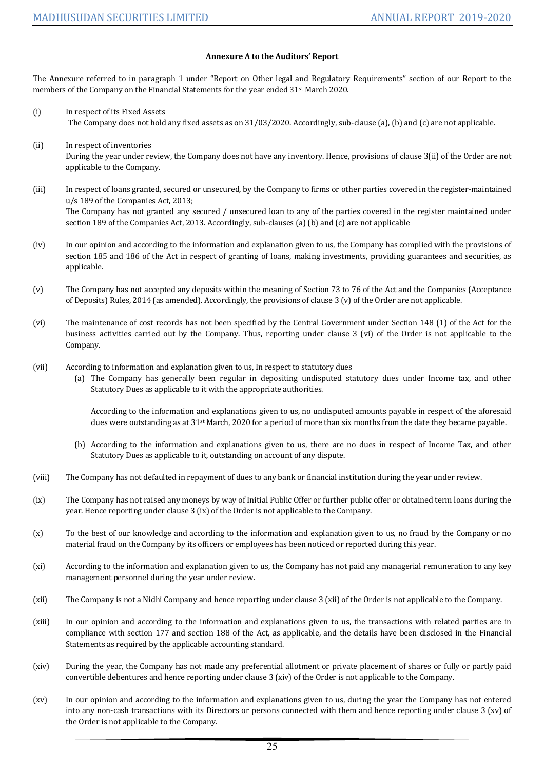**Annexure A to the Auditors' Report**

The Annexure referred to in paragraph 1 under "Report on Other legal and Regulatory Requirements" section of our Report to the members of the Company on the Financial Statements for the year ended 31st March 2020.

(i) In respect of its Fixed Assets
The Company does not hold any fixed assets as on 31/03/2020. Accordingly, sub-clause (a), (b) and (c) are not applicable.

(ii) In respect of inventories
During the year under review, the Company does not have any inventory. Hence, provisions of clause 3(ii) of the Order are not applicable to the Company.

(iii) In respect of loans granted, secured or unsecured, by the Company to firms or other parties covered in the register-maintained u/s 189 of the Companies Act, 2013;
The Company has not granted any secured / unsecured loan to any of the parties covered in the register maintained under section 189 of the Companies Act, 2013. Accordingly, sub-clauses (a) (b) and (c) are not applicable

(iv) In our opinion and according to the information and explanation given to us, the Company has complied with the provisions of section 185 and 186 of the Act in respect of granting of loans, making investments, providing guarantees and securities, as applicable.

(v) The Company has not accepted any deposits within the meaning of Section 73 to 76 of the Act and the Companies (Acceptance of Deposits) Rules, 2014 (as amended). Accordingly, the provisions of clause 3 (v) of the Order are not applicable.

(vi) The maintenance of cost records has not been specified by the Central Government under Section 148 (1) of the Act for the business activities carried out by the Company. Thus, reporting under clause 3 (vi) of the Order is not applicable to the Company.

(vii) According to information and explanation given to us, In respect to statutory dues

(a) The Company has generally been regular in depositing undisputed statutory dues under Income tax, and other Statutory Dues as applicable to it with the appropriate authorities.

According to the information and explanations given to us, no undisputed amounts payable in respect of the aforesaid dues were outstanding as at 31st March, 2020 for a period of more than six months from the date they became payable.

(b) According to the information and explanations given to us, there are no dues in respect of Income Tax, and other Statutory Dues as applicable to it, outstanding on account of any dispute.

(viii) The Company has not defaulted in repayment of dues to any bank or financial institution during the year under review.

(ix) The Company has not raised any moneys by way of Initial Public Offer or further public offer or obtained term loans during the year. Hence reporting under clause 3 (ix) of the Order is not applicable to the Company.

(x) To the best of our knowledge and according to the information and explanation given to us, no fraud by the Company or no material fraud on the Company by its officers or employees has been noticed or reported during this year.

(xi) According to the information and explanation given to us, the Company has not paid any managerial remuneration to any key management personnel during the year under review.

(xii) The Company is not a Nidhi Company and hence reporting under clause 3 (xii) of the Order is not applicable to the Company.

(xiii) In our opinion and according to the information and explanations given to us, the transactions with related parties are in compliance with section 177 and section 188 of the Act, as applicable, and the details have been disclosed in the Financial Statements as required by the applicable accounting standard.

(xiv) During the year, the Company has not made any preferential allotment or private placement of shares or fully or partly paid convertible debentures and hence reporting under clause 3 (xiv) of the Order is not applicable to the Company.

(xv) In our opinion and according to the information and explanations given to us, during the year the Company has not entered into any non-cash transactions with its Directors or persons connected with them and hence reporting under clause 3 (xv) of the Order is not applicable to the Company.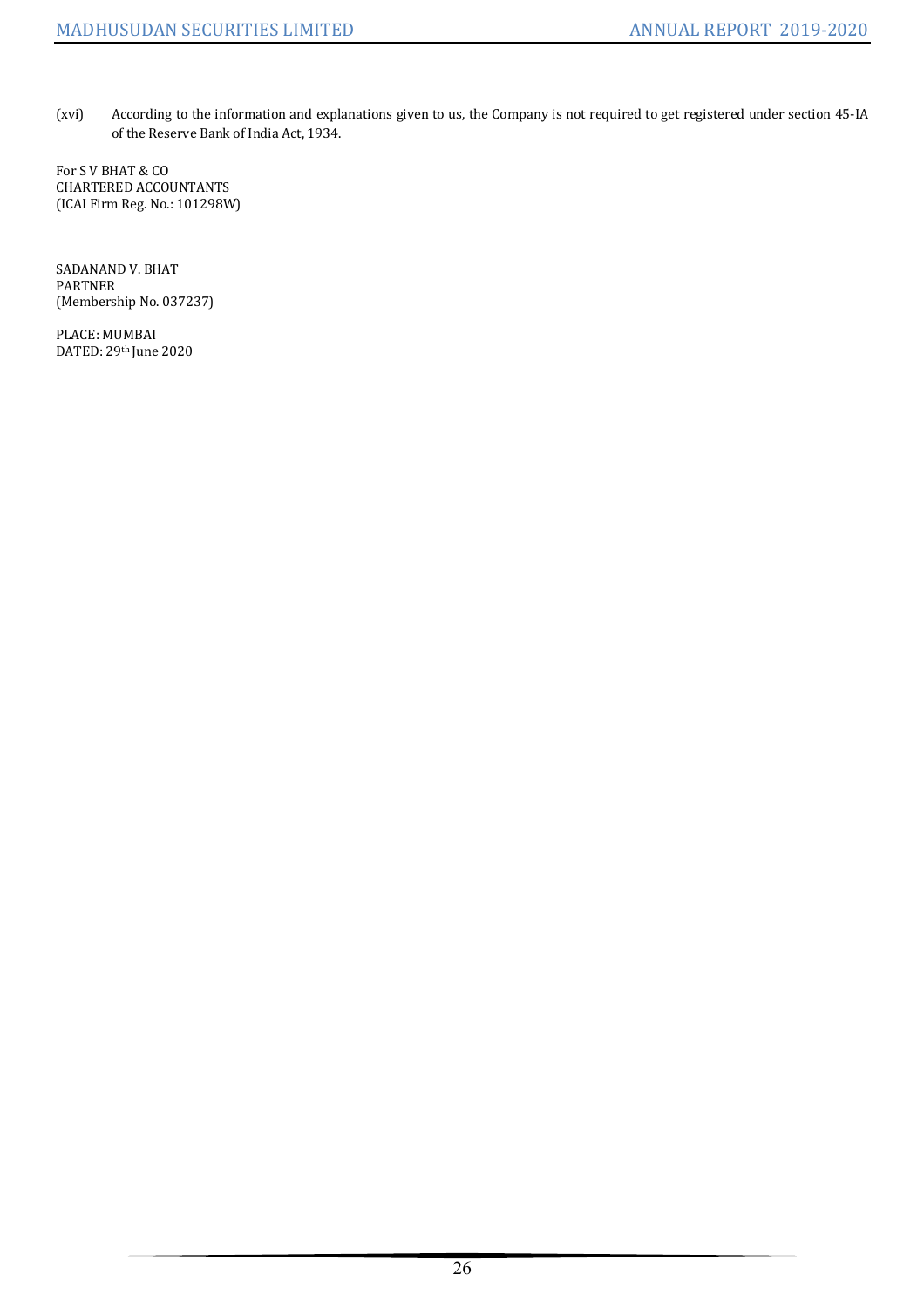(xvi) According to the information and explanations given to us, the Company is not required to get registered under section 45-IA of the Reserve Bank of India Act, 1934.

For S V BHAT & CO
CHARTERED ACCOUNTANTS
(ICAI Firm Reg. No.: 101298W)

SADANAND V. BHAT
PARTNER
(Membership No. 037237)

PLACE: MUMBAI
DATED: 29th June 2020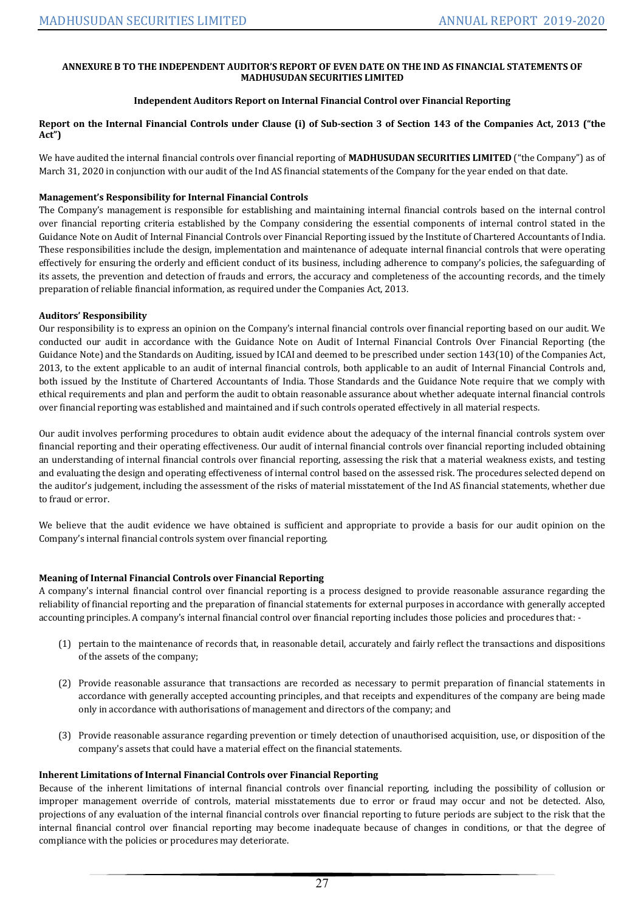**ANNEXURE B TO THE INDEPENDENT AUDITOR'S REPORT OF EVEN DATE ON THE IND AS FINANCIAL STATEMENTS OF MADHUSUDAN SECURITIES LIMITED**

**Independent Auditors Report on Internal Financial Control over Financial Reporting**

**Report on the Internal Financial Controls under Clause (i) of Sub-section 3 of Section 143 of the Companies Act, 2013 ("the Act")**

We have audited the internal financial controls over financial reporting of **MADHUSUDAN SECURITIES LIMITED** ("the Company") as of March 31, 2020 in conjunction with our audit of the Ind AS financial statements of the Company for the year ended on that date.

**Management's Responsibility for Internal Financial Controls**

The Company's management is responsible for establishing and maintaining internal financial controls based on the internal control over financial reporting criteria established by the Company considering the essential components of internal control stated in the Guidance Note on Audit of Internal Financial Controls over Financial Reporting issued by the Institute of Chartered Accountants of India. These responsibilities include the design, implementation and maintenance of adequate internal financial controls that were operating effectively for ensuring the orderly and efficient conduct of its business, including adherence to company's policies, the safeguarding of its assets, the prevention and detection of frauds and errors, the accuracy and completeness of the accounting records, and the timely preparation of reliable financial information, as required under the Companies Act, 2013.

**Auditors' Responsibility**

Our responsibility is to express an opinion on the Company's internal financial controls over financial reporting based on our audit. We conducted our audit in accordance with the Guidance Note on Audit of Internal Financial Controls Over Financial Reporting (the Guidance Note) and the Standards on Auditing, issued by ICAI and deemed to be prescribed under section 143(10) of the Companies Act, 2013, to the extent applicable to an audit of internal financial controls, both applicable to an audit of Internal Financial Controls and, both issued by the Institute of Chartered Accountants of India. Those Standards and the Guidance Note require that we comply with ethical requirements and plan and perform the audit to obtain reasonable assurance about whether adequate internal financial controls over financial reporting was established and maintained and if such controls operated effectively in all material respects.

Our audit involves performing procedures to obtain audit evidence about the adequacy of the internal financial controls system over financial reporting and their operating effectiveness. Our audit of internal financial controls over financial reporting included obtaining an understanding of internal financial controls over financial reporting, assessing the risk that a material weakness exists, and testing and evaluating the design and operating effectiveness of internal control based on the assessed risk. The procedures selected depend on the auditor's judgement, including the assessment of the risks of material misstatement of the Ind AS financial statements, whether due to fraud or error.

We believe that the audit evidence we have obtained is sufficient and appropriate to provide a basis for our audit opinion on the Company's internal financial controls system over financial reporting.

**Meaning of Internal Financial Controls over Financial Reporting**

A company's internal financial control over financial reporting is a process designed to provide reasonable assurance regarding the reliability of financial reporting and the preparation of financial statements for external purposes in accordance with generally accepted accounting principles. A company's internal financial control over financial reporting includes those policies and procedures that: -

(1) pertain to the maintenance of records that, in reasonable detail, accurately and fairly reflect the transactions and dispositions of the assets of the company;

(2) Provide reasonable assurance that transactions are recorded as necessary to permit preparation of financial statements in accordance with generally accepted accounting principles, and that receipts and expenditures of the company are being made only in accordance with authorisations of management and directors of the company; and

(3) Provide reasonable assurance regarding prevention or timely detection of unauthorised acquisition, use, or disposition of the company's assets that could have a material effect on the financial statements.

**Inherent Limitations of Internal Financial Controls over Financial Reporting**

Because of the inherent limitations of internal financial controls over financial reporting, including the possibility of collusion or improper management override of controls, material misstatements due to error or fraud may occur and not be detected. Also, projections of any evaluation of the internal financial controls over financial reporting to future periods are subject to the risk that the internal financial control over financial reporting may become inadequate because of changes in conditions, or that the degree of compliance with the policies or procedures may deteriorate.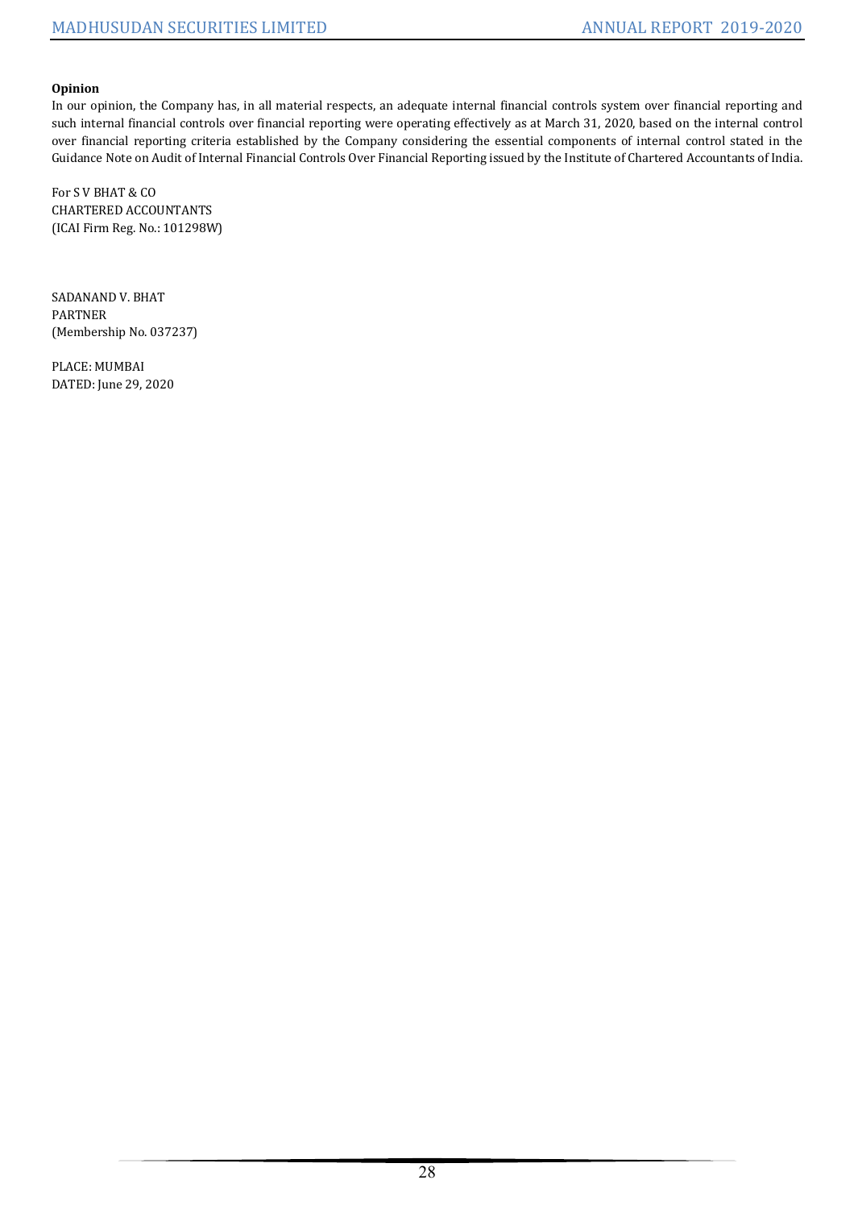**Opinion**

In our opinion, the Company has, in all material respects, an adequate internal financial controls system over financial reporting and such internal financial controls over financial reporting were operating effectively as at March 31, 2020, based on the internal control over financial reporting criteria established by the Company considering the essential components of internal control stated in the Guidance Note on Audit of Internal Financial Controls Over Financial Reporting issued by the Institute of Chartered Accountants of India.

For S V BHAT & CO
CHARTERED ACCOUNTANTS
(ICAI Firm Reg. No.: 101298W)

SADANAND V. BHAT
PARTNER
(Membership No. 037237)

PLACE: MUMBAI
DATED: June 29, 2020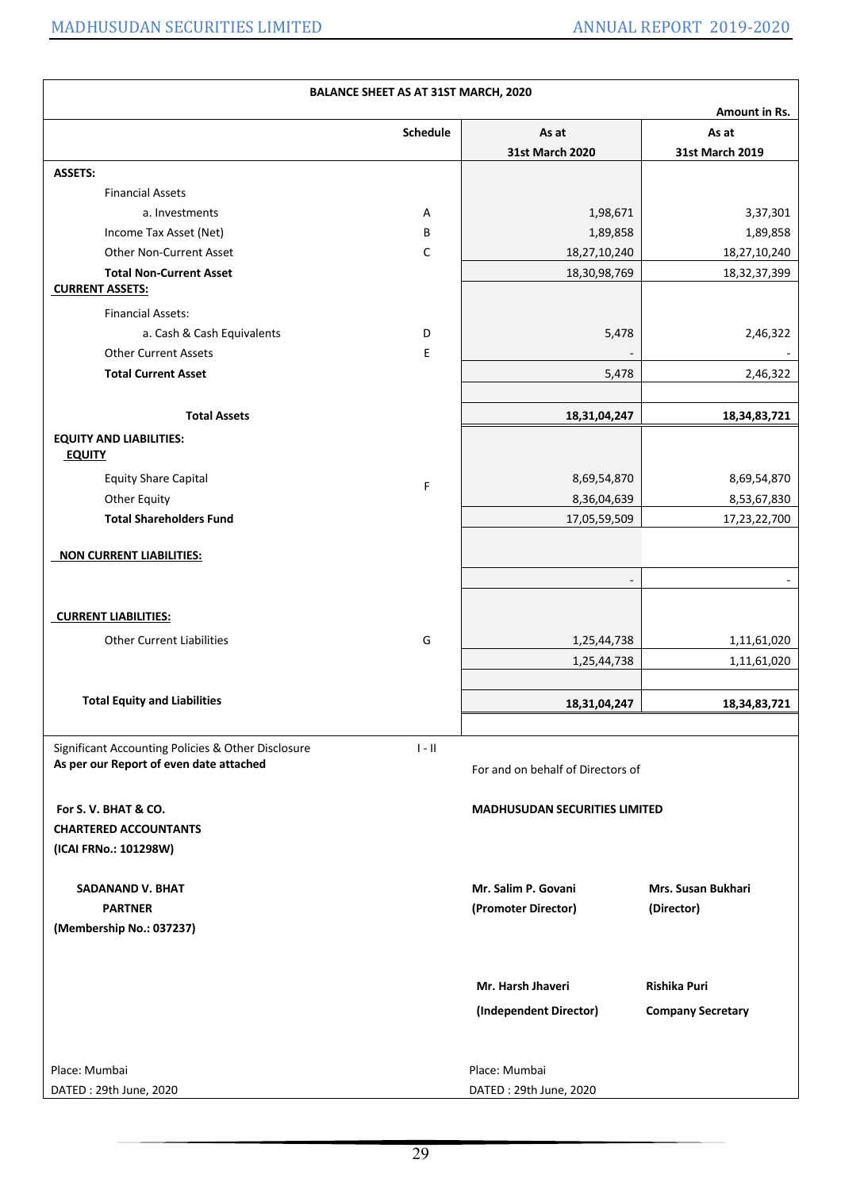## BALANCE SHEET AS AT 31ST MARCH, 2020

Amount in Rs.

| | Schedule | As at 31st March 2020 | As at 31st March 2019 |
|---|---|---|---|
| **ASSETS:** | | | |
| Financial Assets | | | |
| a. Investments | A | 1,98,671 | 3,37,301 |
| Income Tax Asset (Net) | B | 1,89,858 | 1,89,858 |
| Other Non-Current Asset | C | 18,27,10,240 | 18,27,10,240 |
| **Total Non-Current Asset** | | 18,30,98,769 | 18,32,37,399 |
| **CURRENT ASSETS:** | | | |
| Financial Assets: | | | |
| a. Cash & Cash Equivalents | D | 5,478 | 2,46,322 |
| Other Current Assets | E | - | - |
| **Total Current Asset** | | 5,478 | 2,46,322 |
| **Total Assets** | | **18,31,04,247** | **18,34,83,721** |
| **EQUITY AND LIABILITIES:** | | | |
| **EQUITY** | | | |
| Equity Share Capital | F | 8,69,54,870 | 8,69,54,870 |
| Other Equity | | 8,36,04,639 | 8,53,67,830 |
| **Total Shareholders Fund** | | 17,05,59,509 | 17,23,22,700 |
| **NON CURRENT LIABILITIES:** | | | |
| | | - | - |
| **CURRENT LIABILITIES:** | | | |
| Other Current Liabilities | G | 1,25,44,738 | 1,11,61,020 |
| | | 1,25,44,738 | 1,11,61,020 |
| **Total Equity and Liabilities** | | **18,31,04,247** | **18,34,83,721** |

Significant Accounting Policies & Other Disclosure — I - II

**As per our Report of even date attached**

For and on behalf of Directors of

**For S. V. BHAT & CO.**
**CHARTERED ACCOUNTANTS**
**(ICAI FRNo.: 101298W)**

**MADHUSUDAN SECURITIES LIMITED**

**SADANAND V. BHAT**
**PARTNER**
**(Membership No.: 037237)**

**Mr. Salim P. Govani**
**(Promoter Director)**

**Mrs. Susan Bukhari**
**(Director)**

**Mr. Harsh Jhaveri**
**(Independent Director)**

**Rishika Puri**
**Company Secretary**

Place: Mumbai
DATED : 29th June, 2020

Place: Mumbai
DATED : 29th June, 2020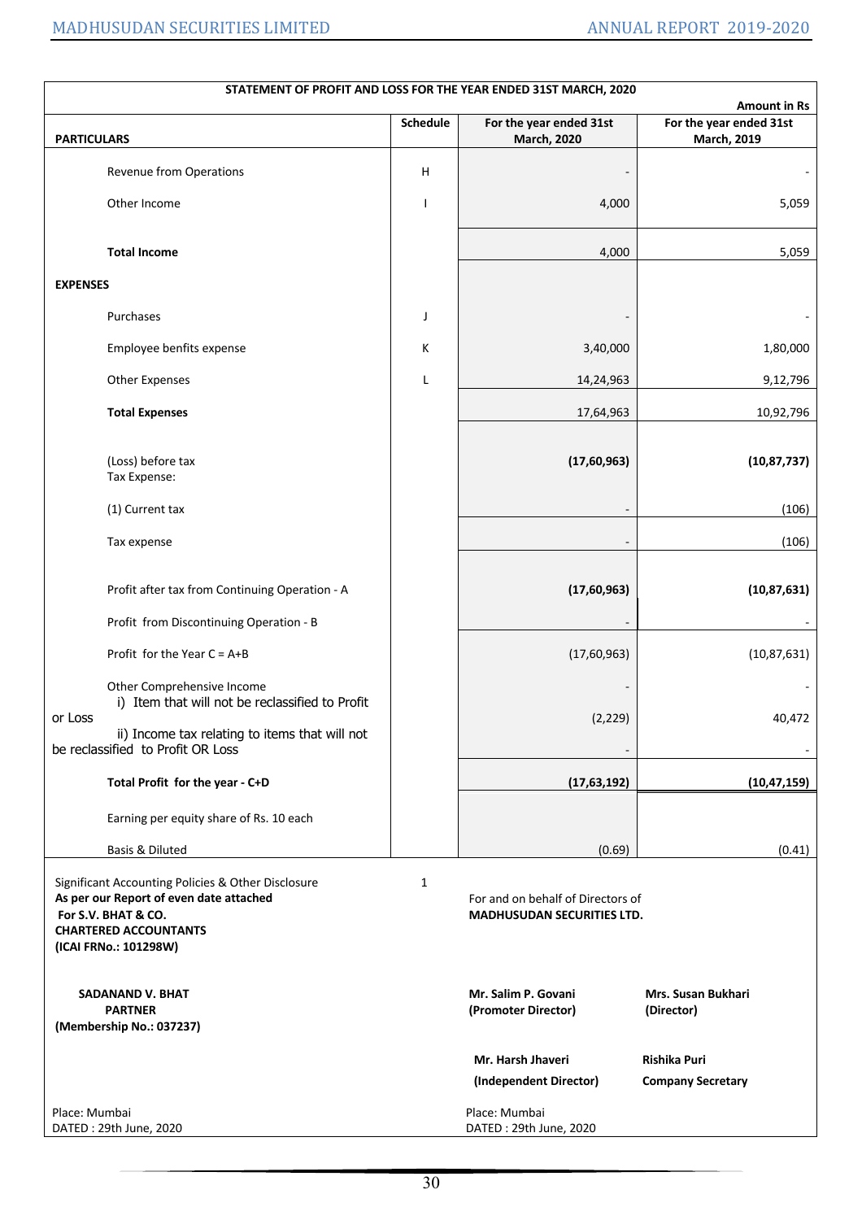## STATEMENT OF PROFIT AND LOSS FOR THE YEAR ENDED 31ST MARCH, 2020

Amount in Rs

| PARTICULARS | Schedule | For the year ended 31st March, 2020 | For the year ended 31st March, 2019 |
|---|---|---|---|
| Revenue from Operations | H | - | - |
| Other Income | I | 4,000 | 5,059 |
| **Total Income** | | 4,000 | 5,059 |
| **EXPENSES** | | | |
| Purchases | J | - | - |
| Employee benfits expense | K | 3,40,000 | 1,80,000 |
| Other Expenses | L | 14,24,963 | 9,12,796 |
| **Total Expenses** | | 17,64,963 | 10,92,796 |
| (Loss) before tax | | **(17,60,963)** | **(10,87,737)** |
| Tax Expense: | | | |
| (1) Current tax | | - | (106) |
| Tax expense | | - | (106) |
| Profit after tax from Continuing Operation - A | | **(17,60,963)** | **(10,87,631)** |
| Profit from Discontinuing Operation - B | | - | - |
| Profit for the Year C = A+B | | (17,60,963) | (10,87,631) |
| Other Comprehensive Income | | - | - |
| i) Item that will not be reclassified to Profit or Loss | | (2,229) | 40,472 |
| ii) Income tax relating to items that will not be reclassified to Profit OR Loss | | - | - |
| **Total Profit for the year - C+D** | | **(17,63,192)** | **(10,47,159)** |
| Earning per equity share of Rs. 10 each | | | |
| Basis & Diluted | | (0.69) | (0.41) |

Significant Accounting Policies & Other Disclosure 1

**As per our Report of even date attached**
**For S.V. BHAT & CO.**
**CHARTERED ACCOUNTANTS**
**(ICAI FRNo.: 101298W)**

**SADANAND V. BHAT**
**PARTNER**
**(Membership No.: 037237)**

Place: Mumbai
DATED : 29th June, 2020

For and on behalf of Directors of
**MADHUSUDAN SECURITIES LTD.**

**Mr. Salim P. Govani**
**(Promoter Director)**

**Mrs. Susan Bukhari**
**(Director)**

**Mr. Harsh Jhaveri**
**(Independent Director)**

**Rishika Puri**
**Company Secretary**

Place: Mumbai
DATED : 29th June, 2020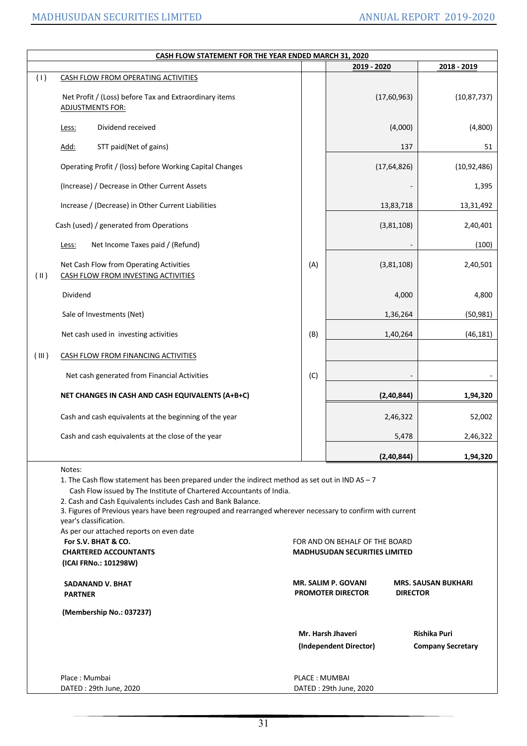| CASH FLOW STATEMENT FOR THE YEAR ENDED MARCH 31, 2020 | | | | |
|---|---|---|---|---|
| | | | **2019 - 2020** | **2018 - 2019** |
| ( I ) | CASH FLOW FROM OPERATING ACTIVITIES | | | |
| | Net Profit / (Loss) before Tax and Extraordinary items<br>ADJUSTMENTS FOR: | | (17,60,963) | (10,87,737) |
| | Less: Dividend received | | (4,000) | (4,800) |
| | Add: STT paid(Net of gains) | | 137 | 51 |
| | Operating Profit / (loss) before Working Capital Changes | | (17,64,826) | (10,92,486) |
| | (Increase) / Decrease in Other Current Assets | | - | 1,395 |
| | Increase / (Decrease) in Other Current Liabilities | | 13,83,718 | 13,31,492 |
| | Cash (used) / generated from Operations | | (3,81,108) | 2,40,401 |
| | Less: Net Income Taxes paid / (Refund) | | - | (100) |
| | Net Cash Flow from Operating Activities | (A) | (3,81,108) | 2,40,501 |
| ( II ) | CASH FLOW FROM INVESTING ACTIVITIES | | | |
| | Dividend | | 4,000 | 4,800 |
| | Sale of Investments (Net) | | 1,36,264 | (50,981) |
| | Net cash used in investing activities | (B) | 1,40,264 | (46,181) |
| ( III ) | CASH FLOW FROM FINANCING ACTIVITIES | | | |
| | Net cash generated from Financial Activities | (C) | - | - |
| | **NET CHANGES IN CASH AND CASH EQUIVALENTS (A+B+C)** | | **(2,40,844)** | **1,94,320** |
| | Cash and cash equivalents at the beginning of the year | | 2,46,322 | 52,002 |
| | Cash and cash equivalents at the close of the year | | 5,478 | 2,46,322 |
| | | | **(2,40,844)** | **1,94,320** |

Notes:

1. The Cash flow statement has been prepared under the indirect method as set out in IND AS – 7 Cash Flow issued by The Institute of Chartered Accountants of India.
2. Cash and Cash Equivalents includes Cash and Bank Balance.
3. Figures of Previous years have been regrouped and rearranged wherever necessary to confirm with current year's classification.

As per our attached reports on even date

**For S.V. BHAT & CO.**
**CHARTERED ACCOUNTANTS**
**(ICAI FRNo.: 101298W)**

**SADANAND V. BHAT**
**PARTNER**

**(Membership No.: 037237)**

Place : Mumbai
DATED : 29th June, 2020

FOR AND ON BEHALF OF THE BOARD
**MADHUSUDAN SECURITIES LIMITED**

**MR. SALIM P. GOVANI**
**PROMOTER DIRECTOR**

**MRS. SAUSAN BUKHARI**
**DIRECTOR**

**Mr. Harsh Jhaveri**
**(Independent Director)**

**Rishika Puri**
**Company Secretary**

PLACE : MUMBAI
DATED : 29th June, 2020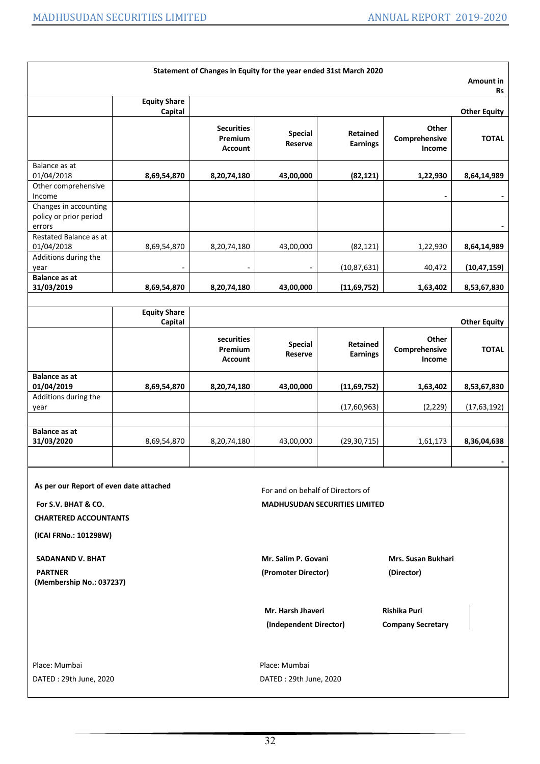**Statement of Changes in Equity for the year ended 31st March 2020**

Amount in Rs

| | Equity Share Capital | Other Equity | | | | |
|---|---|---|---|---|---|---|
| | | **Securities Premium Account** | **Special Reserve** | **Retained Earnings** | **Other Comprehensive Income** | **TOTAL** |
| Balance as at 01/04/2018 | **8,69,54,870** | **8,20,74,180** | **43,00,000** | **(82,121)** | **1,22,930** | **8,64,14,989** |
| Other comprehensive Income | | | | | - | - |
| Changes in accounting policy or prior period errors | | | | | | - |
| Restated Balance as at 01/04/2018 | 8,69,54,870 | 8,20,74,180 | 43,00,000 | (82,121) | 1,22,930 | **8,64,14,989** |
| Additions during the year | - | - | - | (10,87,631) | 40,472 | **(10,47,159)** |
| **Balance as at 31/03/2019** | **8,69,54,870** | **8,20,74,180** | **43,00,000** | **(11,69,752)** | **1,63,402** | **8,53,67,830** |

| | Equity Share Capital | Other Equity | | | | |
|---|---|---|---|---|---|---|
| | | **securities Premium Account** | **Special Reserve** | **Retained Earnings** | **Other Comprehensive Income** | **TOTAL** |
| **Balance as at 01/04/2019** | **8,69,54,870** | **8,20,74,180** | **43,00,000** | **(11,69,752)** | **1,63,402** | **8,53,67,830** |
| Additions during the year | | | | (17,60,963) | (2,229) | (17,63,192) |
| | | | | | | |
| **Balance as at 31/03/2020** | 8,69,54,870 | 8,20,74,180 | 43,00,000 | (29,30,715) | 1,61,173 | **8,36,04,638** |
| | | | | | | - |

**As per our Report of even date attached**

**For S.V. BHAT & CO.**
**CHARTERED ACCOUNTANTS**
**(ICAI FRNo.: 101298W)**

**SADANAND V. BHAT**
**PARTNER**
**(Membership No.: 037237)**

Place: Mumbai
DATED : 29th June, 2020

For and on behalf of Directors of
**MADHUSUDAN SECURITIES LIMITED**

**Mr. Salim P. Govani**
**(Promoter Director)**

**Mrs. Susan Bukhari**
**(Director)**

**Mr. Harsh Jhaveri**
**(Independent Director)**

**Rishika Puri**
**Company Secretary**

Place: Mumbai
DATED : 29th June, 2020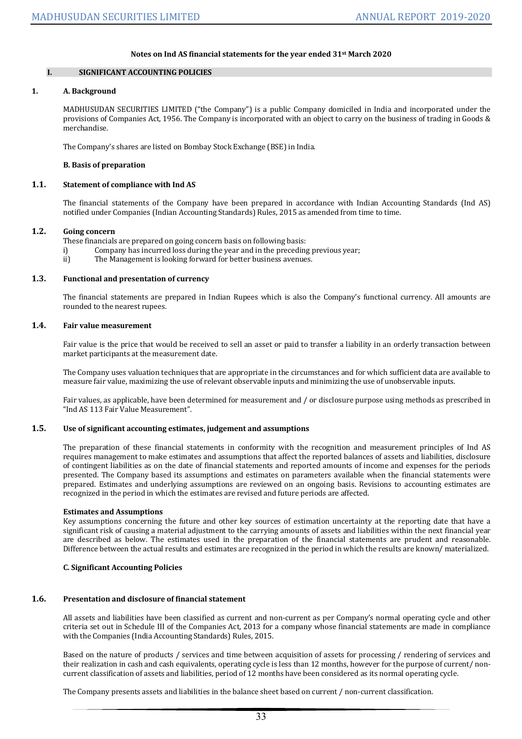**Notes on Ind AS financial statements for the year ended 31st March 2020**

## I. SIGNIFICANT ACCOUNTING POLICIES

### 1. A. Background

MADHUSUDAN SECURITIES LIMITED ("the Company") is a public Company domiciled in India and incorporated under the provisions of Companies Act, 1956. The Company is incorporated with an object to carry on the business of trading in Goods & merchandise.

The Company's shares are listed on Bombay Stock Exchange (BSE) in India.

**B. Basis of preparation**

### 1.1. Statement of compliance with Ind AS

The financial statements of the Company have been prepared in accordance with Indian Accounting Standards (Ind AS) notified under Companies (Indian Accounting Standards) Rules, 2015 as amended from time to time.

### 1.2. Going concern

These financials are prepared on going concern basis on following basis:

i) Company has incurred loss during the year and in the preceding previous year;

ii) The Management is looking forward for better business avenues.

### 1.3. Functional and presentation of currency

The financial statements are prepared in Indian Rupees which is also the Company's functional currency. All amounts are rounded to the nearest rupees.

### 1.4. Fair value measurement

Fair value is the price that would be received to sell an asset or paid to transfer a liability in an orderly transaction between market participants at the measurement date.

The Company uses valuation techniques that are appropriate in the circumstances and for which sufficient data are available to measure fair value, maximizing the use of relevant observable inputs and minimizing the use of unobservable inputs.

Fair values, as applicable, have been determined for measurement and / or disclosure purpose using methods as prescribed in "Ind AS 113 Fair Value Measurement".

### 1.5. Use of significant accounting estimates, judgement and assumptions

The preparation of these financial statements in conformity with the recognition and measurement principles of Ind AS requires management to make estimates and assumptions that affect the reported balances of assets and liabilities, disclosure of contingent liabilities as on the date of financial statements and reported amounts of income and expenses for the periods presented. The Company based its assumptions and estimates on parameters available when the financial statements were prepared. Estimates and underlying assumptions are reviewed on an ongoing basis. Revisions to accounting estimates are recognized in the period in which the estimates are revised and future periods are affected.

**Estimates and Assumptions**

Key assumptions concerning the future and other key sources of estimation uncertainty at the reporting date that have a significant risk of causing a material adjustment to the carrying amounts of assets and liabilities within the next financial year are described as below. The estimates used in the preparation of the financial statements are prudent and reasonable. Difference between the actual results and estimates are recognized in the period in which the results are known/ materialized.

**C. Significant Accounting Policies**

### 1.6. Presentation and disclosure of financial statement

All assets and liabilities have been classified as current and non-current as per Company's normal operating cycle and other criteria set out in Schedule III of the Companies Act, 2013 for a company whose financial statements are made in compliance with the Companies (India Accounting Standards) Rules, 2015.

Based on the nature of products / services and time between acquisition of assets for processing / rendering of services and their realization in cash and cash equivalents, operating cycle is less than 12 months, however for the purpose of current/ non-current classification of assets and liabilities, period of 12 months have been considered as its normal operating cycle.

The Company presents assets and liabilities in the balance sheet based on current / non-current classification.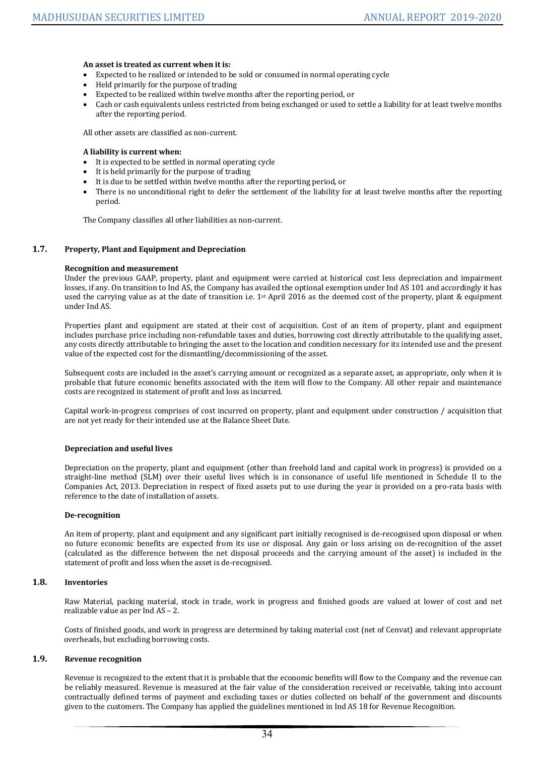**An asset is treated as current when it is:**

- Expected to be realized or intended to be sold or consumed in normal operating cycle
- Held primarily for the purpose of trading
- Expected to be realized within twelve months after the reporting period, or
- Cash or cash equivalents unless restricted from being exchanged or used to settle a liability for at least twelve months after the reporting period.

All other assets are classified as non-current.

**A liability is current when:**

- It is expected to be settled in normal operating cycle
- It is held primarily for the purpose of trading
- It is due to be settled within twelve months after the reporting period, or
- There is no unconditional right to defer the settlement of the liability for at least twelve months after the reporting period.

The Company classifies all other liabilities as non-current.

## 1.7. Property, Plant and Equipment and Depreciation

**Recognition and measurement**

Under the previous GAAP, property, plant and equipment were carried at historical cost less depreciation and impairment losses, if any. On transition to Ind AS, the Company has availed the optional exemption under Ind AS 101 and accordingly it has used the carrying value as at the date of transition i.e. 1st April 2016 as the deemed cost of the property, plant & equipment under Ind AS.

Properties plant and equipment are stated at their cost of acquisition. Cost of an item of property, plant and equipment includes purchase price including non-refundable taxes and duties, borrowing cost directly attributable to the qualifying asset, any costs directly attributable to bringing the asset to the location and condition necessary for its intended use and the present value of the expected cost for the dismantling/decommissioning of the asset.

Subsequent costs are included in the asset's carrying amount or recognized as a separate asset, as appropriate, only when it is probable that future economic benefits associated with the item will flow to the Company. All other repair and maintenance costs are recognized in statement of profit and loss as incurred.

Capital work-in-progress comprises of cost incurred on property, plant and equipment under construction / acquisition that are not yet ready for their intended use at the Balance Sheet Date.

**Depreciation and useful lives**

Depreciation on the property, plant and equipment (other than freehold land and capital work in progress) is provided on a straight-line method (SLM) over their useful lives which is in consonance of useful life mentioned in Schedule II to the Companies Act, 2013. Depreciation in respect of fixed assets put to use during the year is provided on a pro-rata basis with reference to the date of installation of assets.

**De-recognition**

An item of property, plant and equipment and any significant part initially recognised is de-recognised upon disposal or when no future economic benefits are expected from its use or disposal. Any gain or loss arising on de-recognition of the asset (calculated as the difference between the net disposal proceeds and the carrying amount of the asset) is included in the statement of profit and loss when the asset is de-recognised.

## 1.8. Inventories

Raw Material, packing material, stock in trade, work in progress and finished goods are valued at lower of cost and net realizable value as per Ind AS – 2.

Costs of finished goods, and work in progress are determined by taking material cost (net of Cenvat) and relevant appropriate overheads, but excluding borrowing costs.

## 1.9. Revenue recognition

Revenue is recognized to the extent that it is probable that the economic benefits will flow to the Company and the revenue can be reliably measured. Revenue is measured at the fair value of the consideration received or receivable, taking into account contractually defined terms of payment and excluding taxes or duties collected on behalf of the government and discounts given to the customers. The Company has applied the guidelines mentioned in Ind AS 18 for Revenue Recognition.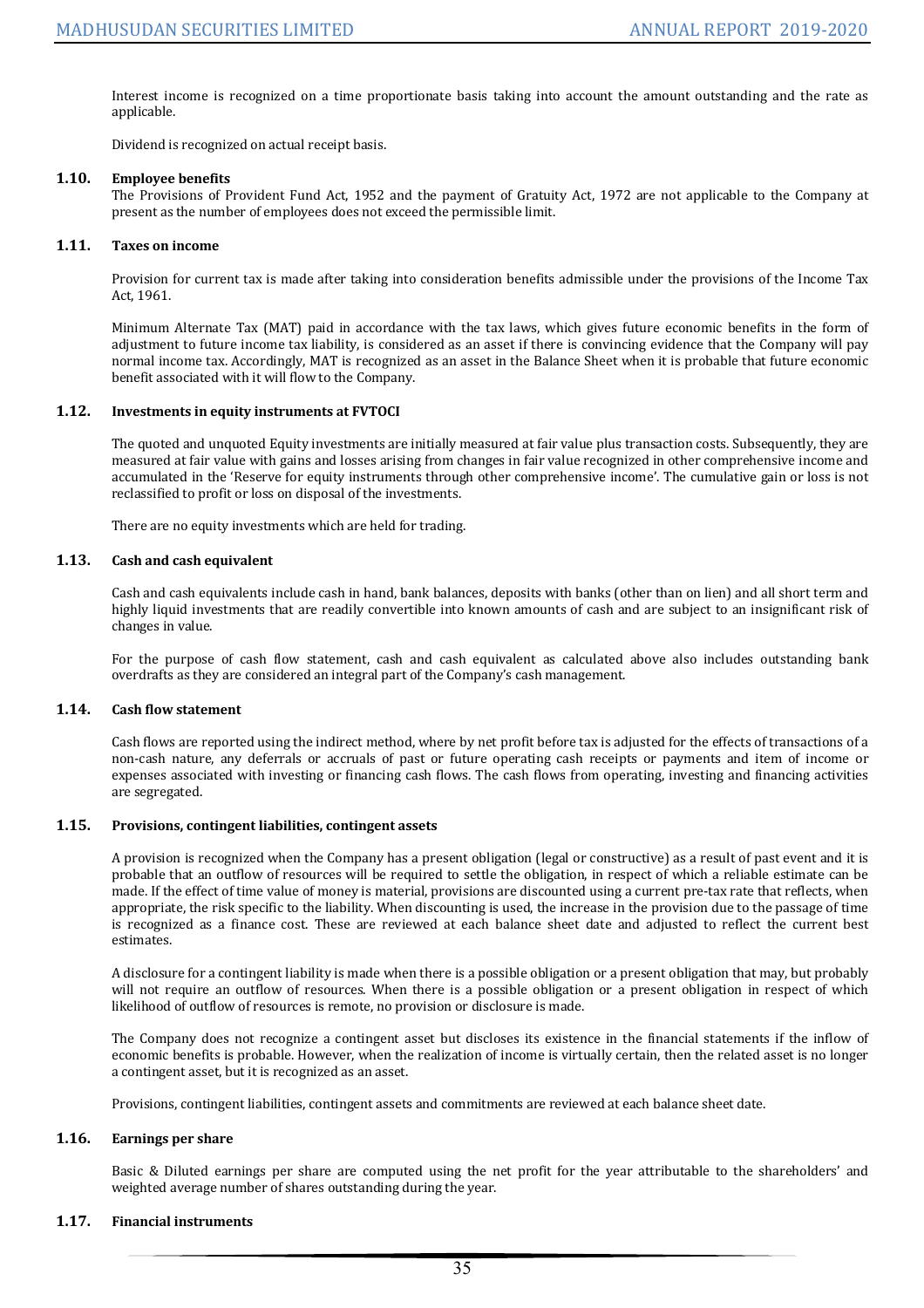Interest income is recognized on a time proportionate basis taking into account the amount outstanding and the rate as applicable.

Dividend is recognized on actual receipt basis.

### 1.10. Employee benefits

The Provisions of Provident Fund Act, 1952 and the payment of Gratuity Act, 1972 are not applicable to the Company at present as the number of employees does not exceed the permissible limit.

### 1.11. Taxes on income

Provision for current tax is made after taking into consideration benefits admissible under the provisions of the Income Tax Act, 1961.

Minimum Alternate Tax (MAT) paid in accordance with the tax laws, which gives future economic benefits in the form of adjustment to future income tax liability, is considered as an asset if there is convincing evidence that the Company will pay normal income tax. Accordingly, MAT is recognized as an asset in the Balance Sheet when it is probable that future economic benefit associated with it will flow to the Company.

### 1.12. Investments in equity instruments at FVTOCI

The quoted and unquoted Equity investments are initially measured at fair value plus transaction costs. Subsequently, they are measured at fair value with gains and losses arising from changes in fair value recognized in other comprehensive income and accumulated in the 'Reserve for equity instruments through other comprehensive income'. The cumulative gain or loss is not reclassified to profit or loss on disposal of the investments.

There are no equity investments which are held for trading.

### 1.13. Cash and cash equivalent

Cash and cash equivalents include cash in hand, bank balances, deposits with banks (other than on lien) and all short term and highly liquid investments that are readily convertible into known amounts of cash and are subject to an insignificant risk of changes in value.

For the purpose of cash flow statement, cash and cash equivalent as calculated above also includes outstanding bank overdrafts as they are considered an integral part of the Company's cash management.

### 1.14. Cash flow statement

Cash flows are reported using the indirect method, where by net profit before tax is adjusted for the effects of transactions of a non-cash nature, any deferrals or accruals of past or future operating cash receipts or payments and item of income or expenses associated with investing or financing cash flows. The cash flows from operating, investing and financing activities are segregated.

### 1.15. Provisions, contingent liabilities, contingent assets

A provision is recognized when the Company has a present obligation (legal or constructive) as a result of past event and it is probable that an outflow of resources will be required to settle the obligation, in respect of which a reliable estimate can be made. If the effect of time value of money is material, provisions are discounted using a current pre-tax rate that reflects, when appropriate, the risk specific to the liability. When discounting is used, the increase in the provision due to the passage of time is recognized as a finance cost. These are reviewed at each balance sheet date and adjusted to reflect the current best estimates.

A disclosure for a contingent liability is made when there is a possible obligation or a present obligation that may, but probably will not require an outflow of resources. When there is a possible obligation or a present obligation in respect of which likelihood of outflow of resources is remote, no provision or disclosure is made.

The Company does not recognize a contingent asset but discloses its existence in the financial statements if the inflow of economic benefits is probable. However, when the realization of income is virtually certain, then the related asset is no longer a contingent asset, but it is recognized as an asset.

Provisions, contingent liabilities, contingent assets and commitments are reviewed at each balance sheet date.

### 1.16. Earnings per share

Basic & Diluted earnings per share are computed using the net profit for the year attributable to the shareholders' and weighted average number of shares outstanding during the year.

### 1.17. Financial instruments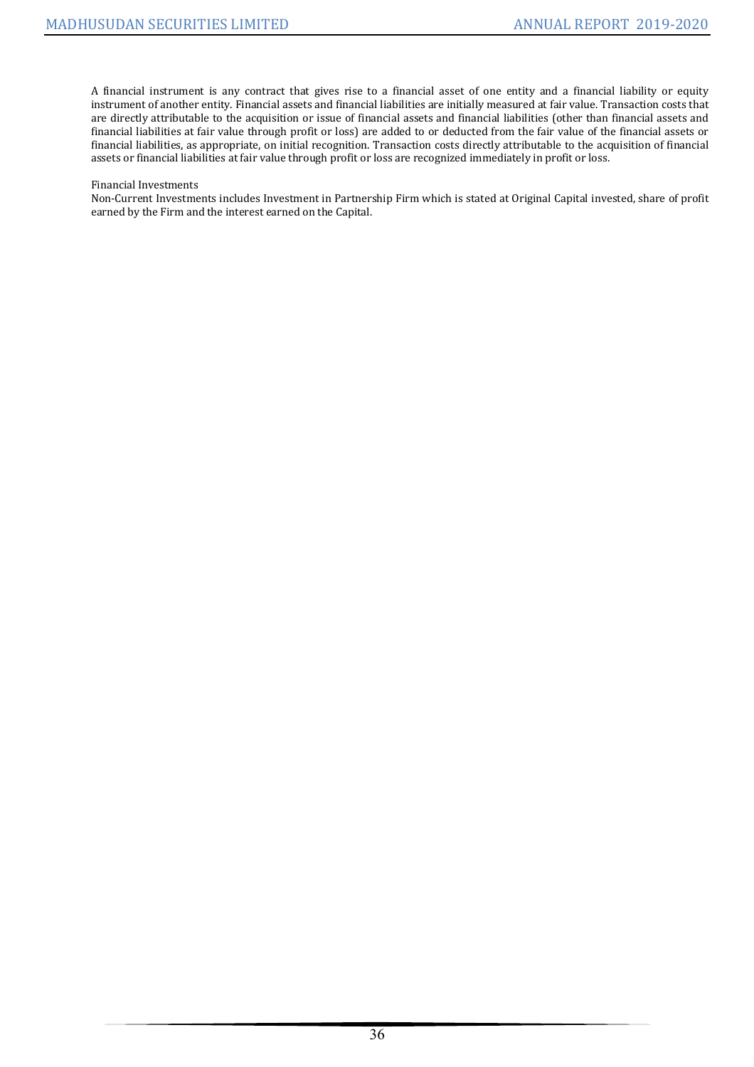A financial instrument is any contract that gives rise to a financial asset of one entity and a financial liability or equity instrument of another entity. Financial assets and financial liabilities are initially measured at fair value. Transaction costs that are directly attributable to the acquisition or issue of financial assets and financial liabilities (other than financial assets and financial liabilities at fair value through profit or loss) are added to or deducted from the fair value of the financial assets or financial liabilities, as appropriate, on initial recognition. Transaction costs directly attributable to the acquisition of financial assets or financial liabilities at fair value through profit or loss are recognized immediately in profit or loss.

Financial Investments

Non-Current Investments includes Investment in Partnership Firm which is stated at Original Capital invested, share of profit earned by the Firm and the interest earned on the Capital.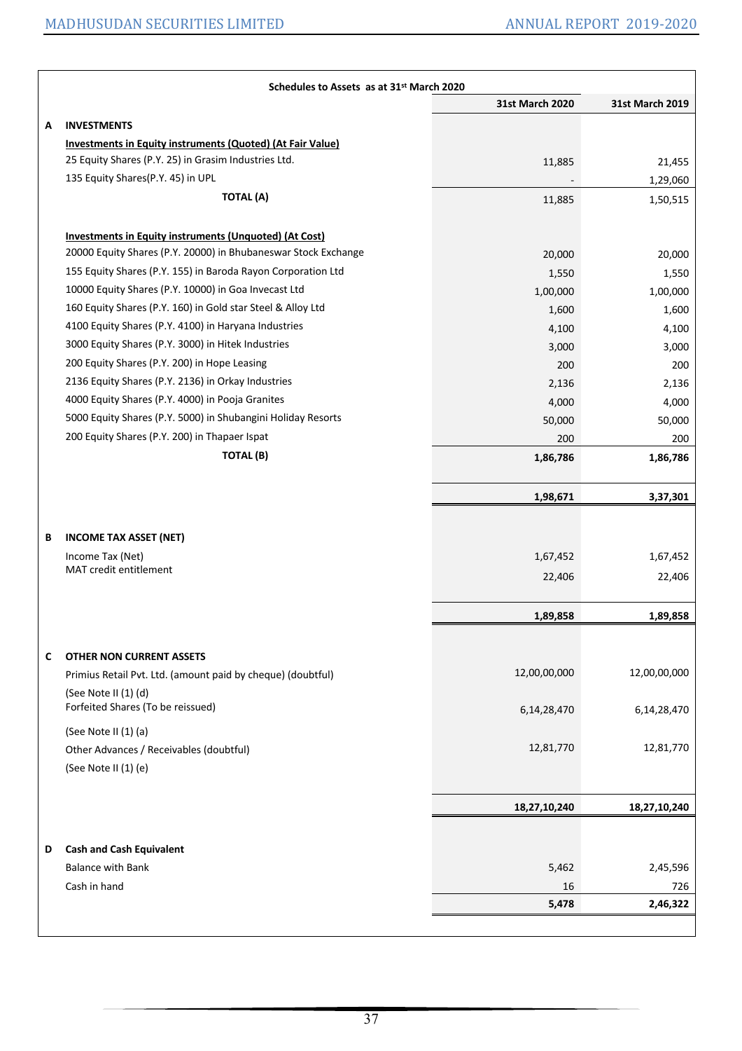**Schedules to Assets as at 31st March 2020**

| | | 31st March 2020 | 31st March 2019 |
|---|---|---|---|
| **A** | **INVESTMENTS** | | |
| | **Investments in Equity instruments (Quoted) (At Fair Value)** | | |
| | 25 Equity Shares (P.Y. 25) in Grasim Industries Ltd. | 11,885 | 21,455 |
| | 135 Equity Shares(P.Y. 45) in UPL | - | 1,29,060 |
| | **TOTAL (A)** | 11,885 | 1,50,515 |
| | **Investments in Equity instruments (Unquoted) (At Cost)** | | |
| | 20000 Equity Shares (P.Y. 20000) in Bhubaneswar Stock Exchange | 20,000 | 20,000 |
| | 155 Equity Shares (P.Y. 155) in Baroda Rayon Corporation Ltd | 1,550 | 1,550 |
| | 10000 Equity Shares (P.Y. 10000) in Goa Invecast Ltd | 1,00,000 | 1,00,000 |
| | 160 Equity Shares (P.Y. 160) in Gold star Steel & Alloy Ltd | 1,600 | 1,600 |
| | 4100 Equity Shares (P.Y. 4100) in Haryana Industries | 4,100 | 4,100 |
| | 3000 Equity Shares (P.Y. 3000) in Hitek Industries | 3,000 | 3,000 |
| | 200 Equity Shares (P.Y. 200) in Hope Leasing | 200 | 200 |
| | 2136 Equity Shares (P.Y. 2136) in Orkay Industries | 2,136 | 2,136 |
| | 4000 Equity Shares (P.Y. 4000) in Pooja Granites | 4,000 | 4,000 |
| | 5000 Equity Shares (P.Y. 5000) in Shubangini Holiday Resorts | 50,000 | 50,000 |
| | 200 Equity Shares (P.Y. 200) in Thapaer Ispat | 200 | 200 |
| | **TOTAL (B)** | **1,86,786** | **1,86,786** |
| | | **1,98,671** | **3,37,301** |
| **B** | **INCOME TAX ASSET (NET)** | | |
| | Income Tax (Net) | 1,67,452 | 1,67,452 |
| | MAT credit entitlement | 22,406 | 22,406 |
| | | **1,89,858** | **1,89,858** |
| **C** | **OTHER NON CURRENT ASSETS** | | |
| | Primius Retail Pvt. Ltd. (amount paid by cheque) (doubtful) (See Note II (1) (d) | 12,00,00,000 | 12,00,00,000 |
| | Forfeited Shares (To be reissued) (See Note II (1) (a) | 6,14,28,470 | 6,14,28,470 |
| | Other Advances / Receivables (doubtful) (See Note II (1) (e) | 12,81,770 | 12,81,770 |
| | | **18,27,10,240** | **18,27,10,240** |
| **D** | **Cash and Cash Equivalent** | | |
| | Balance with Bank | 5,462 | 2,45,596 |
| | Cash in hand | 16 | 726 |
| | | **5,478** | **2,46,322** |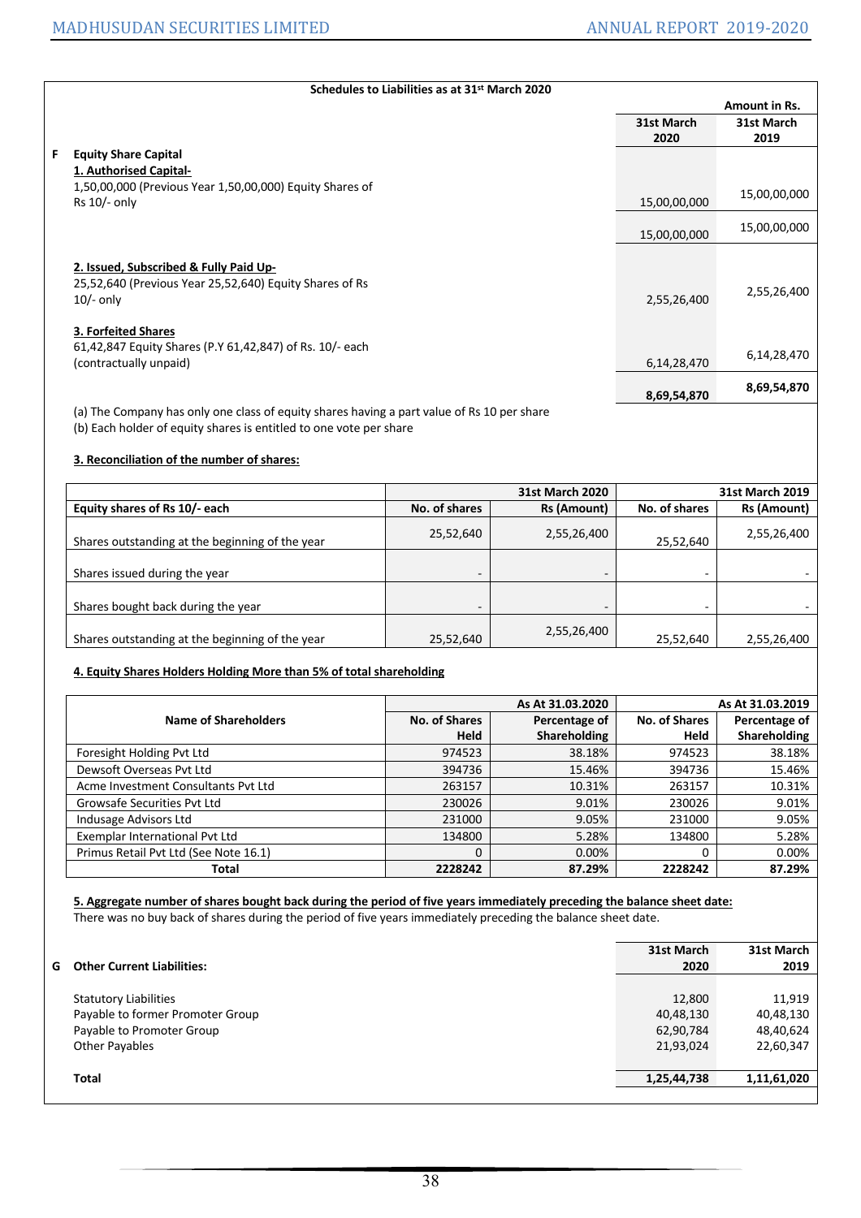**Schedules to Liabilities as at 31st March 2020**

Amount in Rs.

| | | 31st March 2020 | 31st March 2019 |
|---|---|---|---|
| **F** | **Equity Share Capital** | | |
| | **1. Authorised Capital-** | | |
| | 1,50,00,000 (Previous Year 1,50,00,000) Equity Shares of Rs 10/- only | 15,00,00,000 | 15,00,00,000 |
| | | 15,00,00,000 | 15,00,00,000 |
| | **2. Issued, Subscribed & Fully Paid Up-** | | |
| | 25,52,640 (Previous Year 25,52,640) Equity Shares of Rs 10/- only | 2,55,26,400 | 2,55,26,400 |
| | **3. Forfeited Shares** | | |
| | 61,42,847 Equity Shares (P.Y 61,42,847) of Rs. 10/- each (contractually unpaid) | 6,14,28,470 | 6,14,28,470 |
| | | **8,69,54,870** | **8,69,54,870** |

(a) The Company has only one class of equity shares having a part value of Rs 10 per share

(b) Each holder of equity shares is entitled to one vote per share

**3. Reconciliation of the number of shares:**

| | 31st March 2020 | | 31st March 2019 | |
|---|---|---|---|---|
| **Equity shares of Rs 10/- each** | **No. of shares** | **Rs (Amount)** | **No. of shares** | **Rs (Amount)** |
| Shares outstanding at the beginning of the year | 25,52,640 | 2,55,26,400 | 25,52,640 | 2,55,26,400 |
| Shares issued during the year | - | - | - | - |
| Shares bought back during the year | - | - | - | - |
| Shares outstanding at the beginning of the year | 25,52,640 | 2,55,26,400 | 25,52,640 | 2,55,26,400 |

**4. Equity Shares Holders Holding More than 5% of total shareholding**

| | As At 31.03.2020 | | As At 31.03.2019 | |
|---|---|---|---|---|
| **Name of Shareholders** | **No. of Shares Held** | **Percentage of Shareholding** | **No. of Shares Held** | **Percentage of Shareholding** |
| Foresight Holding Pvt Ltd | 974523 | 38.18% | 974523 | 38.18% |
| Dewsoft Overseas Pvt Ltd | 394736 | 15.46% | 394736 | 15.46% |
| Acme Investment Consultants Pvt Ltd | 263157 | 10.31% | 263157 | 10.31% |
| Growsafe Securities Pvt Ltd | 230026 | 9.01% | 230026 | 9.01% |
| Indusage Advisors Ltd | 231000 | 9.05% | 231000 | 9.05% |
| Exemplar International Pvt Ltd | 134800 | 5.28% | 134800 | 5.28% |
| Primus Retail Pvt Ltd (See Note 16.1) | 0 | 0.00% | 0 | 0.00% |
| **Total** | **2228242** | **87.29%** | **2228242** | **87.29%** |

**5. Aggregate number of shares bought back during the period of five years immediately preceding the balance sheet date:**

There was no buy back of shares during the period of five years immediately preceding the balance sheet date.

| | | 31st March 2020 | 31st March 2019 |
|---|---|---|---|
| **G** | **Other Current Liabilities:** | | |
| | Statutory Liabilities | 12,800 | 11,919 |
| | Payable to former Promoter Group | 40,48,130 | 40,48,130 |
| | Payable to Promoter Group | 62,90,784 | 48,40,624 |
| | Other Payables | 21,93,024 | 22,60,347 |
| | **Total** | **1,25,44,738** | **1,11,61,020** |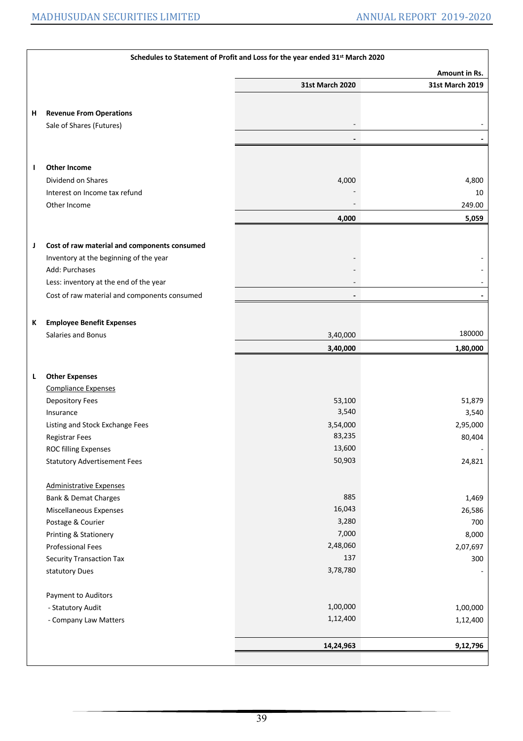**Schedules to Statement of Profit and Loss for the year ended 31st March 2020**

Amount in Rs.

| | | 31st March 2020 | 31st March 2019 |
|---|---|---|---|
| **H** | **Revenue From Operations** | | |
| | Sale of Shares (Futures) | - | - |
| | | **-** | **-** |
| **I** | **Other Income** | | |
| | Dividend on Shares | 4,000 | 4,800 |
| | Interest on Income tax refund | - | 10 |
| | Other Income | - | 249.00 |
| | | **4,000** | **5,059** |
| **J** | **Cost of raw material and components consumed** | | |
| | Inventory at the beginning of the year | - | - |
| | Add: Purchases | - | - |
| | Less: inventory at the end of the year | - | - |
| | Cost of raw material and components consumed | **-** | **-** |
| **K** | **Employee Benefit Expenses** | | |
| | Salaries and Bonus | 3,40,000 | 180000 |
| | | **3,40,000** | **1,80,000** |
| **L** | **Other Expenses** | | |
| | Compliance Expenses | | |
| | Depository Fees | 53,100 | 51,879 |
| | Insurance | 3,540 | 3,540 |
| | Listing and Stock Exchange Fees | 3,54,000 | 2,95,000 |
| | Registrar Fees | 83,235 | 80,404 |
| | ROC filling Expenses | 13,600 | - |
| | Statutory Advertisement Fees | 50,903 | 24,821 |
| | Administrative Expenses | | |
| | Bank & Demat Charges | 885 | 1,469 |
| | Miscellaneous Expenses | 16,043 | 26,586 |
| | Postage & Courier | 3,280 | 700 |
| | Printing & Stationery | 7,000 | 8,000 |
| | Professional Fees | 2,48,060 | 2,07,697 |
| | Security Transaction Tax | 137 | 300 |
| | statutory Dues | 3,78,780 | - |
| | Payment to Auditors | | |
| | - Statutory Audit | 1,00,000 | 1,00,000 |
| | - Company Law Matters | 1,12,400 | 1,12,400 |
| | | **14,24,963** | **9,12,796** |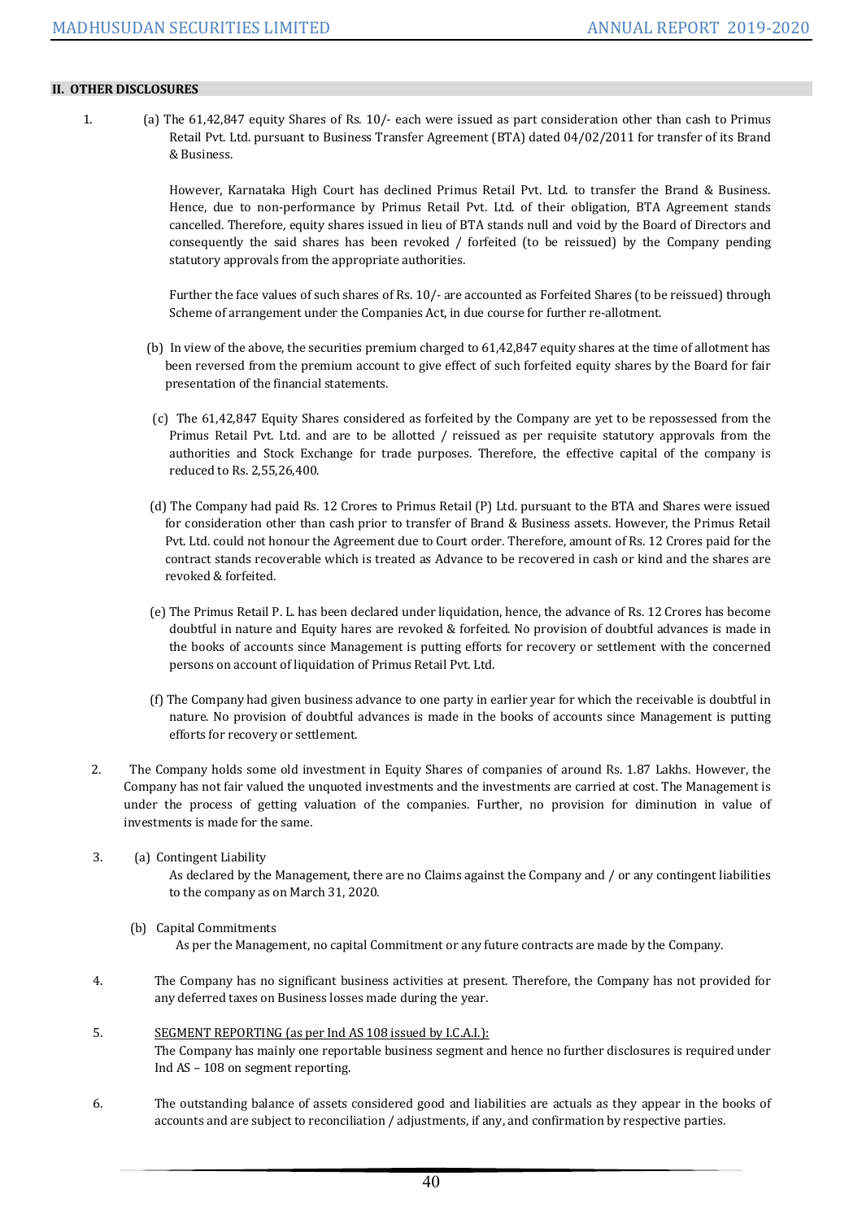## II. OTHER DISCLOSURES

1. (a) The 61,42,847 equity Shares of Rs. 10/- each were issued as part consideration other than cash to Primus Retail Pvt. Ltd. pursuant to Business Transfer Agreement (BTA) dated 04/02/2011 for transfer of its Brand & Business.

   However, Karnataka High Court has declined Primus Retail Pvt. Ltd. to transfer the Brand & Business. Hence, due to non-performance by Primus Retail Pvt. Ltd. of their obligation, BTA Agreement stands cancelled. Therefore, equity shares issued in lieu of BTA stands null and void by the Board of Directors and consequently the said shares has been revoked / forfeited (to be reissued) by the Company pending statutory approvals from the appropriate authorities.

   Further the face values of such shares of Rs. 10/- are accounted as Forfeited Shares (to be reissued) through Scheme of arrangement under the Companies Act, in due course for further re-allotment.

   (b) In view of the above, the securities premium charged to 61,42,847 equity shares at the time of allotment has been reversed from the premium account to give effect of such forfeited equity shares by the Board for fair presentation of the financial statements.

   (c) The 61,42,847 Equity Shares considered as forfeited by the Company are yet to be repossessed from the Primus Retail Pvt. Ltd. and are to be allotted / reissued as per requisite statutory approvals from the authorities and Stock Exchange for trade purposes. Therefore, the effective capital of the company is reduced to Rs. 2,55,26,400.

   (d) The Company had paid Rs. 12 Crores to Primus Retail (P) Ltd. pursuant to the BTA and Shares were issued for consideration other than cash prior to transfer of Brand & Business assets. However, the Primus Retail Pvt. Ltd. could not honour the Agreement due to Court order. Therefore, amount of Rs. 12 Crores paid for the contract stands recoverable which is treated as Advance to be recovered in cash or kind and the shares are revoked & forfeited.

   (e) The Primus Retail P. L. has been declared under liquidation, hence, the advance of Rs. 12 Crores has become doubtful in nature and Equity hares are revoked & forfeited. No provision of doubtful advances is made in the books of accounts since Management is putting efforts for recovery or settlement with the concerned persons on account of liquidation of Primus Retail Pvt. Ltd.

   (f) The Company had given business advance to one party in earlier year for which the receivable is doubtful in nature. No provision of doubtful advances is made in the books of accounts since Management is putting efforts for recovery or settlement.

2. The Company holds some old investment in Equity Shares of companies of around Rs. 1.87 Lakhs. However, the Company has not fair valued the unquoted investments and the investments are carried at cost. The Management is under the process of getting valuation of the companies. Further, no provision for diminution in value of investments is made for the same.

3. (a) Contingent Liability

   As declared by the Management, there are no Claims against the Company and / or any contingent liabilities to the company as on March 31, 2020.

   (b) Capital Commitments

   As per the Management, no capital Commitment or any future contracts are made by the Company.

4. The Company has no significant business activities at present. Therefore, the Company has not provided for any deferred taxes on Business losses made during the year.

5. SEGMENT REPORTING (as per Ind AS 108 issued by I.C.A.I.):

   The Company has mainly one reportable business segment and hence no further disclosures is required under Ind AS – 108 on segment reporting.

6. The outstanding balance of assets considered good and liabilities are actuals as they appear in the books of accounts and are subject to reconciliation / adjustments, if any, and confirmation by respective parties.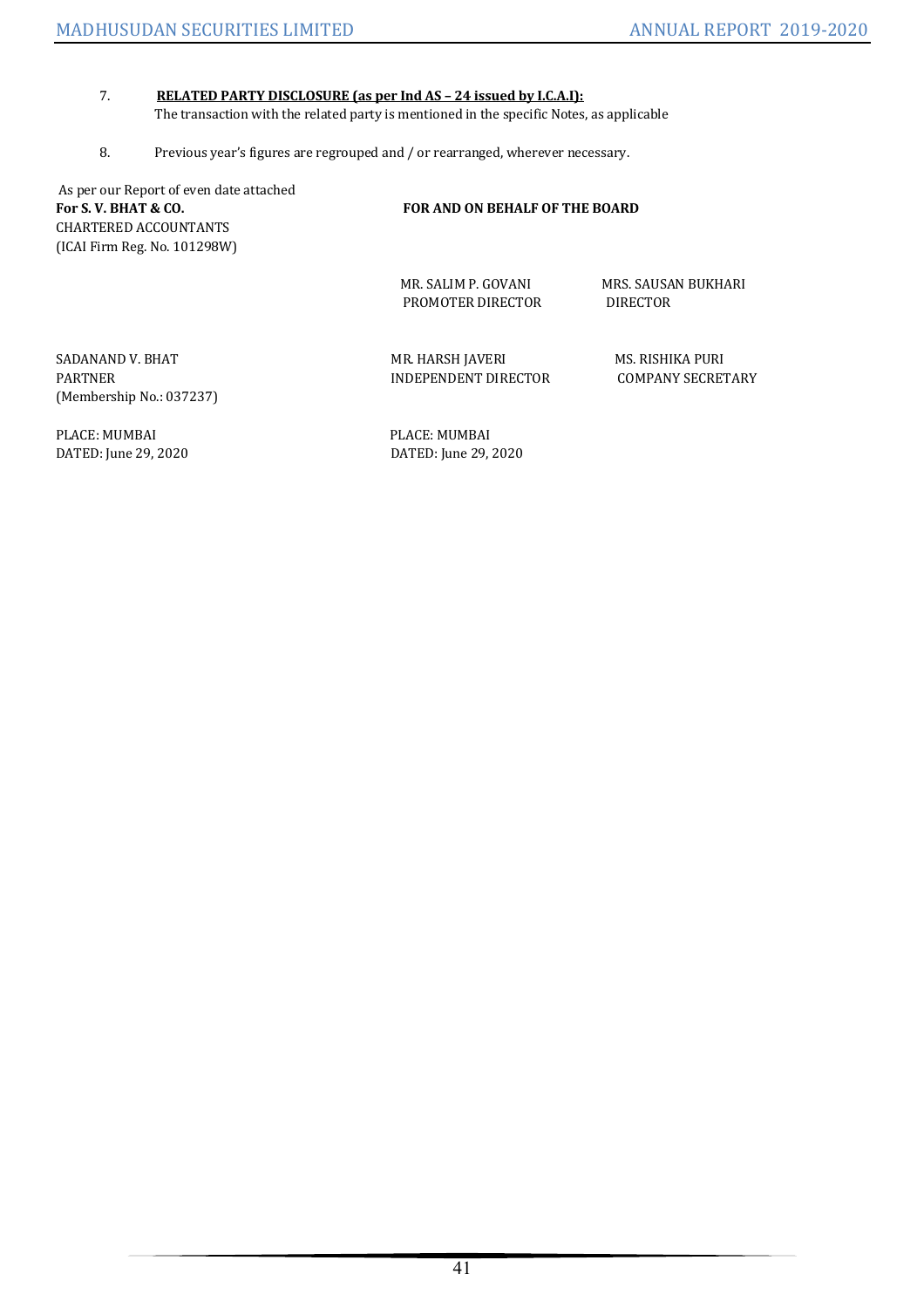7. **RELATED PARTY DISCLOSURE (as per Ind AS – 24 issued by I.C.A.I):**
   The transaction with the related party is mentioned in the specific Notes, as applicable

8. Previous year's figures are regrouped and / or rearranged, wherever necessary.

As per our Report of even date attached
**For S. V. BHAT & CO.**
CHARTERED ACCOUNTANTS
(ICAI Firm Reg. No. 101298W)

**FOR AND ON BEHALF OF THE BOARD**

MR. SALIM P. GOVANI
PROMOTER DIRECTOR

MRS. SAUSAN BUKHARI
DIRECTOR

SADANAND V. BHAT
PARTNER
(Membership No.: 037237)

MR. HARSH JAVERI
INDEPENDENT DIRECTOR

MS. RISHIKA PURI
COMPANY SECRETARY

PLACE: MUMBAI
DATED: June 29, 2020

PLACE: MUMBAI
DATED: June 29, 2020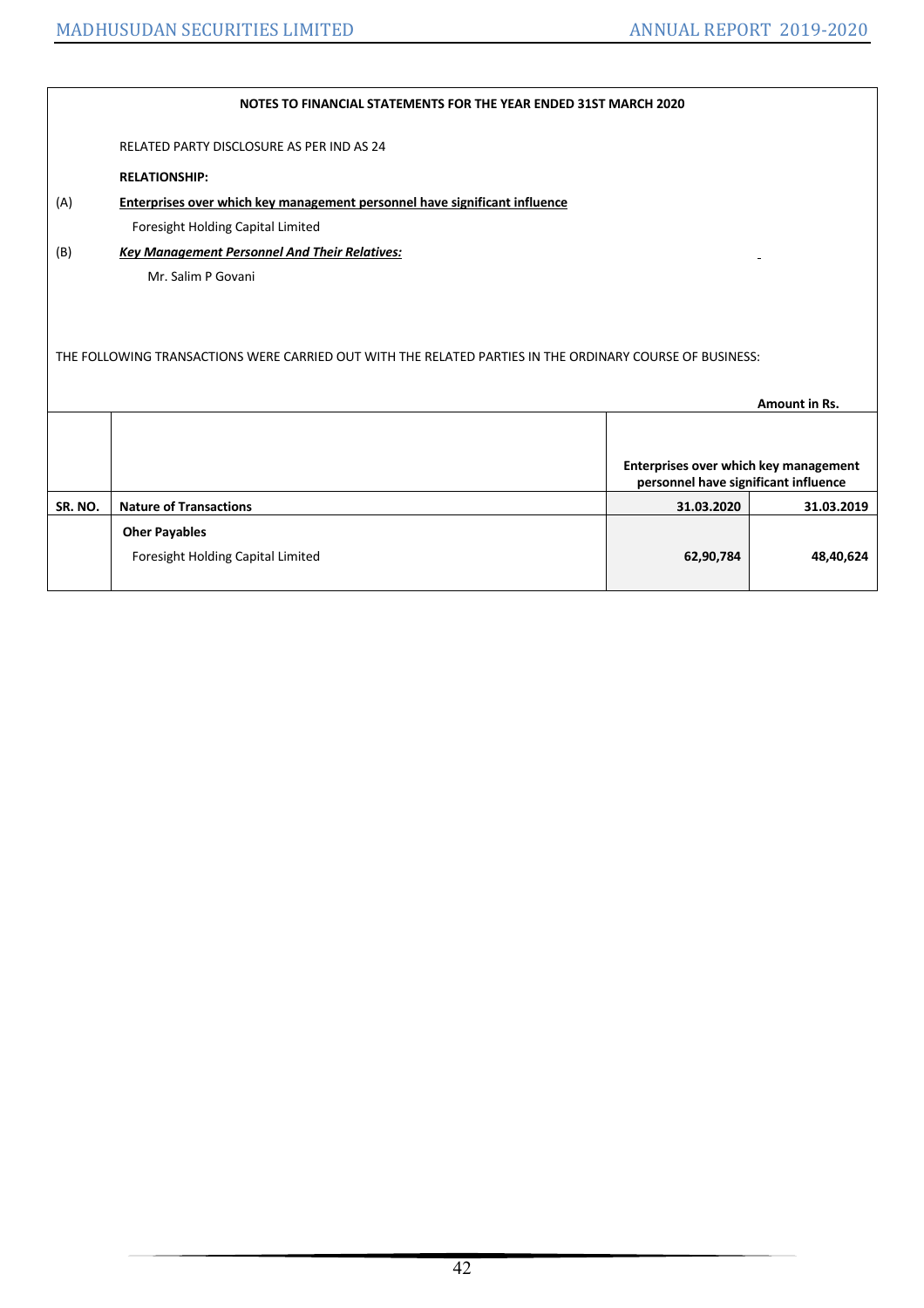**NOTES TO FINANCIAL STATEMENTS FOR THE YEAR ENDED 31ST MARCH 2020**

RELATED PARTY DISCLOSURE AS PER IND AS 24

**RELATIONSHIP:**

(A) **Enterprises over which key management personnel have significant influence**

Foresight Holding Capital Limited

(B) ***Key Management Personnel And Their Relatives:***

Mr. Salim P Govani

THE FOLLOWING TRANSACTIONS WERE CARRIED OUT WITH THE RELATED PARTIES IN THE ORDINARY COURSE OF BUSINESS:

**Amount in Rs.**

| | | **Enterprises over which key management personnel have significant influence** | |
|---|---|---|---|
| **SR. NO.** | **Nature of Transactions** | **31.03.2020** | **31.03.2019** |
| | **Oher Payables** | | |
| | Foresight Holding Capital Limited | **62,90,784** | **48,40,624** |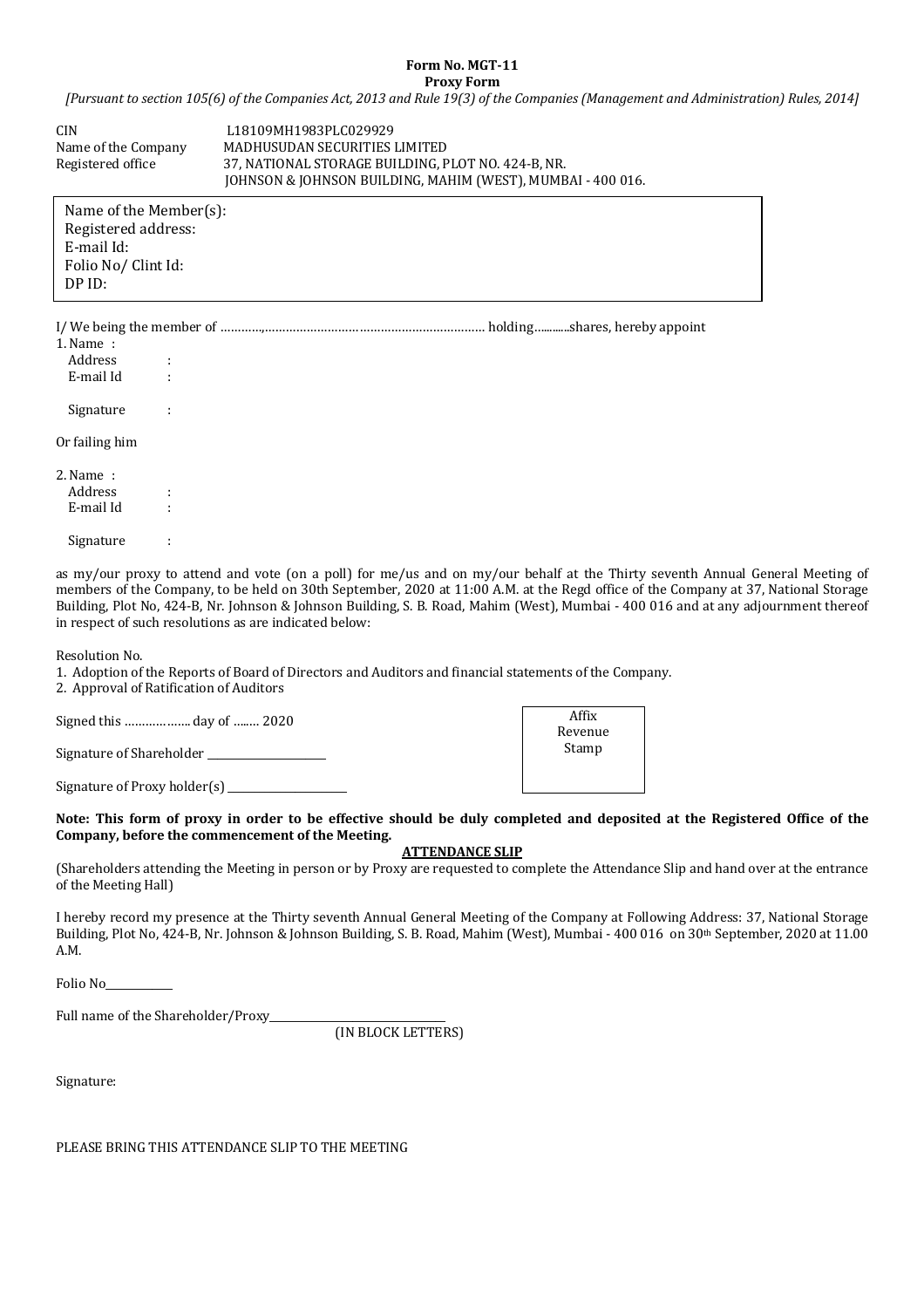**Form No. MGT-11**
**Proxy Form**

*[Pursuant to section 105(6) of the Companies Act, 2013 and Rule 19(3) of the Companies (Management and Administration) Rules, 2014]*

| | |
|---|---|
| CIN | L18109MH1983PLC029929 |
| Name of the Company | MADHUSUDAN SECURITIES LIMITED |
| Registered office | 37, NATIONAL STORAGE BUILDING, PLOT NO. 424-B, NR. JOHNSON & JOHNSON BUILDING, MAHIM (WEST), MUMBAI - 400 016. |

Name of the Member(s):
Registered address:
E-mail Id:
Folio No/ Clint Id:
DP ID:

I/ We being the member of ………….……………………………………………………… holding…………shares, hereby appoint

1. Name :
   Address :
   E-mail Id :

   Signature :

Or failing him

2. Name :
   Address :
   E-mail Id :

   Signature :

as my/our proxy to attend and vote (on a poll) for me/us and on my/our behalf at the Thirty seventh Annual General Meeting of members of the Company, to be held on 30th September, 2020 at 11:00 A.M. at the Regd office of the Company at 37, National Storage Building, Plot No, 424-B, Nr. Johnson & Johnson Building, S. B. Road, Mahim (West), Mumbai - 400 016 and at any adjournment thereof in respect of such resolutions as are indicated below:

Resolution No.

1. Adoption of the Reports of Board of Directors and Auditors and financial statements of the Company.
2. Approval of Ratification of Auditors

Signed this ……………….. day of …….. 2020

Signature of Shareholder ____________________

Signature of Proxy holder(s) ____________________

Affix Revenue Stamp

**Note: This form of proxy in order to be effective should be duly completed and deposited at the Registered Office of the Company, before the commencement of the Meeting.**

**ATTENDANCE SLIP**

(Shareholders attending the Meeting in person or by Proxy are requested to complete the Attendance Slip and hand over at the entrance of the Meeting Hall)

I hereby record my presence at the Thirty seventh Annual General Meeting of the Company at Following Address: 37, National Storage Building, Plot No, 424-B, Nr. Johnson & Johnson Building, S. B. Road, Mahim (West), Mumbai - 400 016 on 30th September, 2020 at 11.00 A.M.

Folio No____________

Full name of the Shareholder/Proxy________________________________
(IN BLOCK LETTERS)

Signature:

PLEASE BRING THIS ATTENDANCE SLIP TO THE MEETING